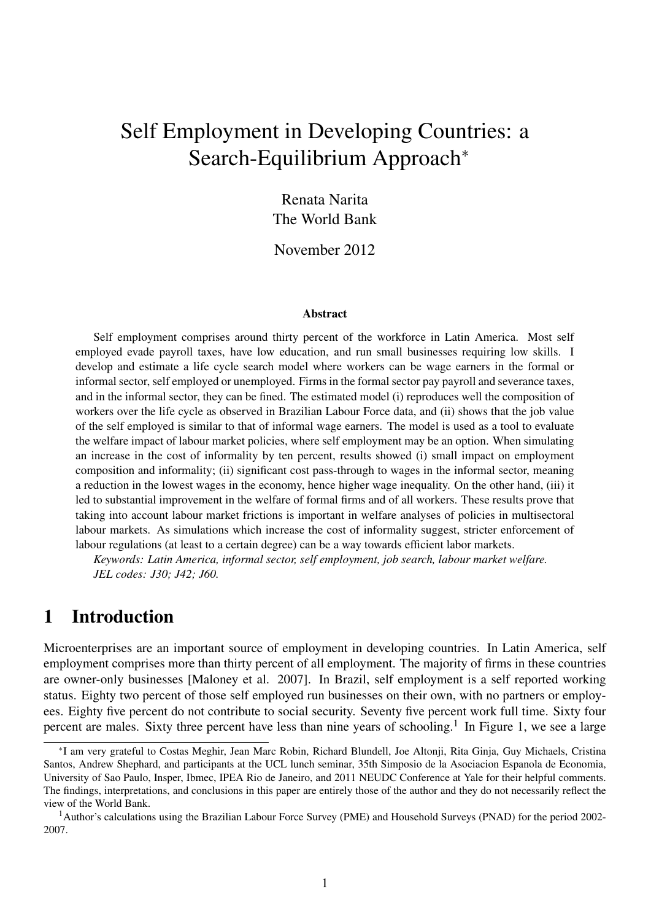# Self Employment in Developing Countries: a Search-Equilibrium Approach*

Renata Narita
The World Bank

November 2012

### Abstract

Self employment comprises around thirty percent of the workforce in Latin America. Most self employed evade payroll taxes, have low education, and run small businesses requiring low skills. I develop and estimate a life cycle search model where workers can be wage earners in the formal or informal sector, self employed or unemployed. Firms in the formal sector pay payroll and severance taxes, and in the informal sector, they can be fined. The estimated model (i) reproduces well the composition of workers over the life cycle as observed in Brazilian Labour Force data, and (ii) shows that the job value of the self employed is similar to that of informal wage earners. The model is used as a tool to evaluate the welfare impact of labour market policies, where self employment may be an option. When simulating an increase in the cost of informality by ten percent, results showed (i) small impact on employment composition and informality; (ii) significant cost pass-through to wages in the informal sector, meaning a reduction in the lowest wages in the economy, hence higher wage inequality. On the other hand, (iii) it led to substantial improvement in the welfare of formal firms and of all workers. These results prove that taking into account labour market frictions is important in welfare analyses of policies in multisectoral labour markets. As simulations which increase the cost of informality suggest, stricter enforcement of labour regulations (at least to a certain degree) can be a way towards efficient labor markets.

*Keywords: Latin America, informal sector, self employment, job search, labour market welfare.*
*JEL codes: J30; J42; J60.*

## 1 Introduction

Microenterprises are an important source of employment in developing countries. In Latin America, self employment comprises more than thirty percent of all employment. The majority of firms in these countries are owner-only businesses [Maloney et al. 2007]. In Brazil, self employment is a self reported working status. Eighty two percent of those self employed run businesses on their own, with no partners or employees. Eighty five percent do not contribute to social security. Seventy five percent work full time. Sixty four percent are males. Sixty three percent have less than nine years of schooling.[1] In Figure 1, we see a large

---

*I am very grateful to Costas Meghir, Jean Marc Robin, Richard Blundell, Joe Altonji, Rita Ginja, Guy Michaels, Cristina Santos, Andrew Shephard, and participants at the UCL lunch seminar, 35th Simposio de la Asociacion Espanola de Economia, University of Sao Paulo, Insper, Ibmec, IPEA Rio de Janeiro, and 2011 NEUDC Conference at Yale for their helpful comments. The findings, interpretations, and conclusions in this paper are entirely those of the author and they do not necessarily reflect the view of the World Bank.

[1] Author's calculations using the Brazilian Labour Force Survey (PME) and Household Surveys (PNAD) for the period 2002-2007.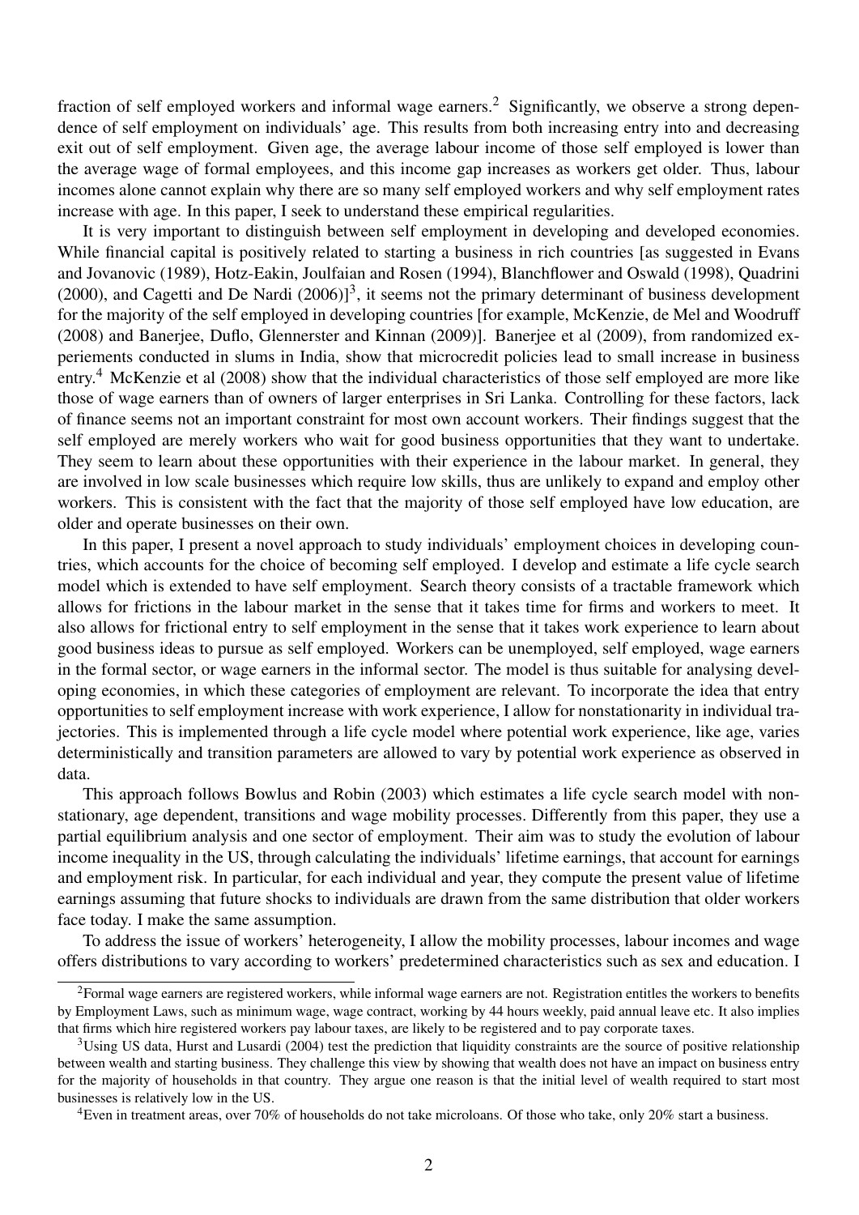fraction of self employed workers and informal wage earners.[2] Significantly, we observe a strong dependence of self employment on individuals' age. This results from both increasing entry into and decreasing exit out of self employment. Given age, the average labour income of those self employed is lower than the average wage of formal employees, and this income gap increases as workers get older. Thus, labour incomes alone cannot explain why there are so many self employed workers and why self employment rates increase with age. In this paper, I seek to understand these empirical regularities.

It is very important to distinguish between self employment in developing and developed economies. While financial capital is positively related to starting a business in rich countries [as suggested in Evans and Jovanovic (1989), Hotz-Eakin, Joulfaian and Rosen (1994), Blanchflower and Oswald (1998), Quadrini (2000), and Cagetti and De Nardi (2006)][3], it seems not the primary determinant of business development for the majority of the self employed in developing countries [for example, McKenzie, de Mel and Woodruff (2008) and Banerjee, Duflo, Glennerster and Kinnan (2009)]. Banerjee et al (2009), from randomized experiements conducted in slums in India, show that microcredit policies lead to small increase in business entry.[4] McKenzie et al (2008) show that the individual characteristics of those self employed are more like those of wage earners than of owners of larger enterprises in Sri Lanka. Controlling for these factors, lack of finance seems not an important constraint for most own account workers. Their findings suggest that the self employed are merely workers who wait for good business opportunities that they want to undertake. They seem to learn about these opportunities with their experience in the labour market. In general, they are involved in low scale businesses which require low skills, thus are unlikely to expand and employ other workers. This is consistent with the fact that the majority of those self employed have low education, are older and operate businesses on their own.

In this paper, I present a novel approach to study individuals' employment choices in developing countries, which accounts for the choice of becoming self employed. I develop and estimate a life cycle search model which is extended to have self employment. Search theory consists of a tractable framework which allows for frictions in the labour market in the sense that it takes time for firms and workers to meet. It also allows for frictional entry to self employment in the sense that it takes work experience to learn about good business ideas to pursue as self employed. Workers can be unemployed, self employed, wage earners in the formal sector, or wage earners in the informal sector. The model is thus suitable for analysing developing economies, in which these categories of employment are relevant. To incorporate the idea that entry opportunities to self employment increase with work experience, I allow for nonstationarity in individual trajectories. This is implemented through a life cycle model where potential work experience, like age, varies deterministically and transition parameters are allowed to vary by potential work experience as observed in data.

This approach follows Bowlus and Robin (2003) which estimates a life cycle search model with nonstationary, age dependent, transitions and wage mobility processes. Differently from this paper, they use a partial equilibrium analysis and one sector of employment. Their aim was to study the evolution of labour income inequality in the US, through calculating the individuals' lifetime earnings, that account for earnings and employment risk. In particular, for each individual and year, they compute the present value of lifetime earnings assuming that future shocks to individuals are drawn from the same distribution that older workers face today. I make the same assumption.

To address the issue of workers' heterogeneity, I allow the mobility processes, labour incomes and wage offers distributions to vary according to workers' predetermined characteristics such as sex and education. I

[2] Formal wage earners are registered workers, while informal wage earners are not. Registration entitles the workers to benefits by Employment Laws, such as minimum wage, wage contract, working by 44 hours weekly, paid annual leave etc. It also implies that firms which hire registered workers pay labour taxes, are likely to be registered and to pay corporate taxes.

[3] Using US data, Hurst and Lusardi (2004) test the prediction that liquidity constraints are the source of positive relationship between wealth and starting business. They challenge this view by showing that wealth does not have an impact on business entry for the majority of households in that country. They argue one reason is that the initial level of wealth required to start most businesses is relatively low in the US.

[4] Even in treatment areas, over 70% of households do not take microloans. Of those who take, only 20% start a business.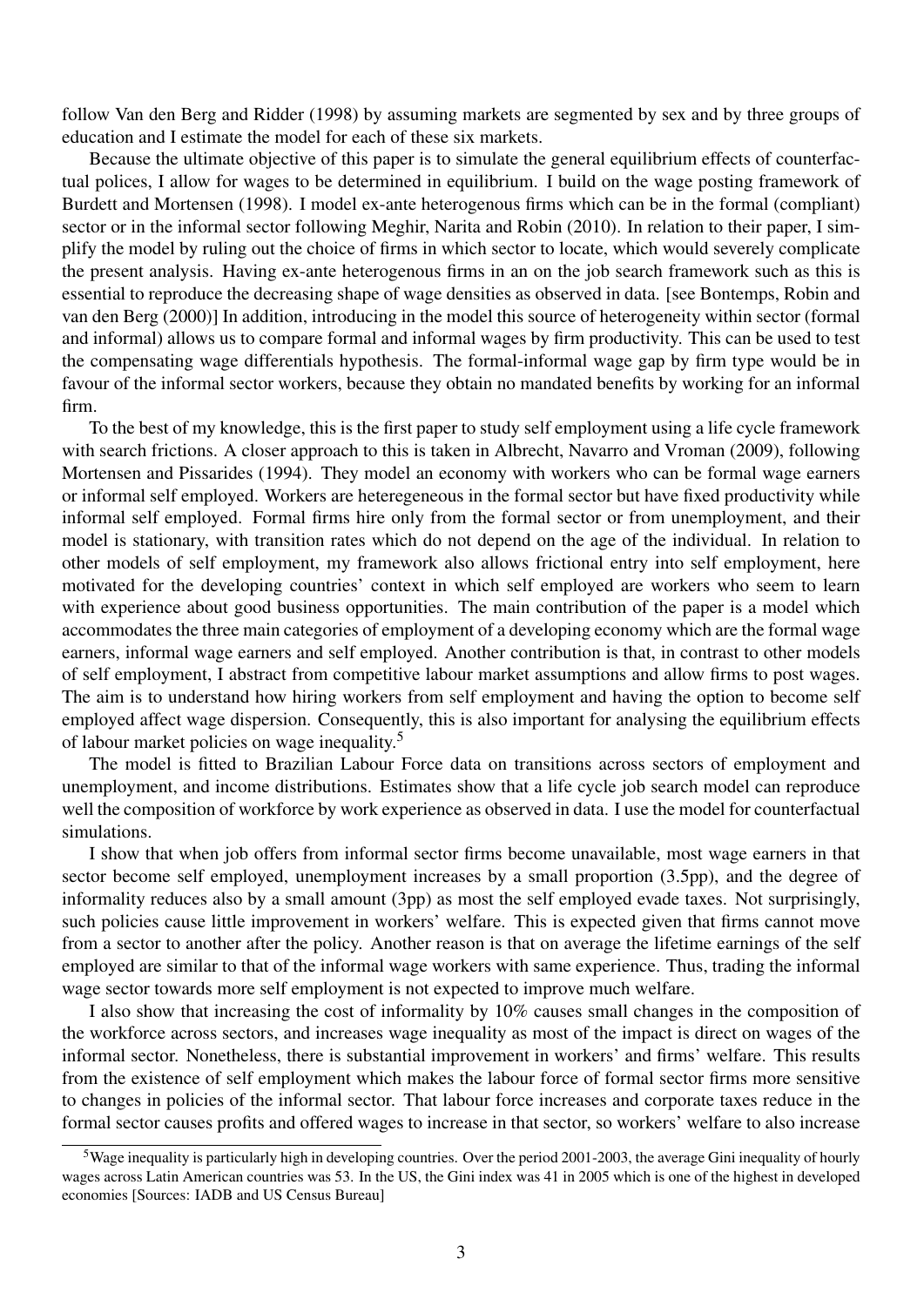follow Van den Berg and Ridder (1998) by assuming markets are segmented by sex and by three groups of education and I estimate the model for each of these six markets.

Because the ultimate objective of this paper is to simulate the general equilibrium effects of counterfactual polices, I allow for wages to be determined in equilibrium. I build on the wage posting framework of Burdett and Mortensen (1998). I model ex-ante heterogenous firms which can be in the formal (compliant) sector or in the informal sector following Meghir, Narita and Robin (2010). In relation to their paper, I simplify the model by ruling out the choice of firms in which sector to locate, which would severely complicate the present analysis. Having ex-ante heterogenous firms in an on the job search framework such as this is essential to reproduce the decreasing shape of wage densities as observed in data. [see Bontemps, Robin and van den Berg (2000)] In addition, introducing in the model this source of heterogeneity within sector (formal and informal) allows us to compare formal and informal wages by firm productivity. This can be used to test the compensating wage differentials hypothesis. The formal-informal wage gap by firm type would be in favour of the informal sector workers, because they obtain no mandated benefits by working for an informal firm.

To the best of my knowledge, this is the first paper to study self employment using a life cycle framework with search frictions. A closer approach to this is taken in Albrecht, Navarro and Vroman (2009), following Mortensen and Pissarides (1994). They model an economy with workers who can be formal wage earners or informal self employed. Workers are heteregeneous in the formal sector but have fixed productivity while informal self employed. Formal firms hire only from the formal sector or from unemployment, and their model is stationary, with transition rates which do not depend on the age of the individual. In relation to other models of self employment, my framework also allows frictional entry into self employment, here motivated for the developing countries' context in which self employed are workers who seem to learn with experience about good business opportunities. The main contribution of the paper is a model which accommodates the three main categories of employment of a developing economy which are the formal wage earners, informal wage earners and self employed. Another contribution is that, in contrast to other models of self employment, I abstract from competitive labour market assumptions and allow firms to post wages. The aim is to understand how hiring workers from self employment and having the option to become self employed affect wage dispersion. Consequently, this is also important for analysing the equilibrium effects of labour market policies on wage inequality.[5]

The model is fitted to Brazilian Labour Force data on transitions across sectors of employment and unemployment, and income distributions. Estimates show that a life cycle job search model can reproduce well the composition of workforce by work experience as observed in data. I use the model for counterfactual simulations.

I show that when job offers from informal sector firms become unavailable, most wage earners in that sector become self employed, unemployment increases by a small proportion (3.5pp), and the degree of informality reduces also by a small amount (3pp) as most the self employed evade taxes. Not surprisingly, such policies cause little improvement in workers' welfare. This is expected given that firms cannot move from a sector to another after the policy. Another reason is that on average the lifetime earnings of the self employed are similar to that of the informal wage workers with same experience. Thus, trading the informal wage sector towards more self employment is not expected to improve much welfare.

I also show that increasing the cost of informality by 10% causes small changes in the composition of the workforce across sectors, and increases wage inequality as most of the impact is direct on wages of the informal sector. Nonetheless, there is substantial improvement in workers' and firms' welfare. This results from the existence of self employment which makes the labour force of formal sector firms more sensitive to changes in policies of the informal sector. That labour force increases and corporate taxes reduce in the formal sector causes profits and offered wages to increase in that sector, so workers' welfare to also increase

[5] Wage inequality is particularly high in developing countries. Over the period 2001-2003, the average Gini inequality of hourly wages across Latin American countries was 53. In the US, the Gini index was 41 in 2005 which is one of the highest in developed economies [Sources: IADB and US Census Bureau]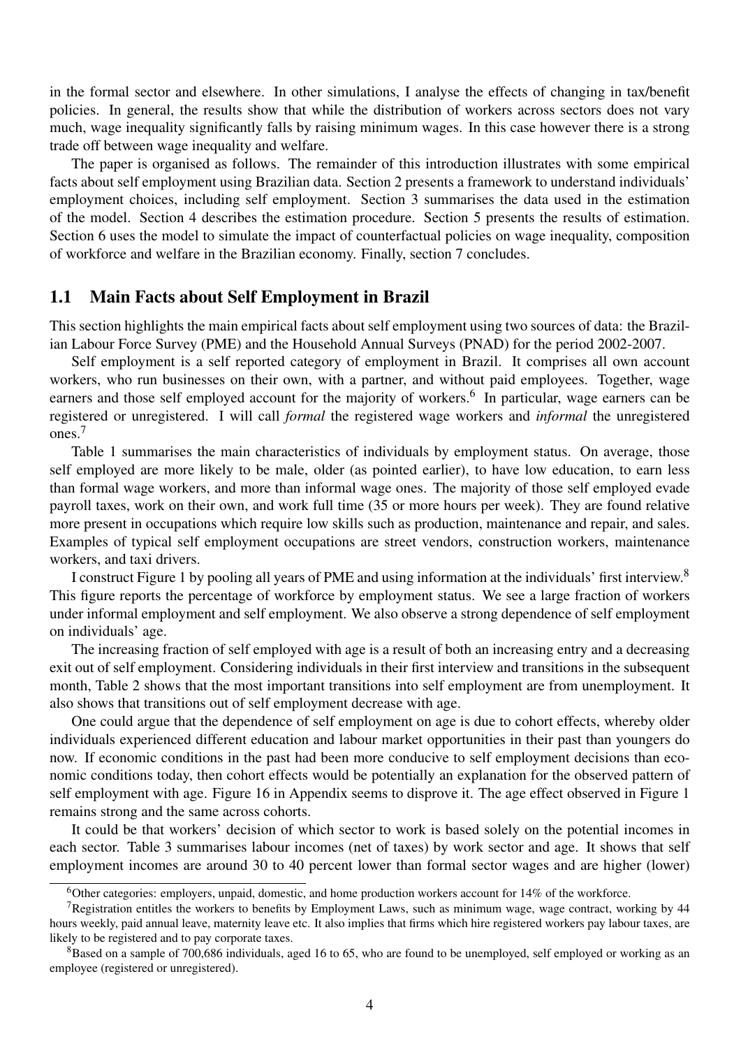in the formal sector and elsewhere. In other simulations, I analyse the effects of changing in tax/benefit policies. In general, the results show that while the distribution of workers across sectors does not vary much, wage inequality significantly falls by raising minimum wages. In this case however there is a strong trade off between wage inequality and welfare.

The paper is organised as follows. The remainder of this introduction illustrates with some empirical facts about self employment using Brazilian data. Section 2 presents a framework to understand individuals' employment choices, including self employment. Section 3 summarises the data used in the estimation of the model. Section 4 describes the estimation procedure. Section 5 presents the results of estimation. Section 6 uses the model to simulate the impact of counterfactual policies on wage inequality, composition of workforce and welfare in the Brazilian economy. Finally, section 7 concludes.

## 1.1 Main Facts about Self Employment in Brazil

This section highlights the main empirical facts about self employment using two sources of data: the Brazilian Labour Force Survey (PME) and the Household Annual Surveys (PNAD) for the period 2002-2007.

Self employment is a self reported category of employment in Brazil. It comprises all own account workers, who run businesses on their own, with a partner, and without paid employees. Together, wage earners and those self employed account for the majority of workers.[6] In particular, wage earners can be registered or unregistered. I will call *formal* the registered wage workers and *informal* the unregistered ones.[7]

Table 1 summarises the main characteristics of individuals by employment status. On average, those self employed are more likely to be male, older (as pointed earlier), to have low education, to earn less than formal wage workers, and more than informal wage ones. The majority of those self employed evade payroll taxes, work on their own, and work full time (35 or more hours per week). They are found relative more present in occupations which require low skills such as production, maintenance and repair, and sales. Examples of typical self employment occupations are street vendors, construction workers, maintenance workers, and taxi drivers.

I construct Figure 1 by pooling all years of PME and using information at the individuals' first interview.[8] This figure reports the percentage of workforce by employment status. We see a large fraction of workers under informal employment and self employment. We also observe a strong dependence of self employment on individuals' age.

The increasing fraction of self employed with age is a result of both an increasing entry and a decreasing exit out of self employment. Considering individuals in their first interview and transitions in the subsequent month, Table 2 shows that the most important transitions into self employment are from unemployment. It also shows that transitions out of self employment decrease with age.

One could argue that the dependence of self employment on age is due to cohort effects, whereby older individuals experienced different education and labour market opportunities in their past than youngers do now. If economic conditions in the past had been more conducive to self employment decisions than economic conditions today, then cohort effects would be potentially an explanation for the observed pattern of self employment with age. Figure 16 in Appendix seems to disprove it. The age effect observed in Figure 1 remains strong and the same across cohorts.

It could be that workers' decision of which sector to work is based solely on the potential incomes in each sector. Table 3 summarises labour incomes (net of taxes) by work sector and age. It shows that self employment incomes are around 30 to 40 percent lower than formal sector wages and are higher (lower)

[6] Other categories: employers, unpaid, domestic, and home production workers account for 14% of the workforce.

[7] Registration entitles the workers to benefits by Employment Laws, such as minimum wage, wage contract, working by 44 hours weekly, paid annual leave, maternity leave etc. It also implies that firms which hire registered workers pay labour taxes, are likely to be registered and to pay corporate taxes.

[8] Based on a sample of 700,686 individuals, aged 16 to 65, who are found to be unemployed, self employed or working as an employee (registered or unregistered).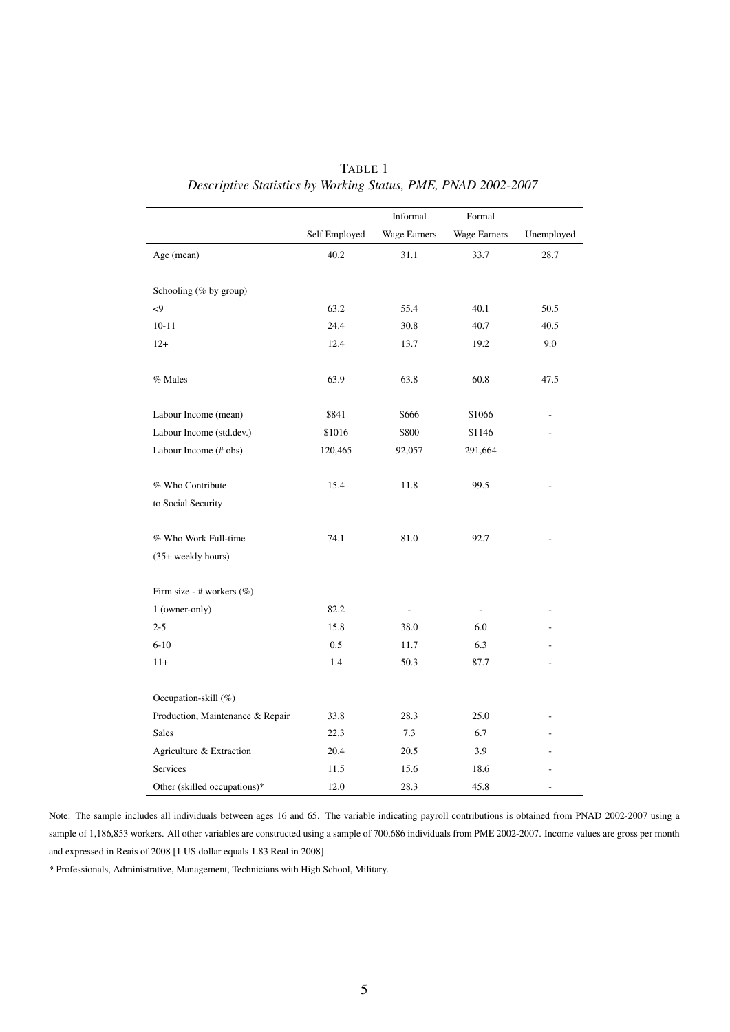TABLE 1

*Descriptive Statistics by Working Status, PME, PNAD 2002-2007*

| | Self Employed | Informal Wage Earners | Formal Wage Earners | Unemployed |
|---|---|---|---|---|
| Age (mean) | 40.2 | 31.1 | 33.7 | 28.7 |
| | | | | |
| Schooling (% by group) | | | | |
| <9 | 63.2 | 55.4 | 40.1 | 50.5 |
| 10-11 | 24.4 | 30.8 | 40.7 | 40.5 |
| 12+ | 12.4 | 13.7 | 19.2 | 9.0 |
| | | | | |
| % Males | 63.9 | 63.8 | 60.8 | 47.5 |
| | | | | |
| Labour Income (mean) | $841 | $666 | $1066 | - |
| Labour Income (std.dev.) | $1016 | $800 | $1146 | - |
| Labour Income (# obs) | 120,465 | 92,057 | 291,664 | |
| | | | | |
| % Who Contribute to Social Security | 15.4 | 11.8 | 99.5 | - |
| | | | | |
| % Who Work Full-time (35+ weekly hours) | 74.1 | 81.0 | 92.7 | - |
| | | | | |
| Firm size - # workers (%) | | | | |
| 1 (owner-only) | 82.2 | - | - | - |
| 2-5 | 15.8 | 38.0 | 6.0 | - |
| 6-10 | 0.5 | 11.7 | 6.3 | - |
| 11+ | 1.4 | 50.3 | 87.7 | - |
| | | | | |
| Occupation-skill (%) | | | | |
| Production, Maintenance & Repair | 33.8 | 28.3 | 25.0 | - |
| Sales | 22.3 | 7.3 | 6.7 | - |
| Agriculture & Extraction | 20.4 | 20.5 | 3.9 | - |
| Services | 11.5 | 15.6 | 18.6 | - |
| Other (skilled occupations)* | 12.0 | 28.3 | 45.8 | - |

Note: The sample includes all individuals between ages 16 and 65. The variable indicating payroll contributions is obtained from PNAD 2002-2007 using a sample of 1,186,853 workers. All other variables are constructed using a sample of 700,686 individuals from PME 2002-2007. Income values are gross per month and expressed in Reais of 2008 [1 US dollar equals 1.83 Real in 2008].

* Professionals, Administrative, Management, Technicians with High School, Military.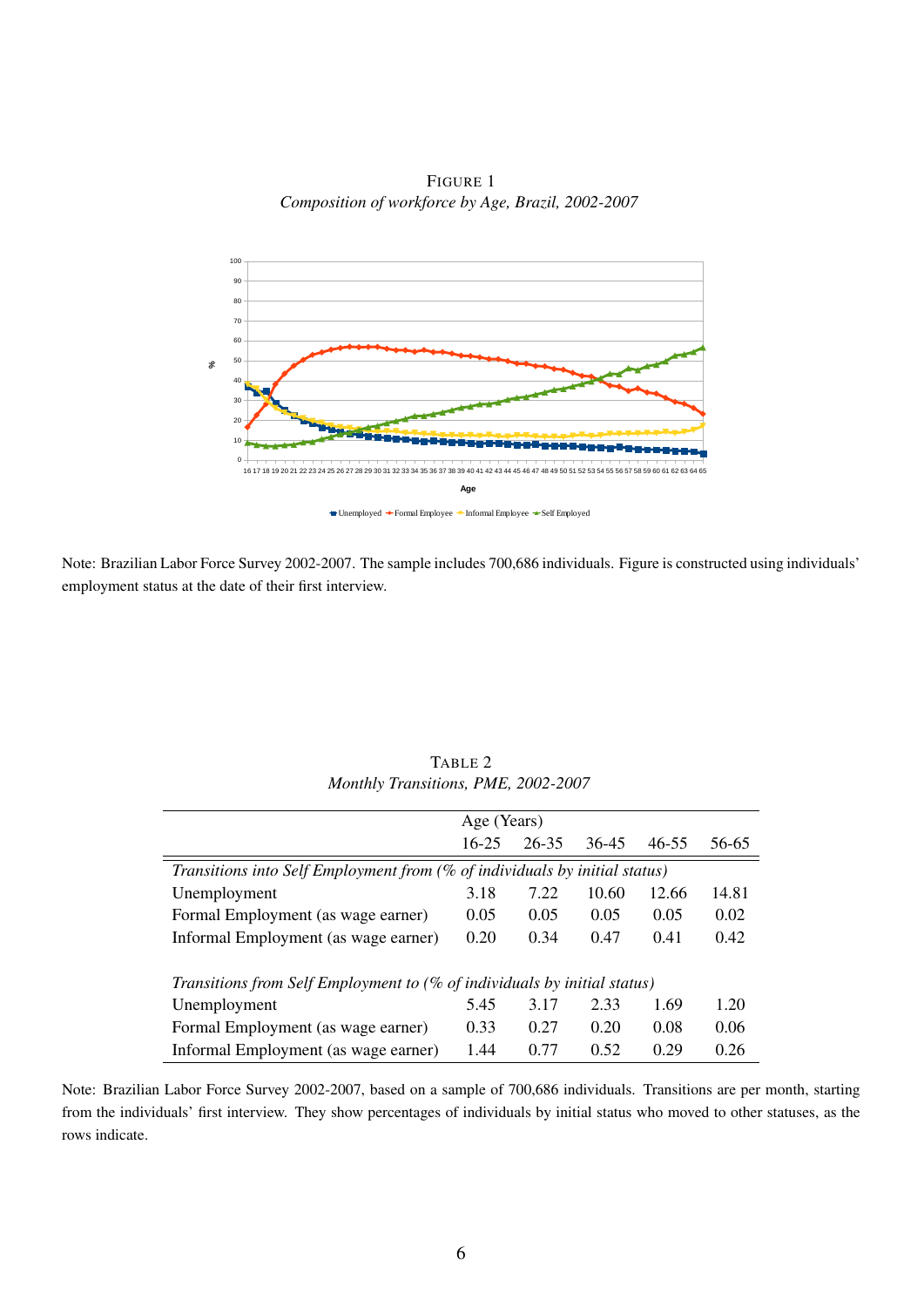FIGURE 1
*Composition of workforce by Age, Brazil, 2002-2007*

Note: Brazilian Labor Force Survey 2002-2007. The sample includes 700,686 individuals. Figure is constructed using individuals' employment status at the date of their first interview.

TABLE 2
*Monthly Transitions, PME, 2002-2007*

| | Age (Years) | | | | |
|---|---|---|---|---|---|
| | 16-25 | 26-35 | 36-45 | 46-55 | 56-65 |
| *Transitions into Self Employment from (% of individuals by initial status)* | | | | | |
| Unemployment | 3.18 | 7.22 | 10.60 | 12.66 | 14.81 |
| Formal Employment (as wage earner) | 0.05 | 0.05 | 0.05 | 0.05 | 0.02 |
| Informal Employment (as wage earner) | 0.20 | 0.34 | 0.47 | 0.41 | 0.42 |
| *Transitions from Self Employment to (% of individuals by initial status)* | | | | | |
| Unemployment | 5.45 | 3.17 | 2.33 | 1.69 | 1.20 |
| Formal Employment (as wage earner) | 0.33 | 0.27 | 0.20 | 0.08 | 0.06 |
| Informal Employment (as wage earner) | 1.44 | 0.77 | 0.52 | 0.29 | 0.26 |

Note: Brazilian Labor Force Survey 2002-2007, based on a sample of 700,686 individuals. Transitions are per month, starting from the individuals' first interview. They show percentages of individuals by initial status who moved to other statuses, as the rows indicate.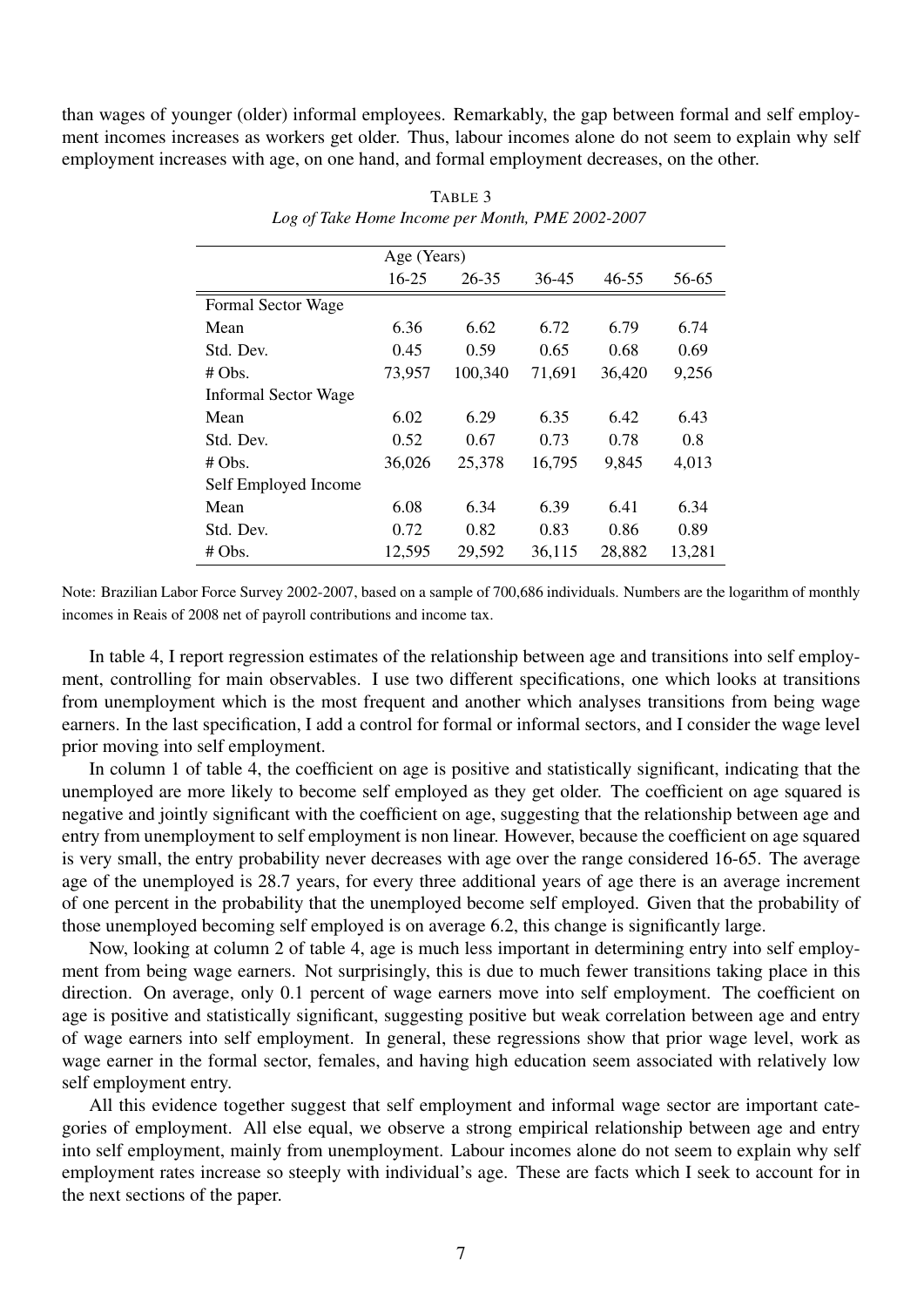than wages of younger (older) informal employees. Remarkably, the gap between formal and self employment incomes increases as workers get older. Thus, labour incomes alone do not seem to explain why self employment increases with age, on one hand, and formal employment decreases, on the other.

TABLE 3
*Log of Take Home Income per Month, PME 2002-2007*

| | Age (Years) | | | | |
|---|---|---|---|---|---|
| | 16-25 | 26-35 | 36-45 | 46-55 | 56-65 |
| Formal Sector Wage | | | | | |
| Mean | 6.36 | 6.62 | 6.72 | 6.79 | 6.74 |
| Std. Dev. | 0.45 | 0.59 | 0.65 | 0.68 | 0.69 |
| # Obs. | 73,957 | 100,340 | 71,691 | 36,420 | 9,256 |
| Informal Sector Wage | | | | | |
| Mean | 6.02 | 6.29 | 6.35 | 6.42 | 6.43 |
| Std. Dev. | 0.52 | 0.67 | 0.73 | 0.78 | 0.8 |
| # Obs. | 36,026 | 25,378 | 16,795 | 9,845 | 4,013 |
| Self Employed Income | | | | | |
| Mean | 6.08 | 6.34 | 6.39 | 6.41 | 6.34 |
| Std. Dev. | 0.72 | 0.82 | 0.83 | 0.86 | 0.89 |
| # Obs. | 12,595 | 29,592 | 36,115 | 28,882 | 13,281 |

Note: Brazilian Labor Force Survey 2002-2007, based on a sample of 700,686 individuals. Numbers are the logarithm of monthly incomes in Reais of 2008 net of payroll contributions and income tax.

In table 4, I report regression estimates of the relationship between age and transitions into self employment, controlling for main observables. I use two different specifications, one which looks at transitions from unemployment which is the most frequent and another which analyses transitions from being wage earners. In the last specification, I add a control for formal or informal sectors, and I consider the wage level prior moving into self employment.

In column 1 of table 4, the coefficient on age is positive and statistically significant, indicating that the unemployed are more likely to become self employed as they get older. The coefficient on age squared is negative and jointly significant with the coefficient on age, suggesting that the relationship between age and entry from unemployment to self employment is non linear. However, because the coefficient on age squared is very small, the entry probability never decreases with age over the range considered 16-65. The average age of the unemployed is 28.7 years, for every three additional years of age there is an average increment of one percent in the probability that the unemployed become self employed. Given that the probability of those unemployed becoming self employed is on average 6.2, this change is significantly large.

Now, looking at column 2 of table 4, age is much less important in determining entry into self employment from being wage earners. Not surprisingly, this is due to much fewer transitions taking place in this direction. On average, only 0.1 percent of wage earners move into self employment. The coefficient on age is positive and statistically significant, suggesting positive but weak correlation between age and entry of wage earners into self employment. In general, these regressions show that prior wage level, work as wage earner in the formal sector, females, and having high education seem associated with relatively low self employment entry.

All this evidence together suggest that self employment and informal wage sector are important categories of employment. All else equal, we observe a strong empirical relationship between age and entry into self employment, mainly from unemployment. Labour incomes alone do not seem to explain why self employment rates increase so steeply with individual's age. These are facts which I seek to account for in the next sections of the paper.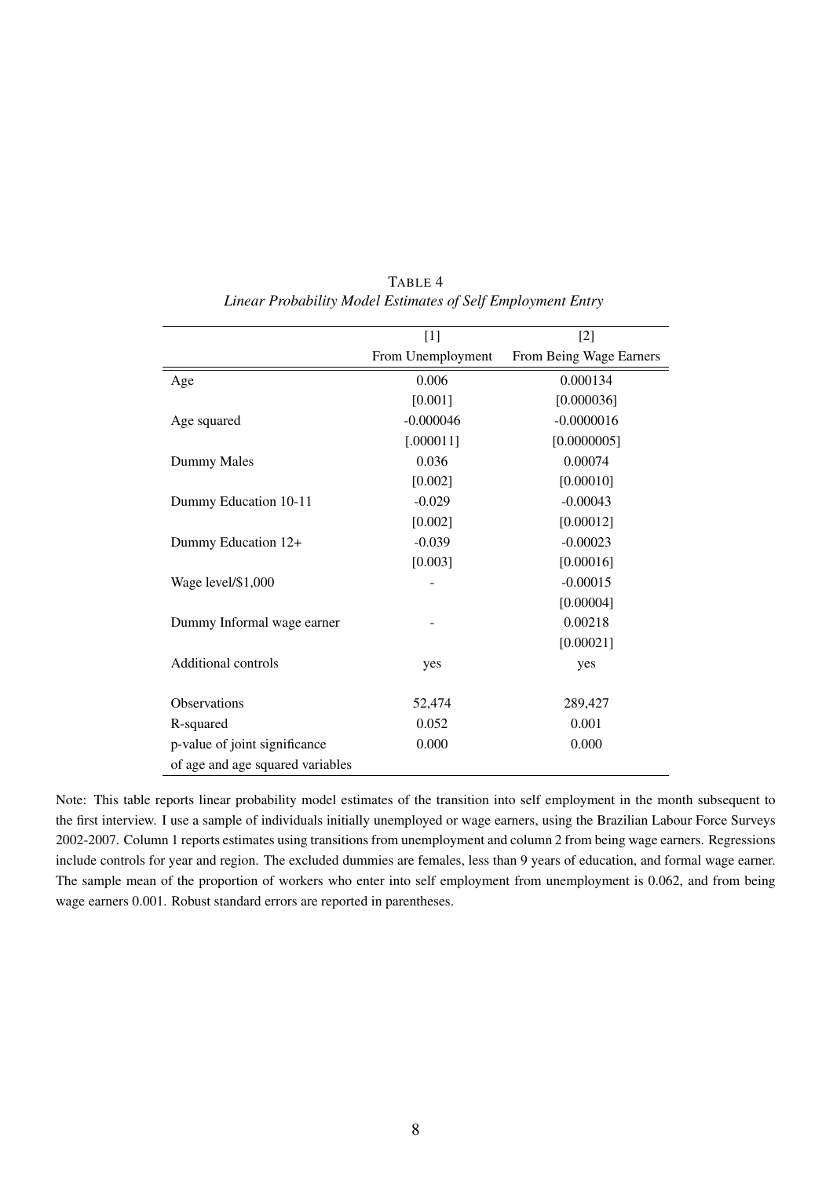TABLE 4
*Linear Probability Model Estimates of Self Employment Entry*

| | [1] | [2] |
|---|---|---|
| | From Unemployment | From Being Wage Earners |
| Age | 0.006 | 0.000134 |
| | [0.001] | [0.000036] |
| Age squared | -0.000046 | -0.0000016 |
| | [.000011] | [0.0000005] |
| Dummy Males | 0.036 | 0.00074 |
| | [0.002] | [0.00010] |
| Dummy Education 10-11 | -0.029 | -0.00043 |
| | [0.002] | [0.00012] |
| Dummy Education 12+ | -0.039 | -0.00023 |
| | [0.003] | [0.00016] |
| Wage level/$1,000 | - | -0.00015 |
| | | [0.00004] |
| Dummy Informal wage earner | - | 0.00218 |
| | | [0.00021] |
| Additional controls | yes | yes |
| Observations | 52,474 | 289,427 |
| R-squared | 0.052 | 0.001 |
| p-value of joint significance of age and age squared variables | 0.000 | 0.000 |

Note: This table reports linear probability model estimates of the transition into self employment in the month subsequent to the first interview. I use a sample of individuals initially unemployed or wage earners, using the Brazilian Labour Force Surveys 2002-2007. Column 1 reports estimates using transitions from unemployment and column 2 from being wage earners. Regressions include controls for year and region. The excluded dummies are females, less than 9 years of education, and formal wage earner. The sample mean of the proportion of workers who enter into self employment from unemployment is 0.062, and from being wage earners 0.001. Robust standard errors are reported in parentheses.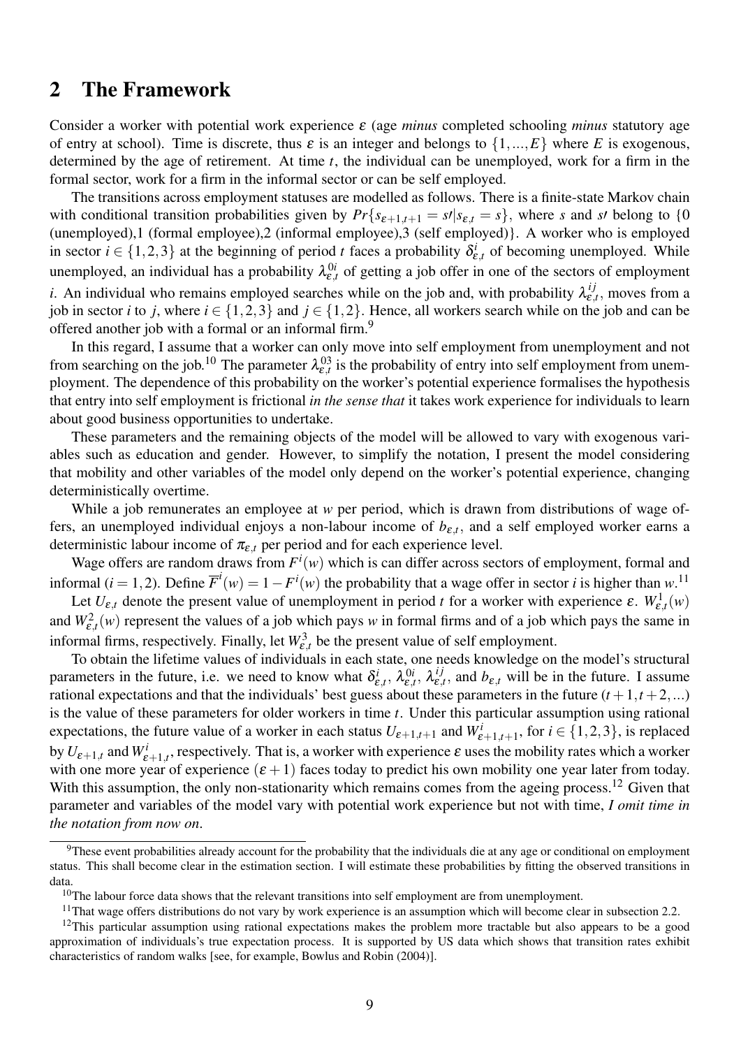## 2 The Framework

Consider a worker with potential work experience $\varepsilon$ (age *minus* completed schooling *minus* statutory age of entry at school). Time is discrete, thus $\varepsilon$ is an integer and belongs to $\{1,...,E\}$ where $E$ is exogenous, determined by the age of retirement. At time $t$, the individual can be unemployed, work for a firm in the formal sector, work for a firm in the informal sector or can be self employed.

The transitions across employment statuses are modelled as follows. There is a finite-state Markov chain with conditional transition probabilities given by $Pr\{s_{\varepsilon+1,t+1} = s\prime | s_{\varepsilon,t} = s\}$, where $s$ and $s\prime$ belong to {0 (unemployed),1 (formal employee),2 (informal employee),3 (self employed)}. A worker who is employed in sector $i \in \{1,2,3\}$ at the beginning of period $t$ faces a probability $\delta^i_{\varepsilon,t}$ of becoming unemployed. While unemployed, an individual has a probability $\lambda^{0i}_{\varepsilon,t}$ of getting a job offer in one of the sectors of employment $i$. An individual who remains employed searches while on the job and, with probability $\lambda^{ij}_{\varepsilon,t}$, moves from a job in sector $i$ to $j$, where $i \in \{1,2,3\}$ and $j \in \{1,2\}$. Hence, all workers search while on the job and can be offered another job with a formal or an informal firm.[9]

In this regard, I assume that a worker can only move into self employment from unemployment and not from searching on the job.[10] The parameter $\lambda^{03}_{\varepsilon,t}$ is the probability of entry into self employment from unemployment. The dependence of this probability on the worker's potential experience formalises the hypothesis that entry into self employment is frictional *in the sense that* it takes work experience for individuals to learn about good business opportunities to undertake.

These parameters and the remaining objects of the model will be allowed to vary with exogenous variables such as education and gender. However, to simplify the notation, I present the model considering that mobility and other variables of the model only depend on the worker's potential experience, changing deterministically overtime.

While a job remunerates an employee at $w$ per period, which is drawn from distributions of wage offers, an unemployed individual enjoys a non-labour income of $b_{\varepsilon,t}$, and a self employed worker earns a deterministic labour income of $\pi_{\varepsilon,t}$ per period and for each experience level.

Wage offers are random draws from $F^i(w)$ which is can differ across sectors of employment, formal and informal ($i = 1,2$). Define $\overline{F}^i(w) = 1 - F^i(w)$ the probability that a wage offer in sector $i$ is higher than $w$.[11]

Let $U_{\varepsilon,t}$ denote the present value of unemployment in period $t$ for a worker with experience $\varepsilon$. $W^1_{\varepsilon,t}(w)$ and $W^2_{\varepsilon,t}(w)$ represent the values of a job which pays $w$ in formal firms and of a job which pays the same in informal firms, respectively. Finally, let $W^3_{\varepsilon,t}$ be the present value of self employment.

To obtain the lifetime values of individuals in each state, one needs knowledge on the model's structural parameters in the future, i.e. we need to know what $\delta^i_{\varepsilon,t}$, $\lambda^{0i}_{\varepsilon,t}$, $\lambda^{ij}_{\varepsilon,t}$, and $b_{\varepsilon,t}$ will be in the future. I assume rational expectations and that the individuals' best guess about these parameters in the future ($t+1, t+2, ...$) is the value of these parameters for older workers in time $t$. Under this particular assumption using rational expectations, the future value of a worker in each status $U_{\varepsilon+1,t+1}$ and $W^i_{\varepsilon+1,t+1}$, for $i \in \{1,2,3\}$, is replaced by $U_{\varepsilon+1,t}$ and $W^i_{\varepsilon+1,t}$, respectively. That is, a worker with experience $\varepsilon$ uses the mobility rates which a worker with one more year of experience ($\varepsilon+1$) faces today to predict his own mobility one year later from today. With this assumption, the only non-stationarity which remains comes from the ageing process.[12] Given that parameter and variables of the model vary with potential work experience but not with time, *I omit time in the notation from now on*.

---

[9] These event probabilities already account for the probability that the individuals die at any age or conditional on employment status. This shall become clear in the estimation section. I will estimate these probabilities by fitting the observed transitions in data.

[10] The labour force data shows that the relevant transitions into self employment are from unemployment.

[11] That wage offers distributions do not vary by work experience is an assumption which will become clear in subsection 2.2.

[12] This particular assumption using rational expectations makes the problem more tractable but also appears to be a good approximation of individuals's true expectation process. It is supported by US data which shows that transition rates exhibit characteristics of random walks [see, for example, Bowlus and Robin (2004)].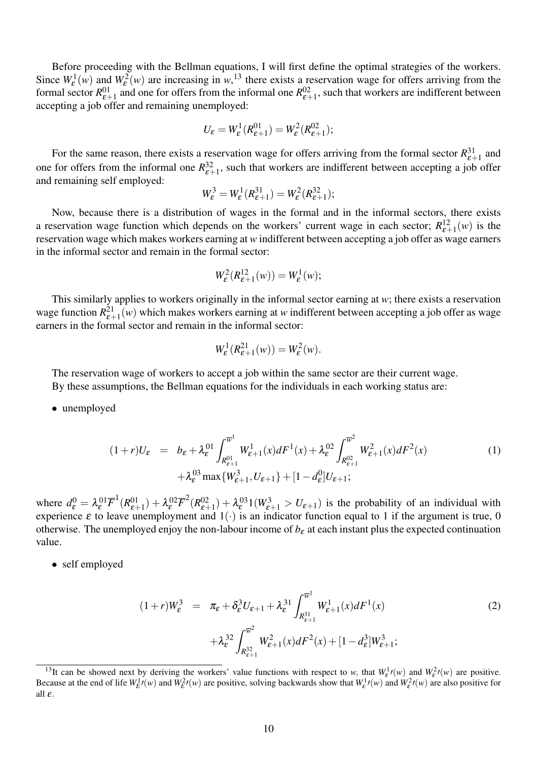Before proceeding with the Bellman equations, I will first define the optimal strategies of the workers. Since $W^1_\varepsilon(w)$ and $W^2_\varepsilon(w)$ are increasing in $w$,[13] there exists a reservation wage for offers arriving from the formal sector $R^{01}_{\varepsilon+1}$ and one for offers from the informal one $R^{02}_{\varepsilon+1}$, such that workers are indifferent between accepting a job offer and remaining unemployed:

$$U_\varepsilon = W^1_\varepsilon(R^{01}_{\varepsilon+1}) = W^2_\varepsilon(R^{02}_{\varepsilon+1});$$

For the same reason, there exists a reservation wage for offers arriving from the formal sector $R^{31}_{\varepsilon+1}$ and one for offers from the informal one $R^{32}_{\varepsilon+1}$, such that workers are indifferent between accepting a job offer and remaining self employed:

$$W^3_\varepsilon = W^1_\varepsilon(R^{31}_{\varepsilon+1}) = W^2_\varepsilon(R^{32}_{\varepsilon+1});$$

Now, because there is a distribution of wages in the formal and in the informal sectors, there exists a reservation wage function which depends on the workers' current wage in each sector; $R^{12}_{\varepsilon+1}(w)$ is the reservation wage which makes workers earning at $w$ indifferent between accepting a job offer as wage earners in the informal sector and remain in the formal sector:

$$W^2_\varepsilon(R^{12}_{\varepsilon+1}(w)) = W^1_\varepsilon(w);$$

This similarly applies to workers originally in the informal sector earning at $w$; there exists a reservation wage function $R^{21}_{\varepsilon+1}(w)$ which makes workers earning at $w$ indifferent between accepting a job offer as wage earners in the formal sector and remain in the informal sector:

$$W^1_\varepsilon(R^{21}_{\varepsilon+1}(w)) = W^2_\varepsilon(w).$$

The reservation wage of workers to accept a job within the same sector are their current wage.

By these assumptions, the Bellman equations for the individuals in each working status are:

- unemployed

$$\begin{aligned}(1+r)U_\varepsilon &= b_\varepsilon + \lambda^{01}_\varepsilon \int_{R^{01}_{\varepsilon+1}}^{\overline{w}^1} W^1_{\varepsilon+1}(x)dF^1(x) + \lambda^{02}_\varepsilon \int_{R^{02}_{\varepsilon+1}}^{\overline{w}^2} W^2_{\varepsilon+1}(x)dF^2(x) \\ &\quad + \lambda^{03}_\varepsilon \max\{W^3_{\varepsilon+1}, U_{\varepsilon+1}\} + [1-d^0_\varepsilon]U_{\varepsilon+1};\end{aligned} \tag{1}$$

where $d^0_\varepsilon = \lambda^{01}_\varepsilon \overline{F}^1(R^{01}_{\varepsilon+1}) + \lambda^{02}_\varepsilon \overline{F}^2(R^{02}_{\varepsilon+1}) + \lambda^{03}_\varepsilon 1(W^3_{\varepsilon+1} > U_{\varepsilon+1})$ is the probability of an individual with experience $\varepsilon$ to leave unemployment and $1(\cdot)$ is an indicator function equal to 1 if the argument is true, 0 otherwise. The unemployed enjoy the non-labour income of $b_\varepsilon$ at each instant plus the expected continuation value.

- self employed

$$\begin{aligned}(1+r)W^3_\varepsilon &= \pi_\varepsilon + \delta^3_\varepsilon U_{\varepsilon+1} + \lambda^{31}_\varepsilon \int_{R^{31}_{\varepsilon+1}}^{\overline{w}^1} W^1_{\varepsilon+1}(x)dF^1(x) \\ &\quad + \lambda^{32}_\varepsilon \int_{R^{32}_{\varepsilon+1}}^{\overline{w}^2} W^2_{\varepsilon+1}(x)dF^2(x) + [1-d^3_\varepsilon]W^3_{\varepsilon+1};\end{aligned} \tag{2}$$

[13] It can be showed next by deriving the workers' value functions with respect to $w$, that $W^1_\varepsilon{}'(w)$ and $W^2_\varepsilon{}'(w)$ are positive. Because at the end of life $W^1_E{}'(w)$ and $W^2_E{}'(w)$ are positive, solving backwards show that $W^1_\varepsilon{}'(w)$ and $W^2_\varepsilon{}'(w)$ are also positive for all $\varepsilon$.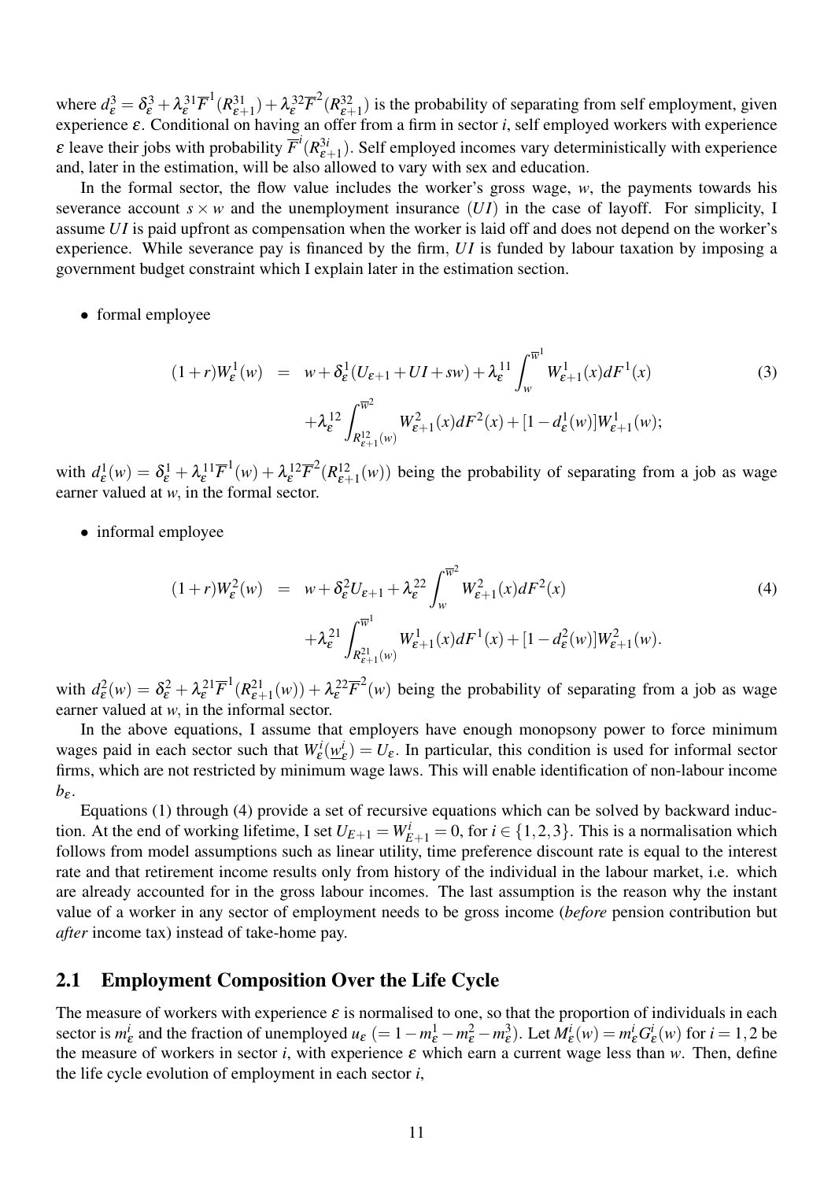where $d^3_\varepsilon = \delta^3_\varepsilon + \lambda^{31}_\varepsilon \overline{F}^1(R^{31}_{\varepsilon+1}) + \lambda^{32}_\varepsilon \overline{F}^2(R^{32}_{\varepsilon+1})$ is the probability of separating from self employment, given experience $\varepsilon$. Conditional on having an offer from a firm in sector *i*, self employed workers with experience $\varepsilon$ leave their jobs with probability $\overline{F}^i(R^{3i}_{\varepsilon+1})$. Self employed incomes vary deterministically with experience and, later in the estimation, will be also allowed to vary with sex and education.

In the formal sector, the flow value includes the worker's gross wage, *w*, the payments towards his severance account $s \times w$ and the unemployment insurance ($UI$) in the case of layoff. For simplicity, I assume $UI$ is paid upfront as compensation when the worker is laid off and does not depend on the worker's experience. While severance pay is financed by the firm, $UI$ is funded by labour taxation by imposing a government budget constraint which I explain later in the estimation section.

- formal employee

$$
\begin{aligned}
(1+r)W^1_\varepsilon(w) &= w + \delta^1_\varepsilon(U_{\varepsilon+1} + UI + sw) + \lambda^{11}_\varepsilon \int_w^{\overline{w}^1} W^1_{\varepsilon+1}(x)dF^1(x) \\
&\quad + \lambda^{12}_\varepsilon \int_{R^{12}_{\varepsilon+1}(w)}^{\overline{w}^2} W^2_{\varepsilon+1}(x)dF^2(x) + [1 - d^1_\varepsilon(w)]W^1_{\varepsilon+1}(w);
\end{aligned} \tag{3}
$$

with $d^1_\varepsilon(w) = \delta^1_\varepsilon + \lambda^{11}_\varepsilon \overline{F}^1(w) + \lambda^{12}_\varepsilon \overline{F}^2(R^{12}_{\varepsilon+1}(w))$ being the probability of separating from a job as wage earner valued at *w*, in the formal sector.

- informal employee

$$
\begin{aligned}
(1+r)W^2_\varepsilon(w) &= w + \delta^2_\varepsilon U_{\varepsilon+1} + \lambda^{22}_\varepsilon \int_w^{\overline{w}^2} W^2_{\varepsilon+1}(x)dF^2(x) \\
&\quad + \lambda^{21}_\varepsilon \int_{R^{21}_{\varepsilon+1}(w)}^{\overline{w}^1} W^1_{\varepsilon+1}(x)dF^1(x) + [1 - d^2_\varepsilon(w)]W^2_{\varepsilon+1}(w).
\end{aligned} \tag{4}
$$

with $d^2_\varepsilon(w) = \delta^2_\varepsilon + \lambda^{21}_\varepsilon \overline{F}^1(R^{21}_{\varepsilon+1}(w)) + \lambda^{22}_\varepsilon \overline{F}^2(w)$ being the probability of separating from a job as wage earner valued at *w*, in the informal sector.

In the above equations, I assume that employers have enough monopsony power to force minimum wages paid in each sector such that $W^i_\varepsilon(\underline{w}^i_\varepsilon) = U_\varepsilon$. In particular, this condition is used for informal sector firms, which are not restricted by minimum wage laws. This will enable identification of non-labour income $b_\varepsilon$.

Equations (1) through (4) provide a set of recursive equations which can be solved by backward induction. At the end of working lifetime, I set $U_{E+1} = W^i_{E+1} = 0$, for $i \in \{1,2,3\}$. This is a normalisation which follows from model assumptions such as linear utility, time preference discount rate is equal to the interest rate and that retirement income results only from history of the individual in the labour market, i.e. which are already accounted for in the gross labour incomes. The last assumption is the reason why the instant value of a worker in any sector of employment needs to be gross income (*before* pension contribution but *after* income tax) instead of take-home pay.

## 2.1 Employment Composition Over the Life Cycle

The measure of workers with experience $\varepsilon$ is normalised to one, so that the proportion of individuals in each sector is $m^i_\varepsilon$ and the fraction of unemployed $u_\varepsilon$ $(= 1 - m^1_\varepsilon - m^2_\varepsilon - m^3_\varepsilon)$. Let $M^i_\varepsilon(w) = m^i_\varepsilon G^i_\varepsilon(w)$ for $i = 1,2$ be the measure of workers in sector *i*, with experience $\varepsilon$ which earn a current wage less than *w*. Then, define the life cycle evolution of employment in each sector *i*,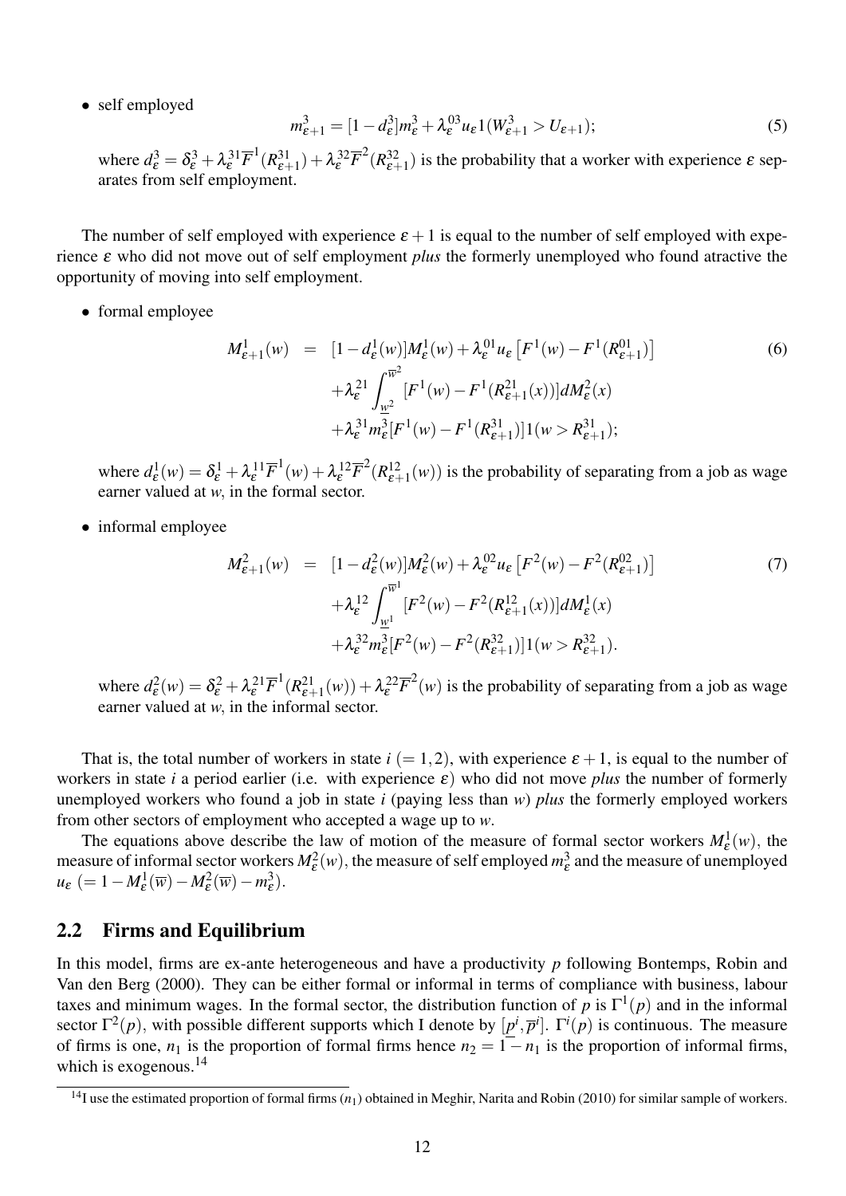- self employed

$$m^3_{\varepsilon+1} = [1-d^3_\varepsilon]m^3_\varepsilon + \lambda^{03}_\varepsilon u_\varepsilon 1(W^3_{\varepsilon+1} > U_{\varepsilon+1}); \tag{5}$$

where $d^3_\varepsilon = \delta^3_\varepsilon + \lambda^{31}_\varepsilon \overline{F}^1(R^{31}_{\varepsilon+1}) + \lambda^{32}_\varepsilon \overline{F}^2(R^{32}_{\varepsilon+1})$ is the probability that a worker with experience $\varepsilon$ separates from self employment.

The number of self employed with experience $\varepsilon+1$ is equal to the number of self employed with experience $\varepsilon$ who did not move out of self employment *plus* the formerly unemployed who found atractive the opportunity of moving into self employment.

- formal employee

$$\begin{aligned} M^1_{\varepsilon+1}(w) &= [1-d^1_\varepsilon(w)]M^1_\varepsilon(w) + \lambda^{01}_\varepsilon u_\varepsilon \left[F^1(w) - F^1(R^{01}_{\varepsilon+1})\right] \\ &\quad + \lambda^{21}_\varepsilon \int_{\underline{w}^2}^{\overline{w}^2} [F^1(w) - F^1(R^{21}_{\varepsilon+1}(x))]dM^2_\varepsilon(x) \\ &\quad + \lambda^{31}_\varepsilon m^3_\varepsilon [F^1(w) - F^1(R^{31}_{\varepsilon+1})]1(w > R^{31}_{\varepsilon+1}); \end{aligned} \tag{6}$$

where $d^1_\varepsilon(w) = \delta^1_\varepsilon + \lambda^{11}_\varepsilon \overline{F}^1(w) + \lambda^{12}_\varepsilon \overline{F}^2(R^{12}_{\varepsilon+1}(w))$ is the probability of separating from a job as wage earner valued at *w*, in the formal sector.

- informal employee

$$\begin{aligned} M^2_{\varepsilon+1}(w) &= [1-d^2_\varepsilon(w)]M^2_\varepsilon(w) + \lambda^{02}_\varepsilon u_\varepsilon \left[F^2(w) - F^2(R^{02}_{\varepsilon+1})\right] \\ &\quad + \lambda^{12}_\varepsilon \int_{\underline{w}^1}^{\overline{w}^1} [F^2(w) - F^2(R^{12}_{\varepsilon+1}(x))]dM^1_\varepsilon(x) \\ &\quad + \lambda^{32}_\varepsilon m^3_\varepsilon [F^2(w) - F^2(R^{32}_{\varepsilon+1})]1(w > R^{32}_{\varepsilon+1}). \end{aligned} \tag{7}$$

where $d^2_\varepsilon(w) = \delta^2_\varepsilon + \lambda^{21}_\varepsilon \overline{F}^1(R^{21}_{\varepsilon+1}(w)) + \lambda^{22}_\varepsilon \overline{F}^2(w)$ is the probability of separating from a job as wage earner valued at *w*, in the informal sector.

That is, the total number of workers in state $i$ $(=1,2)$, with experience $\varepsilon+1$, is equal to the number of workers in state $i$ a period earlier (i.e. with experience $\varepsilon$) who did not move *plus* the number of formerly unemployed workers who found a job in state $i$ (paying less than $w$) *plus* the formerly employed workers from other sectors of employment who accepted a wage up to $w$.

The equations above describe the law of motion of the measure of formal sector workers $M^1_\varepsilon(w)$, the measure of informal sector workers $M^2_\varepsilon(w)$, the measure of self employed $m^3_\varepsilon$ and the measure of unemployed $u_\varepsilon$ $(=1-M^1_\varepsilon(\overline{w}) - M^2_\varepsilon(\overline{w}) - m^3_\varepsilon)$.

## 2.2 Firms and Equilibrium

In this model, firms are ex-ante heterogeneous and have a productivity $p$ following Bontemps, Robin and Van den Berg (2000). They can be either formal or informal in terms of compliance with business, labour taxes and minimum wages. In the formal sector, the distribution function of $p$ is $\Gamma^1(p)$ and in the informal sector $\Gamma^2(p)$, with possible different supports which I denote by $[\underline{p}^i, \overline{p}^i]$. $\Gamma^i(p)$ is continuous. The measure of firms is one, $n_1$ is the proportion of formal firms hence $n_2 = 1 - n_1$ is the proportion of informal firms, which is exogenous.[14]

[14] I use the estimated proportion of formal firms ($n_1$) obtained in Meghir, Narita and Robin (2010) for similar sample of workers.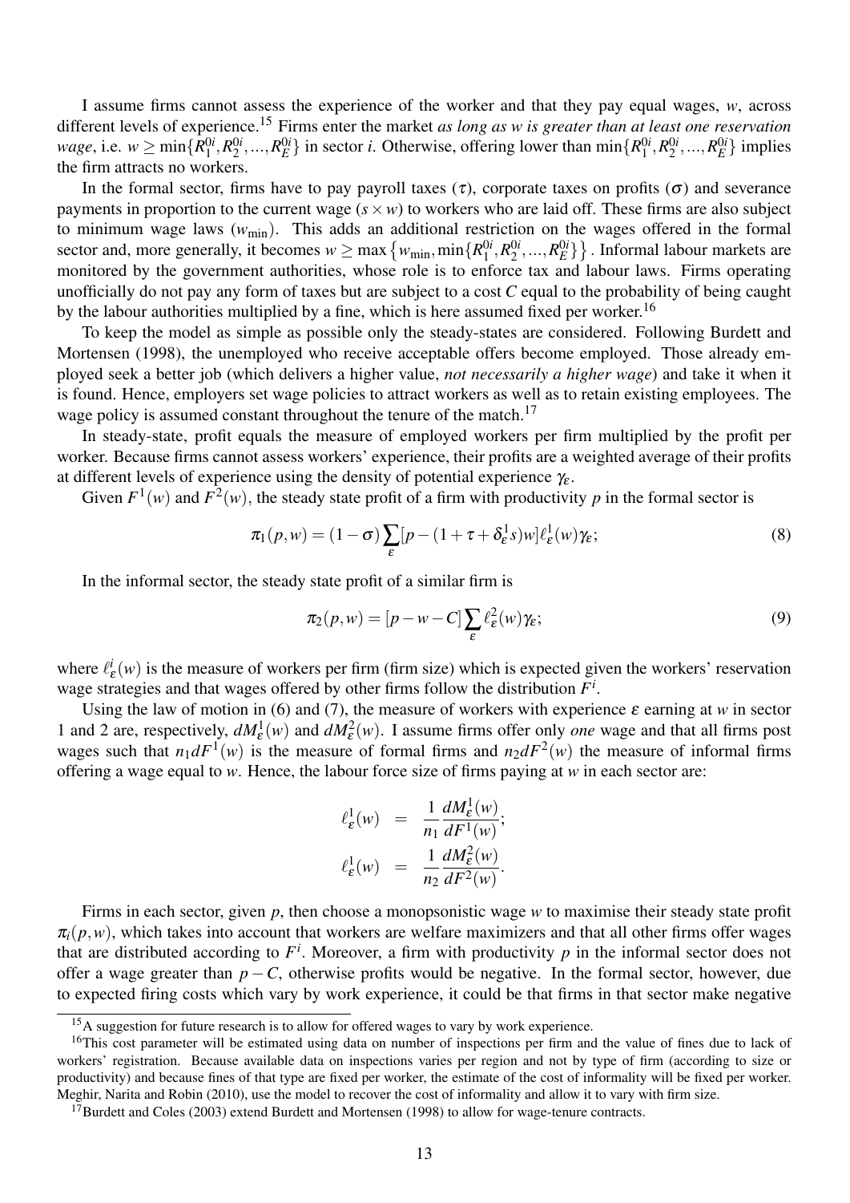I assume firms cannot assess the experience of the worker and that they pay equal wages, $w$, across different levels of experience.[15] Firms enter the market *as long as w is greater than at least one reservation wage*, i.e. $w \geq \min\{R_1^{0i}, R_2^{0i}, ..., R_E^{0i}\}$ in sector $i$. Otherwise, offering lower than $\min\{R_1^{0i}, R_2^{0i}, ..., R_E^{0i}\}$ implies the firm attracts no workers.

In the formal sector, firms have to pay payroll taxes ($\tau$), corporate taxes on profits ($\sigma$) and severance payments in proportion to the current wage ($s \times w$) to workers who are laid off. These firms are also subject to minimum wage laws ($w_{\min}$). This adds an additional restriction on the wages offered in the formal sector and, more generally, it becomes $w \geq \max\left\{w_{\min}, \min\{R_1^{0i}, R_2^{0i}, ..., R_E^{0i}\}\right\}$. Informal labour markets are monitored by the government authorities, whose role is to enforce tax and labour laws. Firms operating unofficially do not pay any form of taxes but are subject to a cost $C$ equal to the probability of being caught by the labour authorities multiplied by a fine, which is here assumed fixed per worker.[16]

To keep the model as simple as possible only the steady-states are considered. Following Burdett and Mortensen (1998), the unemployed who receive acceptable offers become employed. Those already employed seek a better job (which delivers a higher value, *not necessarily a higher wage*) and take it when it is found. Hence, employers set wage policies to attract workers as well as to retain existing employees. The wage policy is assumed constant throughout the tenure of the match.[17]

In steady-state, profit equals the measure of employed workers per firm multiplied by the profit per worker. Because firms cannot assess workers' experience, their profits are a weighted average of their profits at different levels of experience using the density of potential experience $\gamma_\varepsilon$.

Given $F^1(w)$ and $F^2(w)$, the steady state profit of a firm with productivity $p$ in the formal sector is

$$\pi_1(p,w) = (1-\sigma)\sum_{\varepsilon}[p - (1+\tau+\delta_\varepsilon^1 s)w]\ell_\varepsilon^1(w)\gamma_\varepsilon; \tag{8}$$

In the informal sector, the steady state profit of a similar firm is

$$\pi_2(p,w) = [p - w - C]\sum_{\varepsilon}\ell_\varepsilon^2(w)\gamma_\varepsilon; \tag{9}$$

where $\ell_\varepsilon^i(w)$ is the measure of workers per firm (firm size) which is expected given the workers' reservation wage strategies and that wages offered by other firms follow the distribution $F^i$.

Using the law of motion in (6) and (7), the measure of workers with experience $\varepsilon$ earning at $w$ in sector 1 and 2 are, respectively, $dM_\varepsilon^1(w)$ and $dM_\varepsilon^2(w)$. I assume firms offer only *one* wage and that all firms post wages such that $n_1 dF^1(w)$ is the measure of formal firms and $n_2 dF^2(w)$ the measure of informal firms offering a wage equal to $w$. Hence, the labour force size of firms paying at $w$ in each sector are:

$$\ell_\varepsilon^1(w) = \frac{1}{n_1}\frac{dM_\varepsilon^1(w)}{dF^1(w)};$$
$$\ell_\varepsilon^1(w) = \frac{1}{n_2}\frac{dM_\varepsilon^2(w)}{dF^2(w)}.$$

Firms in each sector, given $p$, then choose a monopsonistic wage $w$ to maximise their steady state profit $\pi_i(p,w)$, which takes into account that workers are welfare maximizers and that all other firms offer wages that are distributed according to $F^i$. Moreover, a firm with productivity $p$ in the informal sector does not offer a wage greater than $p - C$, otherwise profits would be negative. In the formal sector, however, due to expected firing costs which vary by work experience, it could be that firms in that sector make negative

---

[15] A suggestion for future research is to allow for offered wages to vary by work experience.

[16] This cost parameter will be estimated using data on number of inspections per firm and the value of fines due to lack of workers' registration. Because available data on inspections varies per region and not by type of firm (according to size or productivity) and because fines of that type are fixed per worker, the estimate of the cost of informality will be fixed per worker. Meghir, Narita and Robin (2010), use the model to recover the cost of informality and allow it to vary with firm size.

[17] Burdett and Coles (2003) extend Burdett and Mortensen (1998) to allow for wage-tenure contracts.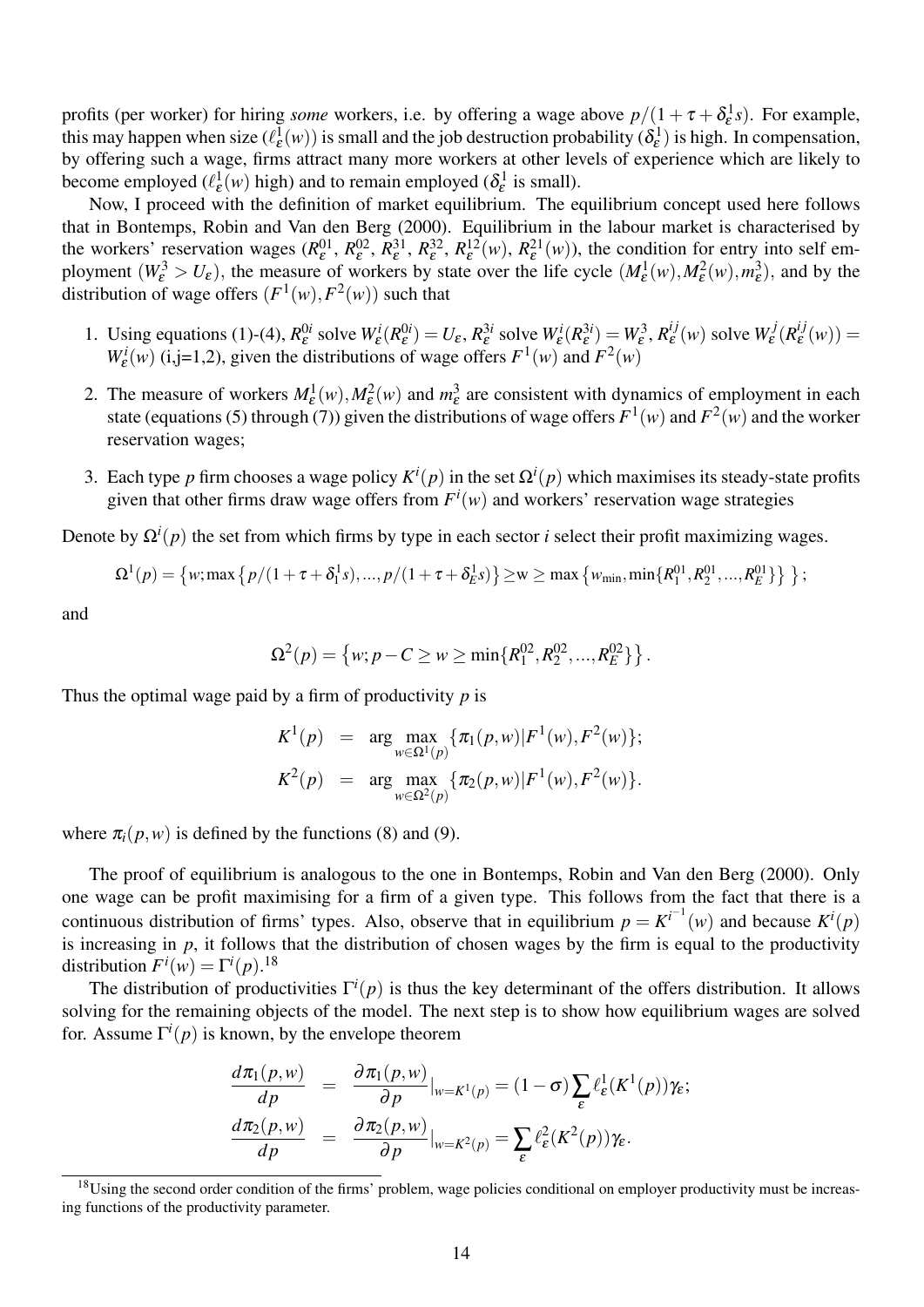profits (per worker) for hiring *some* workers, i.e. by offering a wage above $p/(1+\tau+\delta_\varepsilon^1 s)$. For example, this may happen when size ($\ell_\varepsilon^1(w)$) is small and the job destruction probability ($\delta_\varepsilon^1$) is high. In compensation, by offering such a wage, firms attract many more workers at other levels of experience which are likely to become employed ($\ell_\varepsilon^1(w)$ high) and to remain employed ($\delta_\varepsilon^1$ is small).

Now, I proceed with the definition of market equilibrium. The equilibrium concept used here follows that in Bontemps, Robin and Van den Berg (2000). Equilibrium in the labour market is characterised by the workers' reservation wages ($R_\varepsilon^{01}$, $R_\varepsilon^{02}$, $R_\varepsilon^{31}$, $R_\varepsilon^{32}$, $R_\varepsilon^{12}(w)$, $R_\varepsilon^{21}(w)$), the condition for entry into self employment ($W_\varepsilon^3 > U_\varepsilon$), the measure of workers by state over the life cycle ($M_\varepsilon^1(w), M_\varepsilon^2(w), m_\varepsilon^3$), and by the distribution of wage offers ($F^1(w), F^2(w)$) such that

1. Using equations (1)-(4), $R_\varepsilon^{0i}$ solve $W_\varepsilon^i(R_\varepsilon^{0i}) = U_\varepsilon$, $R_\varepsilon^{3i}$ solve $W_\varepsilon^i(R_\varepsilon^{3i}) = W_\varepsilon^3$, $R_\varepsilon^{ij}(w)$ solve $W_\varepsilon^j(R_\varepsilon^{ij}(w)) = W_\varepsilon^i(w)$ (i,j=1,2), given the distributions of wage offers $F^1(w)$ and $F^2(w)$
2. The measure of workers $M_\varepsilon^1(w), M_\varepsilon^2(w)$ and $m_\varepsilon^3$ are consistent with dynamics of employment in each state (equations (5) through (7)) given the distributions of wage offers $F^1(w)$ and $F^2(w)$ and the worker reservation wages;
3. Each type $p$ firm chooses a wage policy $K^i(p)$ in the set $\Omega^i(p)$ which maximises its steady-state profits given that other firms draw wage offers from $F^i(w)$ and workers' reservation wage strategies

Denote by $\Omega^i(p)$ the set from which firms by type in each sector $i$ select their profit maximizing wages.

$$\Omega^1(p) = \left\{w; \max\left\{p/(1+\tau+\delta_1^1 s), ..., p/(1+\tau+\delta_E^1 s)\right\} \geq \mathrm{w} \geq \max\left\{w_{\min}, \min\{R_1^{01}, R_2^{01}, ..., R_E^{01}\}\right\}\right\};$$

and

$$\Omega^2(p) = \left\{w; p - C \geq w \geq \min\{R_1^{02}, R_2^{02}, ..., R_E^{02}\}\right\}.$$

Thus the optimal wage paid by a firm of productivity $p$ is

$$\begin{aligned}
K^1(p) &= \arg\max_{w\in\Omega^1(p)} \{\pi_1(p,w)|F^1(w), F^2(w)\}; \\
K^2(p) &= \arg\max_{w\in\Omega^2(p)} \{\pi_2(p,w)|F^1(w), F^2(w)\}.
\end{aligned}$$

where $\pi_i(p,w)$ is defined by the functions (8) and (9).

The proof of equilibrium is analogous to the one in Bontemps, Robin and Van den Berg (2000). Only one wage can be profit maximising for a firm of a given type. This follows from the fact that there is a continuous distribution of firms' types. Also, observe that in equilibrium $p = K^{i^{-1}}(w)$ and because $K^i(p)$ is increasing in $p$, it follows that the distribution of chosen wages by the firm is equal to the productivity distribution $F^i(w) = \Gamma^i(p)$.[18]

The distribution of productivities $\Gamma^i(p)$ is thus the key determinant of the offers distribution. It allows solving for the remaining objects of the model. The next step is to show how equilibrium wages are solved for. Assume $\Gamma^i(p)$ is known, by the envelope theorem

$$\begin{aligned}
\frac{d\pi_1(p,w)}{dp} &= \frac{\partial \pi_1(p,w)}{\partial p}|_{w=K^1(p)} = (1-\sigma)\sum_\varepsilon \ell_\varepsilon^1(K^1(p))\gamma_\varepsilon; \\
\frac{d\pi_2(p,w)}{dp} &= \frac{\partial \pi_2(p,w)}{\partial p}|_{w=K^2(p)} = \sum_\varepsilon \ell_\varepsilon^2(K^2(p))\gamma_\varepsilon.
\end{aligned}$$

[18] Using the second order condition of the firms' problem, wage policies conditional on employer productivity must be increasing functions of the productivity parameter.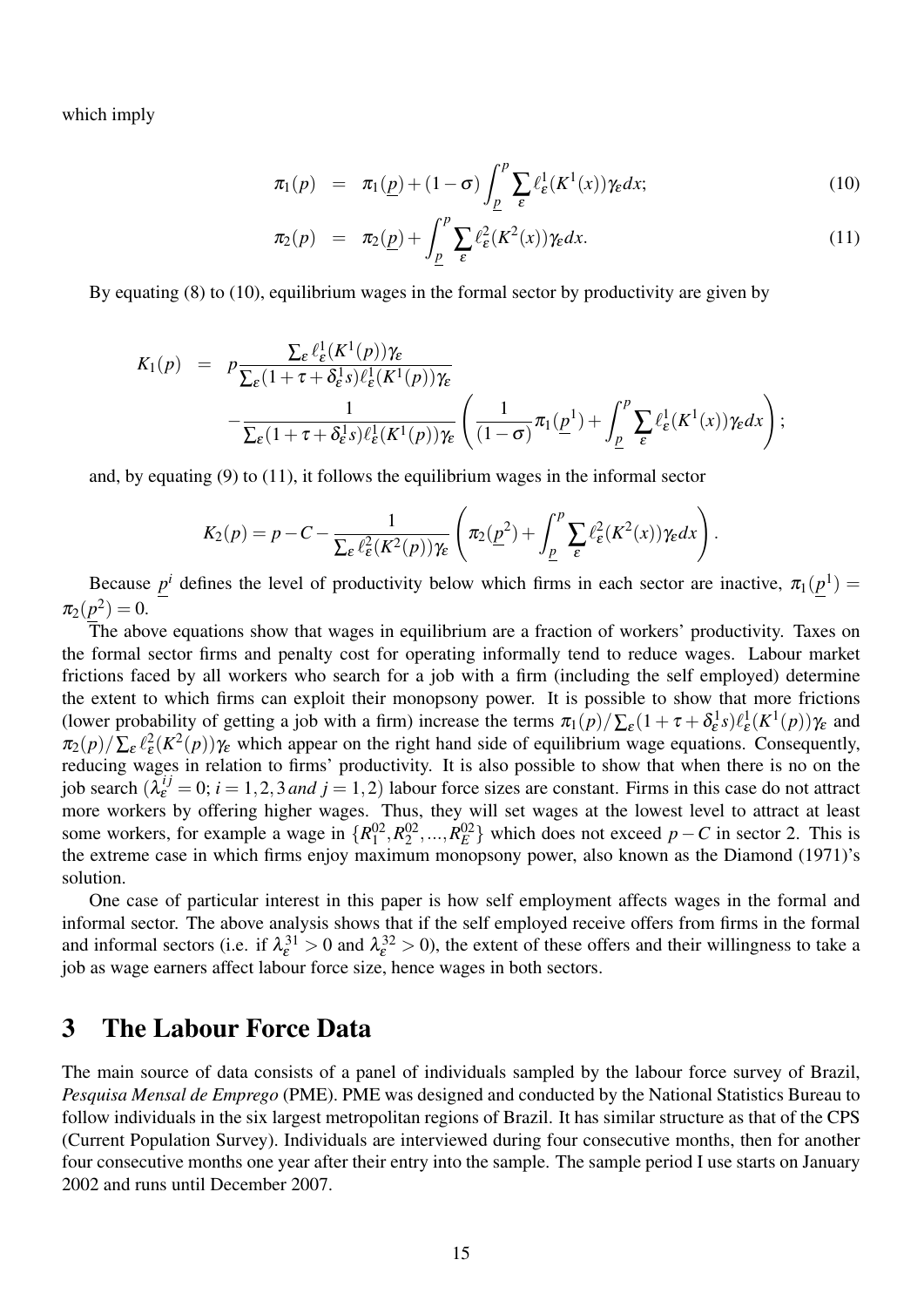which imply

$$\pi_1(p) = \pi_1(\underline{p}) + (1-\sigma)\int_{\underline{p}}^{p} \sum_{\varepsilon} \ell_{\varepsilon}^{1}(K^1(x))\gamma_{\varepsilon} dx; \tag{10}$$

$$\pi_2(p) = \pi_2(\underline{p}) + \int_{\underline{p}}^{p} \sum_{\varepsilon} \ell_{\varepsilon}^{2}(K^2(x))\gamma_{\varepsilon} dx. \tag{11}$$

By equating (8) to (10), equilibrium wages in the formal sector by productivity are given by

$$\begin{aligned} K_1(p) &= p\frac{\sum_{\varepsilon} \ell_{\varepsilon}^{1}(K^1(p))\gamma_{\varepsilon}}{\sum_{\varepsilon}(1+\tau+\delta_{\varepsilon}^{1}s)\ell_{\varepsilon}^{1}(K^1(p))\gamma_{\varepsilon}} \\ &\quad -\frac{1}{\sum_{\varepsilon}(1+\tau+\delta_{\varepsilon}^{1}s)\ell_{\varepsilon}^{1}(K^1(p))\gamma_{\varepsilon}}\left(\frac{1}{(1-\sigma)}\pi_1(\underline{p}^1) + \int_{\underline{p}}^{p}\sum_{\varepsilon}\ell_{\varepsilon}^{1}(K^1(x))\gamma_{\varepsilon} dx\right); \end{aligned}$$

and, by equating (9) to (11), it follows the equilibrium wages in the informal sector

$$K_2(p) = p - C - \frac{1}{\sum_{\varepsilon}\ell_{\varepsilon}^{2}(K^2(p))\gamma_{\varepsilon}}\left(\pi_2(\underline{p}^2) + \int_{\underline{p}}^{p}\sum_{\varepsilon}\ell_{\varepsilon}^{2}(K^2(x))\gamma_{\varepsilon} dx\right).$$

Because $\underline{p}^i$ defines the level of productivity below which firms in each sector are inactive, $\pi_1(\underline{p}^1) = \pi_2(\underline{p}^2) = 0$.

The above equations show that wages in equilibrium are a fraction of workers' productivity. Taxes on the formal sector firms and penalty cost for operating informally tend to reduce wages. Labour market frictions faced by all workers who search for a job with a firm (including the self employed) determine the extent to which firms can exploit their monopsony power. It is possible to show that more frictions (lower probability of getting a job with a firm) increase the terms $\pi_1(p)/\sum_{\varepsilon}(1+\tau+\delta_{\varepsilon}^{1}s)\ell_{\varepsilon}^{1}(K^1(p))\gamma_{\varepsilon}$ and $\pi_2(p)/\sum_{\varepsilon}\ell_{\varepsilon}^{2}(K^2(p))\gamma_{\varepsilon}$ which appear on the right hand side of equilibrium wage equations. Consequently, reducing wages in relation to firms' productivity. It is also possible to show that when there is no on the job search ($\lambda_{\varepsilon}^{ij} = 0; i = 1,2,3\, and\, j = 1,2$) labour force sizes are constant. Firms in this case do not attract more workers by offering higher wages. Thus, they will set wages at the lowest level to attract at least some workers, for example a wage in $\{R_1^{02}, R_2^{02}, ..., R_E^{02}\}$ which does not exceed $p - C$ in sector 2. This is the extreme case in which firms enjoy maximum monopsony power, also known as the Diamond (1971)'s solution.

One case of particular interest in this paper is how self employment affects wages in the formal and informal sector. The above analysis shows that if the self employed receive offers from firms in the formal and informal sectors (i.e. if $\lambda_{\varepsilon}^{31} > 0$ and $\lambda_{\varepsilon}^{32} > 0$), the extent of these offers and their willingness to take a job as wage earners affect labour force size, hence wages in both sectors.

# 3 The Labour Force Data

The main source of data consists of a panel of individuals sampled by the labour force survey of Brazil, *Pesquisa Mensal de Emprego* (PME). PME was designed and conducted by the National Statistics Bureau to follow individuals in the six largest metropolitan regions of Brazil. It has similar structure as that of the CPS (Current Population Survey). Individuals are interviewed during four consecutive months, then for another four consecutive months one year after their entry into the sample. The sample period I use starts on January 2002 and runs until December 2007.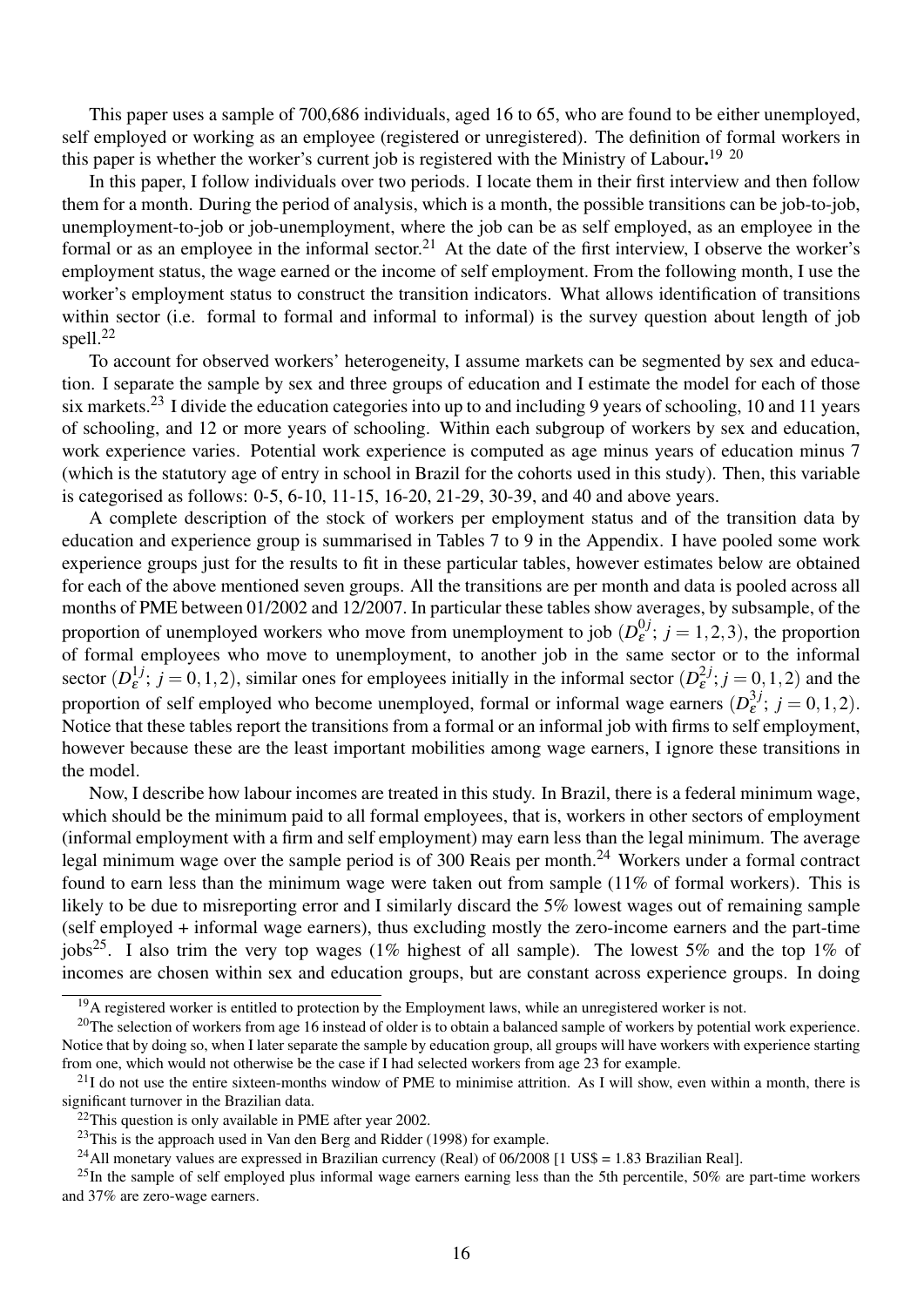This paper uses a sample of 700,686 individuals, aged 16 to 65, who are found to be either unemployed, self employed or working as an employee (registered or unregistered). The definition of formal workers in this paper is whether the worker's current job is registered with the Ministry of Labour.[19] [20]

In this paper, I follow individuals over two periods. I locate them in their first interview and then follow them for a month. During the period of analysis, which is a month, the possible transitions can be job-to-job, unemployment-to-job or job-unemployment, where the job can be as self employed, as an employee in the formal or as an employee in the informal sector.[21] At the date of the first interview, I observe the worker's employment status, the wage earned or the income of self employment. From the following month, I use the worker's employment status to construct the transition indicators. What allows identification of transitions within sector (i.e. formal to formal and informal to informal) is the survey question about length of job spell.[22]

To account for observed workers' heterogeneity, I assume markets can be segmented by sex and education. I separate the sample by sex and three groups of education and I estimate the model for each of those six markets.[23] I divide the education categories into up to and including 9 years of schooling, 10 and 11 years of schooling, and 12 or more years of schooling. Within each subgroup of workers by sex and education, work experience varies. Potential work experience is computed as age minus years of education minus 7 (which is the statutory age of entry in school in Brazil for the cohorts used in this study). Then, this variable is categorised as follows: 0-5, 6-10, 11-15, 16-20, 21-29, 30-39, and 40 and above years.

A complete description of the stock of workers per employment status and of the transition data by education and experience group is summarised in Tables 7 to 9 in the Appendix. I have pooled some work experience groups just for the results to fit in these particular tables, however estimates below are obtained for each of the above mentioned seven groups. All the transitions are per month and data is pooled across all months of PME between 01/2002 and 12/2007. In particular these tables show averages, by subsample, of the proportion of unemployed workers who move from unemployment to job ($D_{\varepsilon}^{0j}$; $j = 1,2,3$), the proportion of formal employees who move to unemployment, to another job in the same sector or to the informal sector ($D_{\varepsilon}^{1j}$; $j = 0,1,2$), similar ones for employees initially in the informal sector ($D_{\varepsilon}^{2j}; j = 0,1,2$) and the proportion of self employed who become unemployed, formal or informal wage earners ($D_{\varepsilon}^{3j}$; $j = 0,1,2$). Notice that these tables report the transitions from a formal or an informal job with firms to self employment, however because these are the least important mobilities among wage earners, I ignore these transitions in the model.

Now, I describe how labour incomes are treated in this study. In Brazil, there is a federal minimum wage, which should be the minimum paid to all formal employees, that is, workers in other sectors of employment (informal employment with a firm and self employment) may earn less than the legal minimum. The average legal minimum wage over the sample period is of 300 Reais per month.[24] Workers under a formal contract found to earn less than the minimum wage were taken out from sample (11% of formal workers). This is likely to be due to misreporting error and I similarly discard the 5% lowest wages out of remaining sample (self employed + informal wage earners), thus excluding mostly the zero-income earners and the part-time jobs[25]. I also trim the very top wages (1% highest of all sample). The lowest 5% and the top 1% of incomes are chosen within sex and education groups, but are constant across experience groups. In doing

[19] A registered worker is entitled to protection by the Employment laws, while an unregistered worker is not.

[20] The selection of workers from age 16 instead of older is to obtain a balanced sample of workers by potential work experience. Notice that by doing so, when I later separate the sample by education group, all groups will have workers with experience starting from one, which would not otherwise be the case if I had selected workers from age 23 for example.

[21] I do not use the entire sixteen-months window of PME to minimise attrition. As I will show, even within a month, there is significant turnover in the Brazilian data.

[22] This question is only available in PME after year 2002.

[23] This is the approach used in Van den Berg and Ridder (1998) for example.

[24] All monetary values are expressed in Brazilian currency (Real) of 06/2008 [1 US$ = 1.83 Brazilian Real].

[25] In the sample of self employed plus informal wage earners earning less than the 5th percentile, 50% are part-time workers and 37% are zero-wage earners.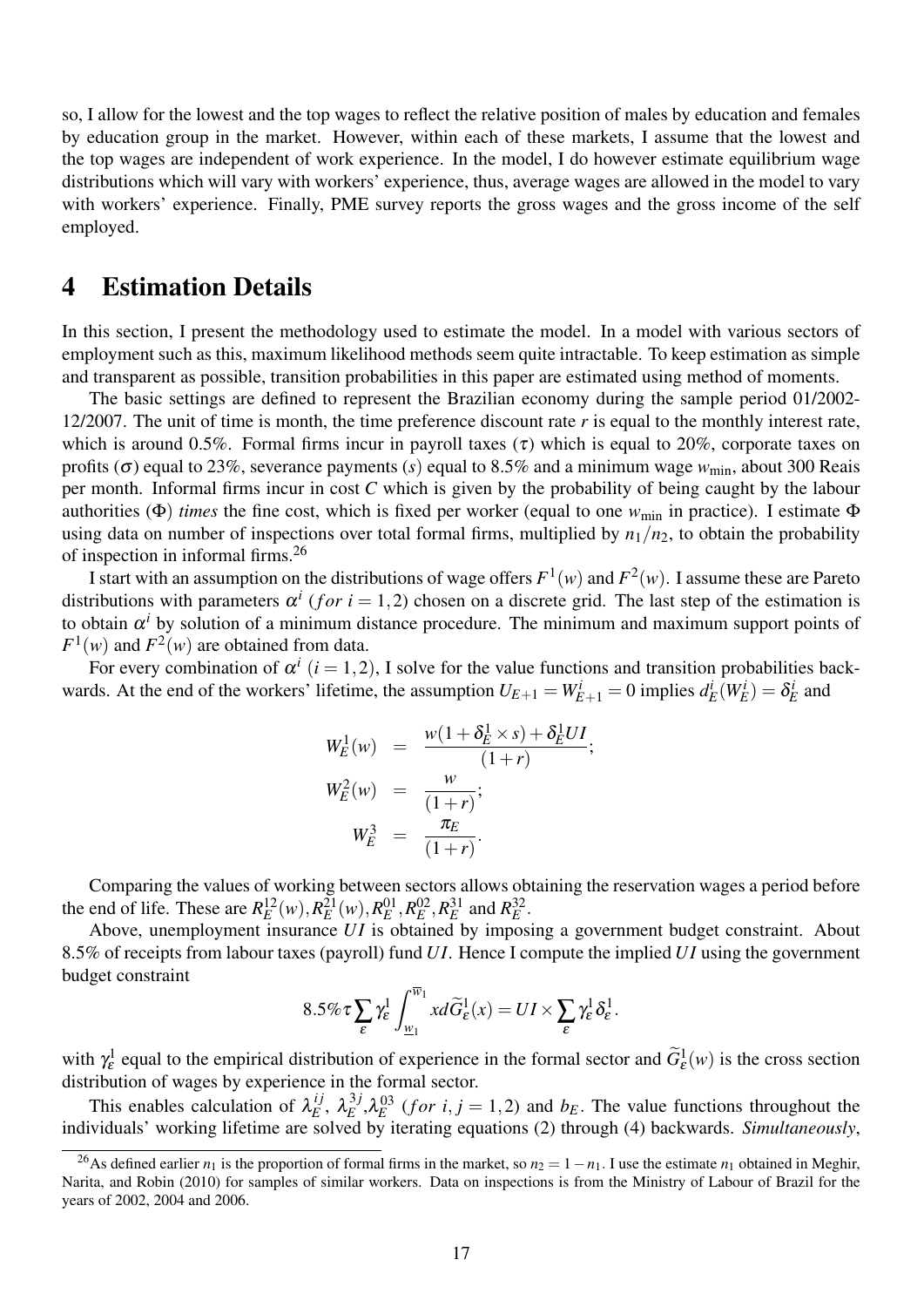so, I allow for the lowest and the top wages to reflect the relative position of males by education and females by education group in the market. However, within each of these markets, I assume that the lowest and the top wages are independent of work experience. In the model, I do however estimate equilibrium wage distributions which will vary with workers' experience, thus, average wages are allowed in the model to vary with workers' experience. Finally, PME survey reports the gross wages and the gross income of the self employed.

# 4 Estimation Details

In this section, I present the methodology used to estimate the model. In a model with various sectors of employment such as this, maximum likelihood methods seem quite intractable. To keep estimation as simple and transparent as possible, transition probabilities in this paper are estimated using method of moments.

The basic settings are defined to represent the Brazilian economy during the sample period 01/2002-12/2007. The unit of time is month, the time preference discount rate $r$ is equal to the monthly interest rate, which is around 0.5%. Formal firms incur in payroll taxes ($\tau$) which is equal to 20%, corporate taxes on profits ($\sigma$) equal to 23%, severance payments ($s$) equal to 8.5% and a minimum wage $w_{\min}$, about 300 Reais per month. Informal firms incur in cost $C$ which is given by the probability of being caught by the labour authorities ($\Phi$) *times* the fine cost, which is fixed per worker (equal to one $w_{\min}$ in practice). I estimate $\Phi$ using data on number of inspections over total formal firms, multiplied by $n_1/n_2$, to obtain the probability of inspection in informal firms.[26]

I start with an assumption on the distributions of wage offers $F^1(w)$ and $F^2(w)$. I assume these are Pareto distributions with parameters $\alpha^i$ $(for\ i = 1,2)$ chosen on a discrete grid. The last step of the estimation is to obtain $\alpha^i$ by solution of a minimum distance procedure. The minimum and maximum support points of $F^1(w)$ and $F^2(w)$ are obtained from data.

For every combination of $\alpha^i$ $(i = 1,2)$, I solve for the value functions and transition probabilities backwards. At the end of the workers' lifetime, the assumption $U_{E+1} = W^i_{E+1} = 0$ implies $d^i_E(W^i_E) = \delta^i_E$ and

$$
\begin{aligned}
W^1_E(w) &= \frac{w(1+\delta^1_E \times s) + \delta^1_E UI}{(1+r)}; \\
W^2_E(w) &= \frac{w}{(1+r)}; \\
W^3_E &= \frac{\pi_E}{(1+r)}.
\end{aligned}
$$

Comparing the values of working between sectors allows obtaining the reservation wages a period before the end of life. These are $R^{12}_E(w), R^{21}_E(w), R^{01}_E, R^{02}_E, R^{31}_E$ and $R^{32}_E$.

Above, unemployment insurance $UI$ is obtained by imposing a government budget constraint. About 8.5% of receipts from labour taxes (payroll) fund $UI$. Hence I compute the implied $UI$ using the government budget constraint

$$
8.5\%\tau \sum_{\varepsilon} \gamma^1_{\varepsilon} \int_{\underline{w}_1}^{\overline{w}_1} x d\widetilde{G}^1_{\varepsilon}(x) = UI \times \sum_{\varepsilon} \gamma^1_{\varepsilon} \delta^1_{\varepsilon}.
$$

with $\gamma^1_{\varepsilon}$ equal to the empirical distribution of experience in the formal sector and $\widetilde{G}^1_{\varepsilon}(w)$ is the cross section distribution of wages by experience in the formal sector.

This enables calculation of $\lambda^{ij}_E$, $\lambda^{3j}_E$, $\lambda^{03}_E$ $(for\ i,j = 1,2)$ and $b_E$. The value functions throughout the individuals' working lifetime are solved by iterating equations (2) through (4) backwards. *Simultaneously*,

[26] As defined earlier $n_1$ is the proportion of formal firms in the market, so $n_2 = 1 - n_1$. I use the estimate $n_1$ obtained in Meghir, Narita, and Robin (2010) for samples of similar workers. Data on inspections is from the Ministry of Labour of Brazil for the years of 2002, 2004 and 2006.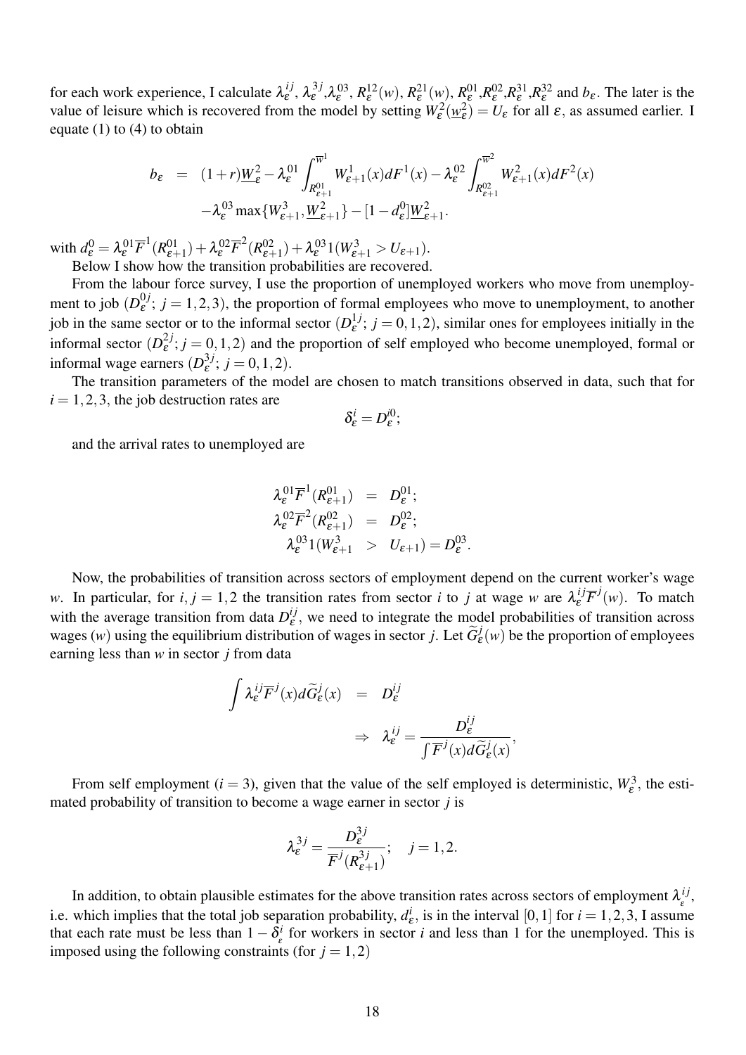for each work experience, I calculate $\lambda_\varepsilon^{ij}$, $\lambda_\varepsilon^{3j}$, $\lambda_\varepsilon^{03}$, $R_\varepsilon^{12}(w)$, $R_\varepsilon^{21}(w)$, $R_\varepsilon^{01}$, $R_\varepsilon^{02}$, $R_\varepsilon^{31}$, $R_\varepsilon^{32}$ and $b_\varepsilon$. The later is the value of leisure which is recovered from the model by setting $W_\varepsilon^2(\underline{w}_\varepsilon^2) = U_\varepsilon$ for all $\varepsilon$, as assumed earlier. I equate (1) to (4) to obtain

$$
\begin{aligned}
b_\varepsilon &= (1+r)\underline{W}_\varepsilon^2 - \lambda_\varepsilon^{01} \int_{R_{\varepsilon+1}^{01}}^{\overline{w}^1} W_{\varepsilon+1}^1(x) dF^1(x) - \lambda_\varepsilon^{02} \int_{R_{\varepsilon+1}^{02}}^{\overline{w}^2} W_{\varepsilon+1}^2(x) dF^2(x) \\
&\quad - \lambda_\varepsilon^{03} \max\{W_{\varepsilon+1}^3, \underline{W}_{\varepsilon+1}^2\} - [1 - d_\varepsilon^0]\underline{W}_{\varepsilon+1}^2.
\end{aligned}
$$

with $d_\varepsilon^0 = \lambda_\varepsilon^{01}\overline{F}^1(R_{\varepsilon+1}^{01}) + \lambda_\varepsilon^{02}\overline{F}^2(R_{\varepsilon+1}^{02}) + \lambda_\varepsilon^{03} 1(W_{\varepsilon+1}^3 > U_{\varepsilon+1})$.

Below I show how the transition probabilities are recovered.

From the labour force survey, I use the proportion of unemployed workers who move from unemployment to job ($D_\varepsilon^{0j}$; $j = 1,2,3$), the proportion of formal employees who move to unemployment, to another job in the same sector or to the informal sector ($D_\varepsilon^{1j}$; $j = 0,1,2$), similar ones for employees initially in the informal sector ($D_\varepsilon^{2j}$; $j = 0,1,2$) and the proportion of self employed who become unemployed, formal or informal wage earners ($D_\varepsilon^{3j}$; $j = 0,1,2$).

The transition parameters of the model are chosen to match transitions observed in data, such that for $i = 1,2,3$, the job destruction rates are

$$
\delta_\varepsilon^i = D_\varepsilon^{i0};
$$

and the arrival rates to unemployed are

$$
\begin{aligned}
\lambda_\varepsilon^{01}\overline{F}^1(R_{\varepsilon+1}^{01}) &= D_\varepsilon^{01}; \\
\lambda_\varepsilon^{02}\overline{F}^2(R_{\varepsilon+1}^{02}) &= D_\varepsilon^{02}; \\
\lambda_\varepsilon^{03} 1(W_{\varepsilon+1}^3 &> U_{\varepsilon+1}) = D_\varepsilon^{03}.
\end{aligned}
$$

Now, the probabilities of transition across sectors of employment depend on the current worker's wage $w$. In particular, for $i, j = 1,2$ the transition rates from sector $i$ to $j$ at wage $w$ are $\lambda_\varepsilon^{ij}\overline{F}^j(w)$. To match with the average transition from data $D_\varepsilon^{ij}$, we need to integrate the model probabilities of transition across wages ($w$) using the equilibrium distribution of wages in sector $j$. Let $\widetilde{G}_\varepsilon^j(w)$ be the proportion of employees earning less than $w$ in sector $j$ from data

$$
\begin{aligned}
\int \lambda_\varepsilon^{ij}\overline{F}^j(x) d\widetilde{G}_\varepsilon^j(x) &= D_\varepsilon^{ij} \\
&\Rightarrow \lambda_\varepsilon^{ij} = \frac{D_\varepsilon^{ij}}{\int \overline{F}^j(x) d\widetilde{G}_\varepsilon^j(x)},
\end{aligned}
$$

From self employment ($i = 3$), given that the value of the self employed is deterministic, $W_\varepsilon^3$, the estimated probability of transition to become a wage earner in sector $j$ is

$$
\lambda_\varepsilon^{3j} = \frac{D_\varepsilon^{3j}}{\overline{F}^j(R_{\varepsilon+1}^{3j})}; \quad j = 1,2.
$$

In addition, to obtain plausible estimates for the above transition rates across sectors of employment $\lambda_\varepsilon^{ij}$, i.e. which implies that the total job separation probability, $d_\varepsilon^i$, is in the interval $[0,1]$ for $i = 1,2,3$, I assume that each rate must be less than $1 - \delta_\varepsilon^i$ for workers in sector $i$ and less than 1 for the unemployed. This is imposed using the following constraints (for $j = 1,2$)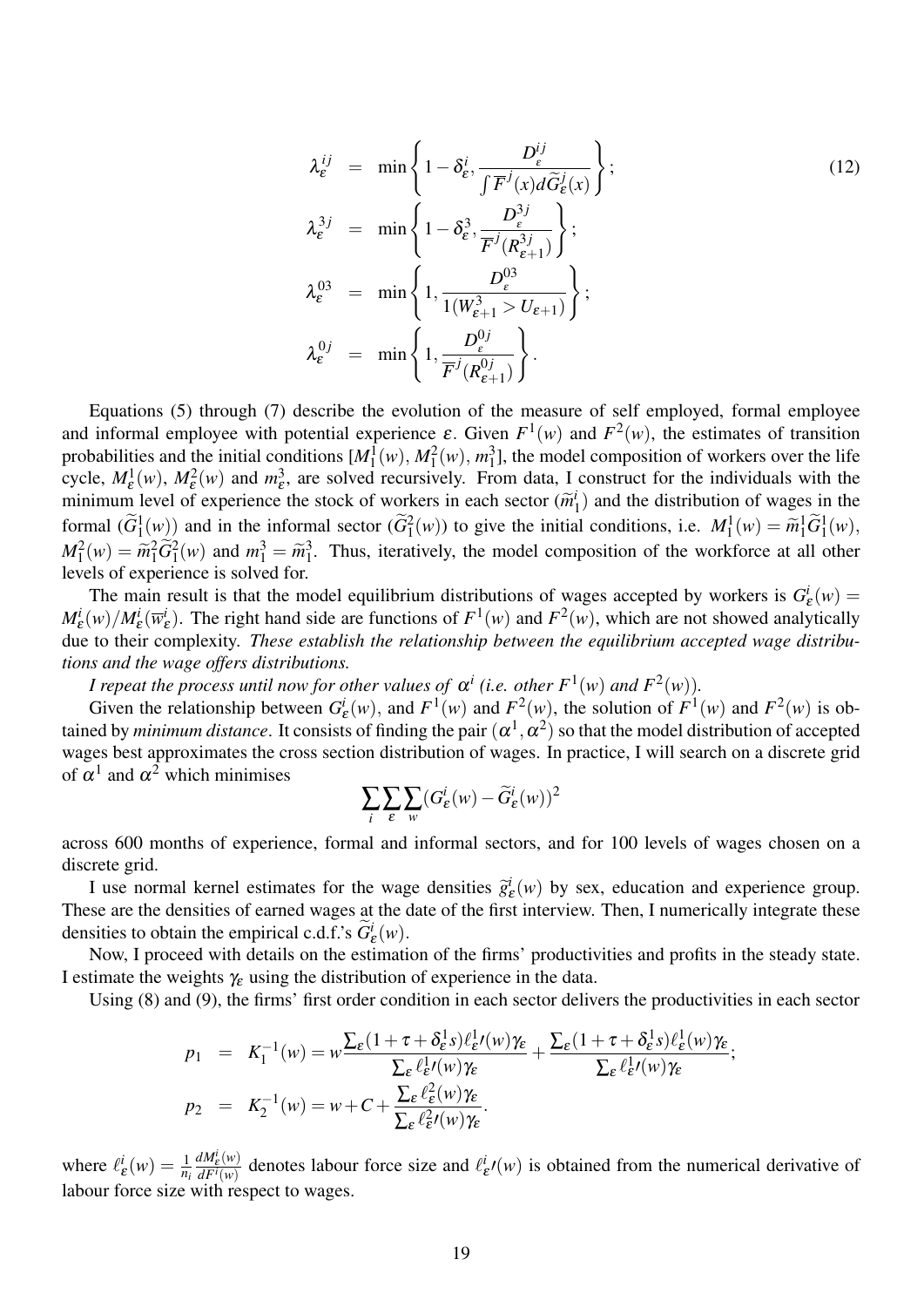$$
\begin{aligned}
\lambda_{\varepsilon}^{ij} &= \min\left\{1-\delta_{\varepsilon}^{i}, \frac{D_{\varepsilon}^{ij}}{\int \overline{F}^{j}(x)d\widetilde{G}_{\varepsilon}^{j}(x)}\right\}; \\
\lambda_{\varepsilon}^{3j} &= \min\left\{1-\delta_{\varepsilon}^{3}, \frac{D_{\varepsilon}^{3j}}{\overline{F}^{j}(R_{\varepsilon+1}^{3j})}\right\}; \\
\lambda_{\varepsilon}^{03} &= \min\left\{1, \frac{D_{\varepsilon}^{03}}{1(W_{\varepsilon+1}^{3} > U_{\varepsilon+1})}\right\}; \\
\lambda_{\varepsilon}^{0j} &= \min\left\{1, \frac{D_{\varepsilon}^{0j}}{\overline{F}^{j}(R_{\varepsilon+1}^{0j})}\right\}.
\end{aligned}
\tag{12}
$$

Equations (5) through (7) describe the evolution of the measure of self employed, formal employee and informal employee with potential experience $\varepsilon$. Given $F^1(w)$ and $F^2(w)$, the estimates of transition probabilities and the initial conditions $[M_1^1(w), M_1^2(w), m_1^3]$, the model composition of workers over the life cycle, $M_\varepsilon^1(w)$, $M_\varepsilon^2(w)$ and $m_\varepsilon^3$, are solved recursively. From data, I construct for the individuals with the minimum level of experience the stock of workers in each sector ($\widetilde{m}_1^i$) and the distribution of wages in the formal ($\widetilde{G}_1^1(w)$) and in the informal sector ($\widetilde{G}_1^2(w)$) to give the initial conditions, i.e. $M_1^1(w) = \widetilde{m}_1^1\widetilde{G}_1^1(w)$, $M_1^2(w) = \widetilde{m}_1^2\widetilde{G}_1^2(w)$ and $m_1^3 = \widetilde{m}_1^3$. Thus, iteratively, the model composition of the workforce at all other levels of experience is solved for.

The main result is that the model equilibrium distributions of wages accepted by workers is $G_\varepsilon^i(w) = M_\varepsilon^i(w)/M_\varepsilon^i(\overline{w}_\varepsilon^i)$. The right hand side are functions of $F^1(w)$ and $F^2(w)$, which are not showed analytically due to their complexity. *These establish the relationship between the equilibrium accepted wage distributions and the wage offers distributions.*

*I repeat the process until now for other values of $\alpha^i$ (i.e. other $F^1(w)$ and $F^2(w)$).*

Given the relationship between $G_\varepsilon^i(w)$, and $F^1(w)$ and $F^2(w)$, the solution of $F^1(w)$ and $F^2(w)$ is obtained by *minimum distance*. It consists of finding the pair $(\alpha^1, \alpha^2)$ so that the model distribution of accepted wages best approximates the cross section distribution of wages. In practice, I will search on a discrete grid of $\alpha^1$ and $\alpha^2$ which minimises

$$
\sum_i \sum_\varepsilon \sum_w (G_\varepsilon^i(w) - \widetilde{G}_\varepsilon^i(w))^2
$$

across 600 months of experience, formal and informal sectors, and for 100 levels of wages chosen on a discrete grid.

I use normal kernel estimates for the wage densities $\widetilde{g}_\varepsilon^i(w)$ by sex, education and experience group. These are the densities of earned wages at the date of the first interview. Then, I numerically integrate these densities to obtain the empirical c.d.f.'s $\widetilde{G}_\varepsilon^i(w)$.

Now, I proceed with details on the estimation of the firms' productivities and profits in the steady state. I estimate the weights $\gamma_\varepsilon$ using the distribution of experience in the data.

Using (8) and (9), the firms' first order condition in each sector delivers the productivities in each sector

$$
\begin{aligned}
p_1 &= K_1^{-1}(w) = w\frac{\sum_\varepsilon (1+\tau+\delta_\varepsilon^1 s)\ell_\varepsilon^1\prime(w)\gamma_\varepsilon}{\sum_\varepsilon \ell_\varepsilon^1\prime(w)\gamma_\varepsilon} + \frac{\sum_\varepsilon (1+\tau+\delta_\varepsilon^1 s)\ell_\varepsilon^1(w)\gamma_\varepsilon}{\sum_\varepsilon \ell_\varepsilon^1\prime(w)\gamma_\varepsilon}; \\
p_2 &= K_2^{-1}(w) = w + C + \frac{\sum_\varepsilon \ell_\varepsilon^2(w)\gamma_\varepsilon}{\sum_\varepsilon \ell_\varepsilon^2\prime(w)\gamma_\varepsilon}.
\end{aligned}
$$

where $\ell_\varepsilon^i(w) = \frac{1}{n_i}\frac{dM_\varepsilon^i(w)}{dF^i(w)}$ denotes labour force size and $\ell_\varepsilon^i\prime(w)$ is obtained from the numerical derivative of labour force size with respect to wages.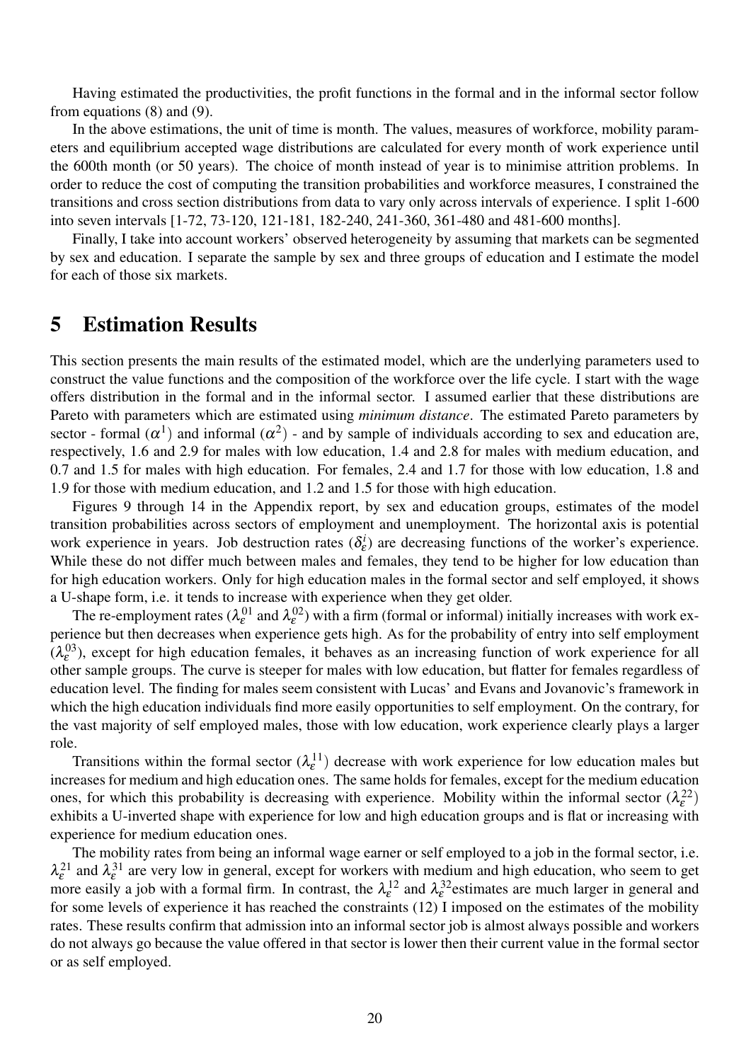Having estimated the productivities, the profit functions in the formal and in the informal sector follow from equations (8) and (9).

In the above estimations, the unit of time is month. The values, measures of workforce, mobility parameters and equilibrium accepted wage distributions are calculated for every month of work experience until the 600th month (or 50 years). The choice of month instead of year is to minimise attrition problems. In order to reduce the cost of computing the transition probabilities and workforce measures, I constrained the transitions and cross section distributions from data to vary only across intervals of experience. I split 1-600 into seven intervals [1-72, 73-120, 121-181, 182-240, 241-360, 361-480 and 481-600 months].

Finally, I take into account workers' observed heterogeneity by assuming that markets can be segmented by sex and education. I separate the sample by sex and three groups of education and I estimate the model for each of those six markets.

# 5 Estimation Results

This section presents the main results of the estimated model, which are the underlying parameters used to construct the value functions and the composition of the workforce over the life cycle. I start with the wage offers distribution in the formal and in the informal sector. I assumed earlier that these distributions are Pareto with parameters which are estimated using *minimum distance*. The estimated Pareto parameters by sector - formal ($\alpha^1$) and informal ($\alpha^2$) - and by sample of individuals according to sex and education are, respectively, 1.6 and 2.9 for males with low education, 1.4 and 2.8 for males with medium education, and 0.7 and 1.5 for males with high education. For females, 2.4 and 1.7 for those with low education, 1.8 and 1.9 for those with medium education, and 1.2 and 1.5 for those with high education.

Figures 9 through 14 in the Appendix report, by sex and education groups, estimates of the model transition probabilities across sectors of employment and unemployment. The horizontal axis is potential work experience in years. Job destruction rates ($\delta^i_\varepsilon$) are decreasing functions of the worker's experience. While these do not differ much between males and females, they tend to be higher for low education than for high education workers. Only for high education males in the formal sector and self employed, it shows a U-shape form, i.e. it tends to increase with experience when they get older.

The re-employment rates ($\lambda^{01}_\varepsilon$ and $\lambda^{02}_\varepsilon$) with a firm (formal or informal) initially increases with work experience but then decreases when experience gets high. As for the probability of entry into self employment ($\lambda^{03}_\varepsilon$), except for high education females, it behaves as an increasing function of work experience for all other sample groups. The curve is steeper for males with low education, but flatter for females regardless of education level. The finding for males seem consistent with Lucas' and Evans and Jovanovic's framework in which the high education individuals find more easily opportunities to self employment. On the contrary, for the vast majority of self employed males, those with low education, work experience clearly plays a larger role.

Transitions within the formal sector ($\lambda^{11}_\varepsilon$) decrease with work experience for low education males but increases for medium and high education ones. The same holds for females, except for the medium education ones, for which this probability is decreasing with experience. Mobility within the informal sector ($\lambda^{22}_\varepsilon$) exhibits a U-inverted shape with experience for low and high education groups and is flat or increasing with experience for medium education ones.

The mobility rates from being an informal wage earner or self employed to a job in the formal sector, i.e. $\lambda^{21}_\varepsilon$ and $\lambda^{31}_\varepsilon$ are very low in general, except for workers with medium and high education, who seem to get more easily a job with a formal firm. In contrast, the $\lambda^{12}_\varepsilon$ and $\lambda^{32}_\varepsilon$estimates are much larger in general and for some levels of experience it has reached the constraints (12) I imposed on the estimates of the mobility rates. These results confirm that admission into an informal sector job is almost always possible and workers do not always go because the value offered in that sector is lower then their current value in the formal sector or as self employed.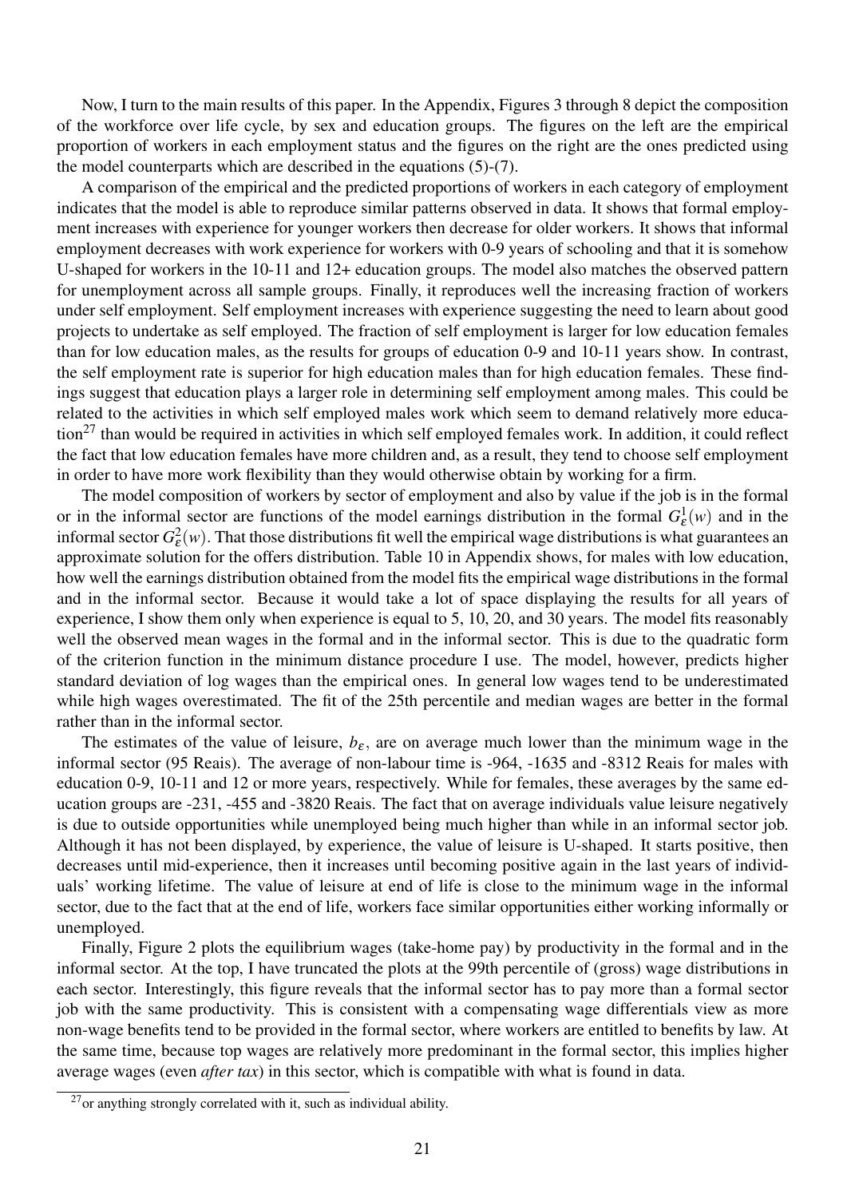Now, I turn to the main results of this paper. In the Appendix, Figures 3 through 8 depict the composition of the workforce over life cycle, by sex and education groups. The figures on the left are the empirical proportion of workers in each employment status and the figures on the right are the ones predicted using the model counterparts which are described in the equations (5)-(7).

A comparison of the empirical and the predicted proportions of workers in each category of employment indicates that the model is able to reproduce similar patterns observed in data. It shows that formal employment increases with experience for younger workers then decrease for older workers. It shows that informal employment decreases with work experience for workers with 0-9 years of schooling and that it is somehow U-shaped for workers in the 10-11 and 12+ education groups. The model also matches the observed pattern for unemployment across all sample groups. Finally, it reproduces well the increasing fraction of workers under self employment. Self employment increases with experience suggesting the need to learn about good projects to undertake as self employed. The fraction of self employment is larger for low education females than for low education males, as the results for groups of education 0-9 and 10-11 years show. In contrast, the self employment rate is superior for high education males than for high education females. These findings suggest that education plays a larger role in determining self employment among males. This could be related to the activities in which self employed males work which seem to demand relatively more education[27] than would be required in activities in which self employed females work. In addition, it could reflect the fact that low education females have more children and, as a result, they tend to choose self employment in order to have more work flexibility than they would otherwise obtain by working for a firm.

The model composition of workers by sector of employment and also by value if the job is in the formal or in the informal sector are functions of the model earnings distribution in the formal $G^1_\varepsilon(w)$ and in the informal sector $G^2_\varepsilon(w)$. That those distributions fit well the empirical wage distributions is what guarantees an approximate solution for the offers distribution. Table 10 in Appendix shows, for males with low education, how well the earnings distribution obtained from the model fits the empirical wage distributions in the formal and in the informal sector. Because it would take a lot of space displaying the results for all years of experience, I show them only when experience is equal to 5, 10, 20, and 30 years. The model fits reasonably well the observed mean wages in the formal and in the informal sector. This is due to the quadratic form of the criterion function in the minimum distance procedure I use. The model, however, predicts higher standard deviation of log wages than the empirical ones. In general low wages tend to be underestimated while high wages overestimated. The fit of the 25th percentile and median wages are better in the formal rather than in the informal sector.

The estimates of the value of leisure, $b_\varepsilon$, are on average much lower than the minimum wage in the informal sector (95 Reais). The average of non-labour time is -964, -1635 and -8312 Reais for males with education 0-9, 10-11 and 12 or more years, respectively. While for females, these averages by the same education groups are -231, -455 and -3820 Reais. The fact that on average individuals value leisure negatively is due to outside opportunities while unemployed being much higher than while in an informal sector job. Although it has not been displayed, by experience, the value of leisure is U-shaped. It starts positive, then decreases until mid-experience, then it increases until becoming positive again in the last years of individuals' working lifetime. The value of leisure at end of life is close to the minimum wage in the informal sector, due to the fact that at the end of life, workers face similar opportunities either working informally or unemployed.

Finally, Figure 2 plots the equilibrium wages (take-home pay) by productivity in the formal and in the informal sector. At the top, I have truncated the plots at the 99th percentile of (gross) wage distributions in each sector. Interestingly, this figure reveals that the informal sector has to pay more than a formal sector job with the same productivity. This is consistent with a compensating wage differentials view as more non-wage benefits tend to be provided in the formal sector, where workers are entitled to benefits by law. At the same time, because top wages are relatively more predominant in the formal sector, this implies higher average wages (even *after tax*) in this sector, which is compatible with what is found in data.

[27] or anything strongly correlated with it, such as individual ability.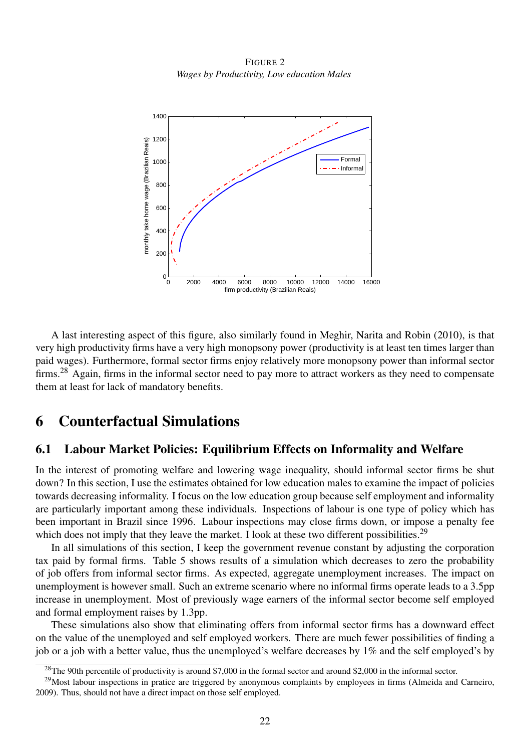FIGURE 2

*Wages by Productivity, Low education Males*

A last interesting aspect of this figure, also similarly found in Meghir, Narita and Robin (2010), is that very high productivity firms have a very high monopsony power (productivity is at least ten times larger than paid wages). Furthermore, formal sector firms enjoy relatively more monopsony power than informal sector firms.[28] Again, firms in the informal sector need to pay more to attract workers as they need to compensate them at least for lack of mandatory benefits.

# 6 Counterfactual Simulations

## 6.1 Labour Market Policies: Equilibrium Effects on Informality and Welfare

In the interest of promoting welfare and lowering wage inequality, should informal sector firms be shut down? In this section, I use the estimates obtained for low education males to examine the impact of policies towards decreasing informality. I focus on the low education group because self employment and informality are particularly important among these individuals. Inspections of labour is one type of policy which has been important in Brazil since 1996. Labour inspections may close firms down, or impose a penalty fee which does not imply that they leave the market. I look at these two different possibilities.[29]

In all simulations of this section, I keep the government revenue constant by adjusting the corporation tax paid by formal firms. Table 5 shows results of a simulation which decreases to zero the probability of job offers from informal sector firms. As expected, aggregate unemployment increases. The impact on unemployment is however small. Such an extreme scenario where no informal firms operate leads to a 3.5pp increase in unemployment. Most of previously wage earners of the informal sector become self employed and formal employment raises by 1.3pp.

These simulations also show that eliminating offers from informal sector firms has a downward effect on the value of the unemployed and self employed workers. There are much fewer possibilities of finding a job or a job with a better value, thus the unemployed's welfare decreases by 1% and the self employed's by

[28] The 90th percentile of productivity is around \$7,000 in the formal sector and around \$2,000 in the informal sector.

[29] Most labour inspections in pratice are triggered by anonymous complaints by employees in firms (Almeida and Carneiro, 2009). Thus, should not have a direct impact on those self employed.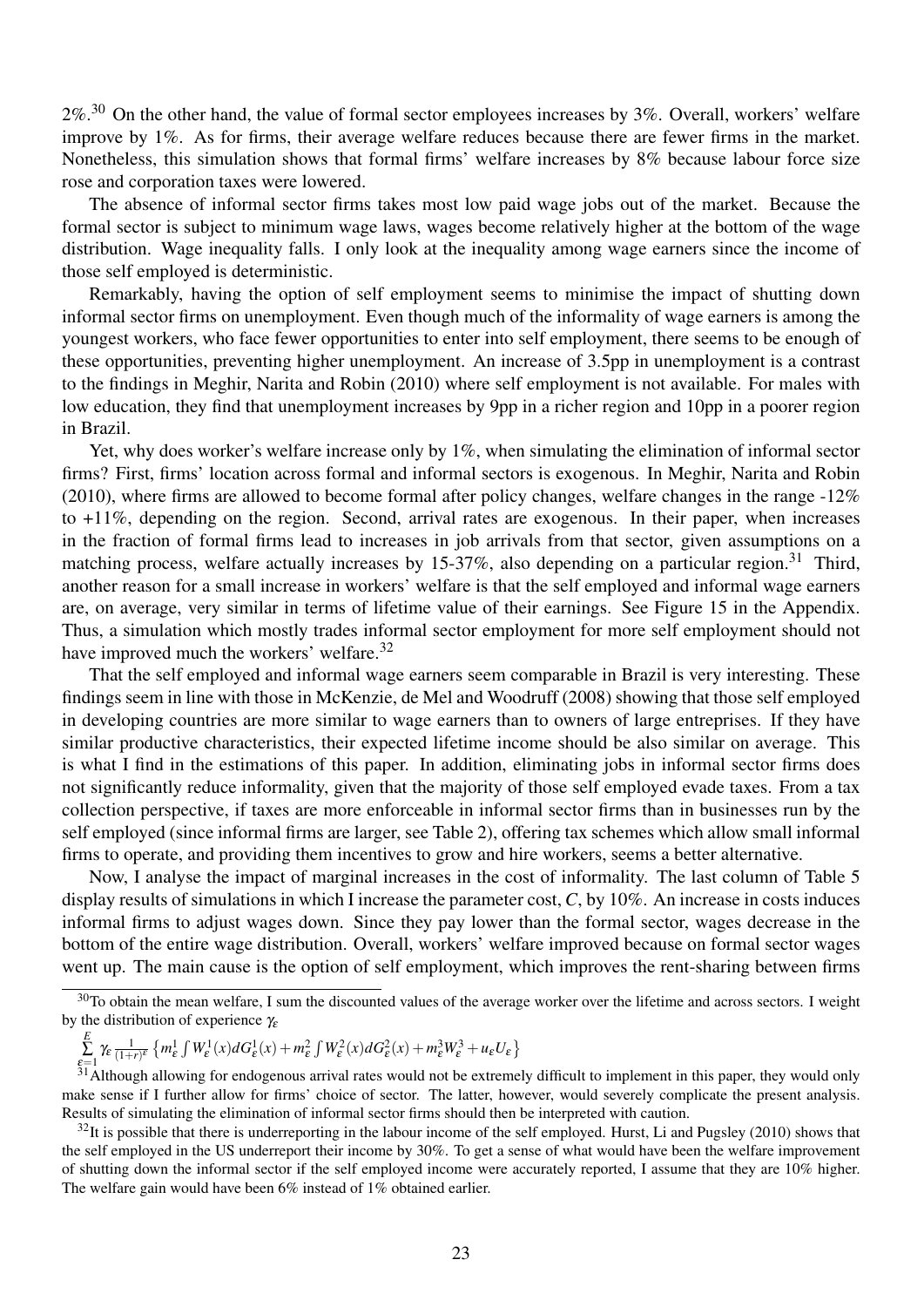2%.[30] On the other hand, the value of formal sector employees increases by 3%. Overall, workers' welfare improve by 1%. As for firms, their average welfare reduces because there are fewer firms in the market. Nonetheless, this simulation shows that formal firms' welfare increases by 8% because labour force size rose and corporation taxes were lowered.

The absence of informal sector firms takes most low paid wage jobs out of the market. Because the formal sector is subject to minimum wage laws, wages become relatively higher at the bottom of the wage distribution. Wage inequality falls. I only look at the inequality among wage earners since the income of those self employed is deterministic.

Remarkably, having the option of self employment seems to minimise the impact of shutting down informal sector firms on unemployment. Even though much of the informality of wage earners is among the youngest workers, who face fewer opportunities to enter into self employment, there seems to be enough of these opportunities, preventing higher unemployment. An increase of 3.5pp in unemployment is a contrast to the findings in Meghir, Narita and Robin (2010) where self employment is not available. For males with low education, they find that unemployment increases by 9pp in a richer region and 10pp in a poorer region in Brazil.

Yet, why does worker's welfare increase only by 1%, when simulating the elimination of informal sector firms? First, firms' location across formal and informal sectors is exogenous. In Meghir, Narita and Robin (2010), where firms are allowed to become formal after policy changes, welfare changes in the range -12% to +11%, depending on the region. Second, arrival rates are exogenous. In their paper, when increases in the fraction of formal firms lead to increases in job arrivals from that sector, given assumptions on a matching process, welfare actually increases by 15-37%, also depending on a particular region.[31] Third, another reason for a small increase in workers' welfare is that the self employed and informal wage earners are, on average, very similar in terms of lifetime value of their earnings. See Figure 15 in the Appendix. Thus, a simulation which mostly trades informal sector employment for more self employment should not have improved much the workers' welfare.[32]

That the self employed and informal wage earners seem comparable in Brazil is very interesting. These findings seem in line with those in McKenzie, de Mel and Woodruff (2008) showing that those self employed in developing countries are more similar to wage earners than to owners of large entreprises. If they have similar productive characteristics, their expected lifetime income should be also similar on average. This is what I find in the estimations of this paper. In addition, eliminating jobs in informal sector firms does not significantly reduce informality, given that the majority of those self employed evade taxes. From a tax collection perspective, if taxes are more enforceable in informal sector firms than in businesses run by the self employed (since informal firms are larger, see Table 2), offering tax schemes which allow small informal firms to operate, and providing them incentives to grow and hire workers, seems a better alternative.

Now, I analyse the impact of marginal increases in the cost of informality. The last column of Table 5 display results of simulations in which I increase the parameter cost, $C$, by 10%. An increase in costs induces informal firms to adjust wages down. Since they pay lower than the formal sector, wages decrease in the bottom of the entire wage distribution. Overall, workers' welfare improved because on formal sector wages went up. The main cause is the option of self employment, which improves the rent-sharing between firms

---

[30] To obtain the mean welfare, I sum the discounted values of the average worker over the lifetime and across sectors. I weight by the distribution of experience $\gamma_\varepsilon$

$$\sum_{\varepsilon=1}^{E} \gamma_\varepsilon \frac{1}{(1+r)^\varepsilon} \left\{ m_\varepsilon^1 \int W_\varepsilon^1(x) dG_\varepsilon^1(x) + m_\varepsilon^2 \int W_\varepsilon^2(x) dG_\varepsilon^2(x) + m_\varepsilon^3 W_\varepsilon^3 + u_\varepsilon U_\varepsilon \right\}$$

[31] Although allowing for endogenous arrival rates would not be extremely difficult to implement in this paper, they would only make sense if I further allow for firms' choice of sector. The latter, however, would severely complicate the present analysis. Results of simulating the elimination of informal sector firms should then be interpreted with caution.

[32] It is possible that there is underreporting in the labour income of the self employed. Hurst, Li and Pugsley (2010) shows that the self employed in the US underreport their income by 30%. To get a sense of what would have been the welfare improvement of shutting down the informal sector if the self employed income were accurately reported, I assume that they are 10% higher. The welfare gain would have been 6% instead of 1% obtained earlier.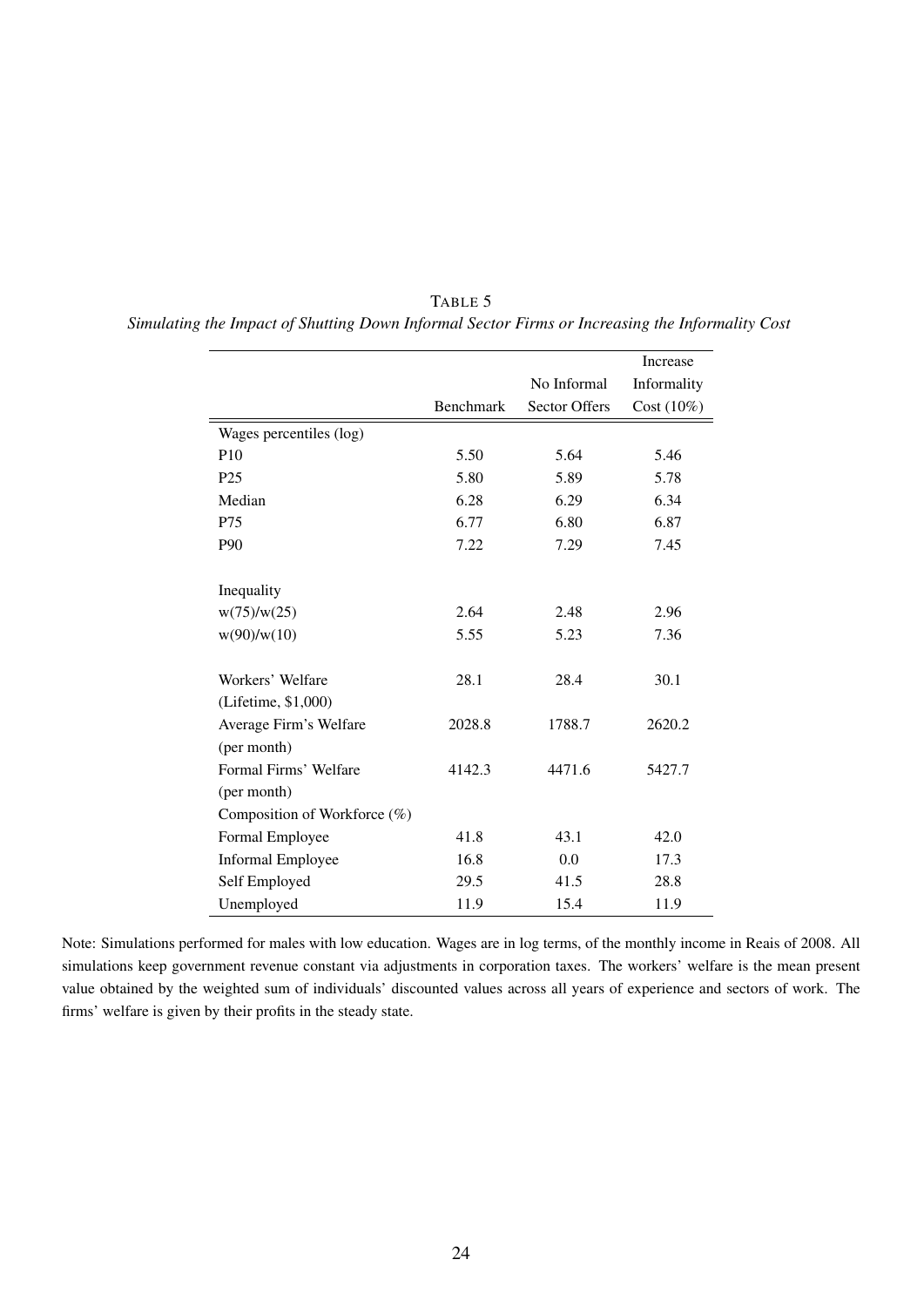TABLE 5

*Simulating the Impact of Shutting Down Informal Sector Firms or Increasing the Informality Cost*

| | Benchmark | No Informal Sector Offers | Increase Informality Cost (10%) |
|---|---|---|---|
| Wages percentiles (log) | | | |
| P10 | 5.50 | 5.64 | 5.46 |
| P25 | 5.80 | 5.89 | 5.78 |
| Median | 6.28 | 6.29 | 6.34 |
| P75 | 6.77 | 6.80 | 6.87 |
| P90 | 7.22 | 7.29 | 7.45 |
| | | | |
| Inequality | | | |
| w(75)/w(25) | 2.64 | 2.48 | 2.96 |
| w(90)/w(10) | 5.55 | 5.23 | 7.36 |
| | | | |
| Workers' Welfare (Lifetime, $1,000) | 28.1 | 28.4 | 30.1 |
| Average Firm's Welfare (per month) | 2028.8 | 1788.7 | 2620.2 |
| Formal Firms' Welfare (per month) | 4142.3 | 4471.6 | 5427.7 |
| Composition of Workforce (%) | | | |
| Formal Employee | 41.8 | 43.1 | 42.0 |
| Informal Employee | 16.8 | 0.0 | 17.3 |
| Self Employed | 29.5 | 41.5 | 28.8 |
| Unemployed | 11.9 | 15.4 | 11.9 |

Note: Simulations performed for males with low education. Wages are in log terms, of the monthly income in Reais of 2008. All simulations keep government revenue constant via adjustments in corporation taxes. The workers' welfare is the mean present value obtained by the weighted sum of individuals' discounted values across all years of experience and sectors of work. The firms' welfare is given by their profits in the steady state.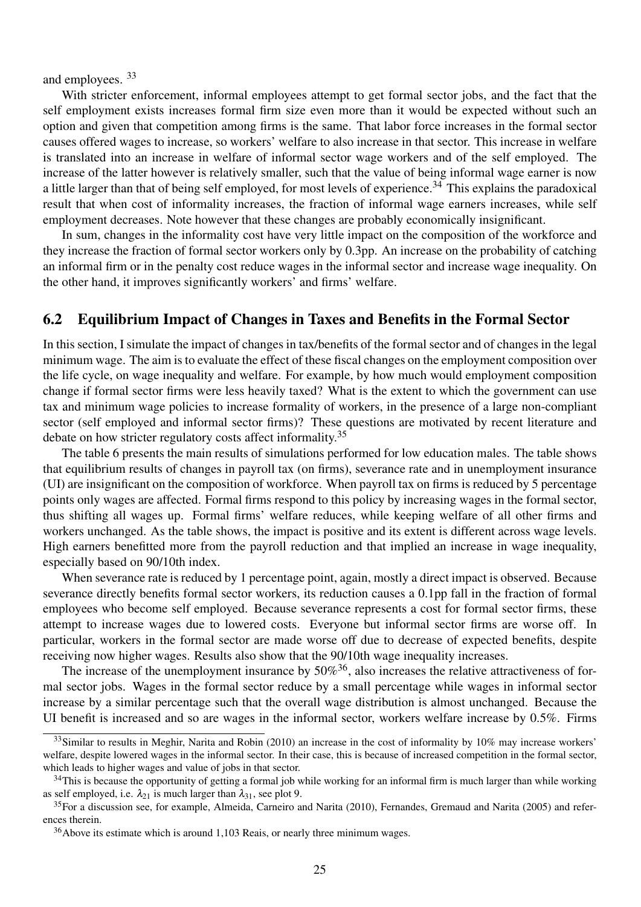and employees. [33]

With stricter enforcement, informal employees attempt to get formal sector jobs, and the fact that the self employment exists increases formal firm size even more than it would be expected without such an option and given that competition among firms is the same. That labor force increases in the formal sector causes offered wages to increase, so workers' welfare to also increase in that sector. This increase in welfare is translated into an increase in welfare of informal sector wage workers and of the self employed. The increase of the latter however is relatively smaller, such that the value of being informal wage earner is now a little larger than that of being self employed, for most levels of experience.[34] This explains the paradoxical result that when cost of informality increases, the fraction of informal wage earners increases, while self employment decreases. Note however that these changes are probably economically insignificant.

In sum, changes in the informality cost have very little impact on the composition of the workforce and they increase the fraction of formal sector workers only by 0.3pp. An increase on the probability of catching an informal firm or in the penalty cost reduce wages in the informal sector and increase wage inequality. On the other hand, it improves significantly workers' and firms' welfare.

## 6.2 Equilibrium Impact of Changes in Taxes and Benefits in the Formal Sector

In this section, I simulate the impact of changes in tax/benefits of the formal sector and of changes in the legal minimum wage. The aim is to evaluate the effect of these fiscal changes on the employment composition over the life cycle, on wage inequality and welfare. For example, by how much would employment composition change if formal sector firms were less heavily taxed? What is the extent to which the government can use tax and minimum wage policies to increase formality of workers, in the presence of a large non-compliant sector (self employed and informal sector firms)? These questions are motivated by recent literature and debate on how stricter regulatory costs affect informality.[35]

The table 6 presents the main results of simulations performed for low education males. The table shows that equilibrium results of changes in payroll tax (on firms), severance rate and in unemployment insurance (UI) are insignificant on the composition of workforce. When payroll tax on firms is reduced by 5 percentage points only wages are affected. Formal firms respond to this policy by increasing wages in the formal sector, thus shifting all wages up. Formal firms' welfare reduces, while keeping welfare of all other firms and workers unchanged. As the table shows, the impact is positive and its extent is different across wage levels. High earners benefitted more from the payroll reduction and that implied an increase in wage inequality, especially based on 90/10th index.

When severance rate is reduced by 1 percentage point, again, mostly a direct impact is observed. Because severance directly benefits formal sector workers, its reduction causes a 0.1pp fall in the fraction of formal employees who become self employed. Because severance represents a cost for formal sector firms, these attempt to increase wages due to lowered costs. Everyone but informal sector firms are worse off. In particular, workers in the formal sector are made worse off due to decrease of expected benefits, despite receiving now higher wages. Results also show that the 90/10th wage inequality increases.

The increase of the unemployment insurance by 50%[36], also increases the relative attractiveness of formal sector jobs. Wages in the formal sector reduce by a small percentage while wages in informal sector increase by a similar percentage such that the overall wage distribution is almost unchanged. Because the UI benefit is increased and so are wages in the informal sector, workers welfare increase by 0.5%. Firms

---

[33] Similar to results in Meghir, Narita and Robin (2010) an increase in the cost of informality by 10% may increase workers' welfare, despite lowered wages in the informal sector. In their case, this is because of increased competition in the formal sector, which leads to higher wages and value of jobs in that sector.

[34] This is because the opportunity of getting a formal job while working for an informal firm is much larger than while working as self employed, i.e. $\lambda_{21}$ is much larger than $\lambda_{31}$, see plot 9.

[35] For a discussion see, for example, Almeida, Carneiro and Narita (2010), Fernandes, Gremaud and Narita (2005) and references therein.

[36] Above its estimate which is around 1,103 Reais, or nearly three minimum wages.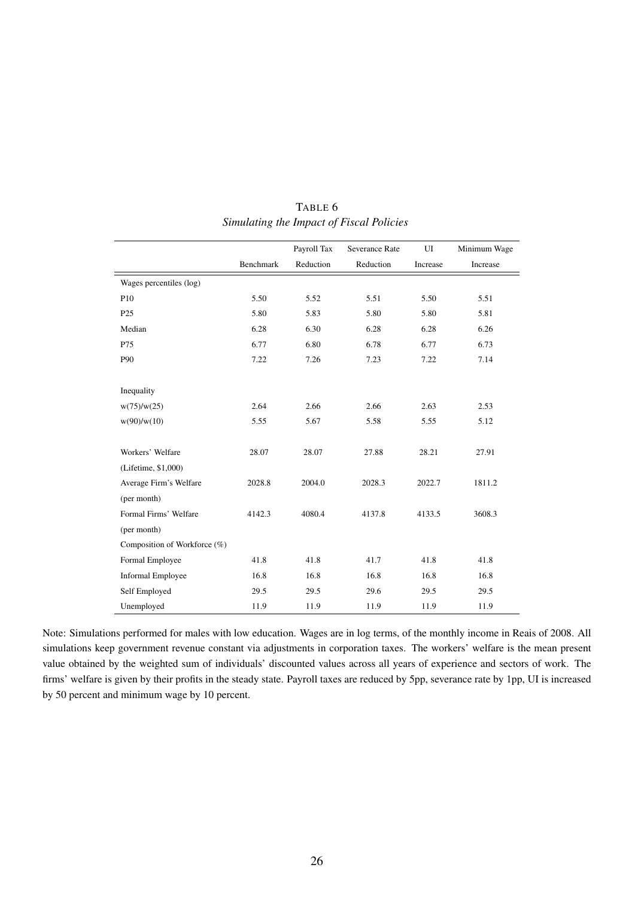TABLE 6
*Simulating the Impact of Fiscal Policies*

| | Benchmark | Payroll Tax Reduction | Severance Rate Reduction | UI Increase | Minimum Wage Increase |
|---|---|---|---|---|---|
| Wages percentiles (log) | | | | | |
| P10 | 5.50 | 5.52 | 5.51 | 5.50 | 5.51 |
| P25 | 5.80 | 5.83 | 5.80 | 5.80 | 5.81 |
| Median | 6.28 | 6.30 | 6.28 | 6.28 | 6.26 |
| P75 | 6.77 | 6.80 | 6.78 | 6.77 | 6.73 |
| P90 | 7.22 | 7.26 | 7.23 | 7.22 | 7.14 |
| | | | | | |
| Inequality | | | | | |
| w(75)/w(25) | 2.64 | 2.66 | 2.66 | 2.63 | 2.53 |
| w(90)/w(10) | 5.55 | 5.67 | 5.58 | 5.55 | 5.12 |
| | | | | | |
| Workers' Welfare (Lifetime, $1,000) | 28.07 | 28.07 | 27.88 | 28.21 | 27.91 |
| Average Firm's Welfare (per month) | 2028.8 | 2004.0 | 2028.3 | 2022.7 | 1811.2 |
| Formal Firms' Welfare (per month) | 4142.3 | 4080.4 | 4137.8 | 4133.5 | 3608.3 |
| Composition of Workforce (%) | | | | | |
| Formal Employee | 41.8 | 41.8 | 41.7 | 41.8 | 41.8 |
| Informal Employee | 16.8 | 16.8 | 16.8 | 16.8 | 16.8 |
| Self Employed | 29.5 | 29.5 | 29.6 | 29.5 | 29.5 |
| Unemployed | 11.9 | 11.9 | 11.9 | 11.9 | 11.9 |

Note: Simulations performed for males with low education. Wages are in log terms, of the monthly income in Reais of 2008. All simulations keep government revenue constant via adjustments in corporation taxes. The workers' welfare is the mean present value obtained by the weighted sum of individuals' discounted values across all years of experience and sectors of work. The firms' welfare is given by their profits in the steady state. Payroll taxes are reduced by 5pp, severance rate by 1pp, UI is increased by 50 percent and minimum wage by 10 percent.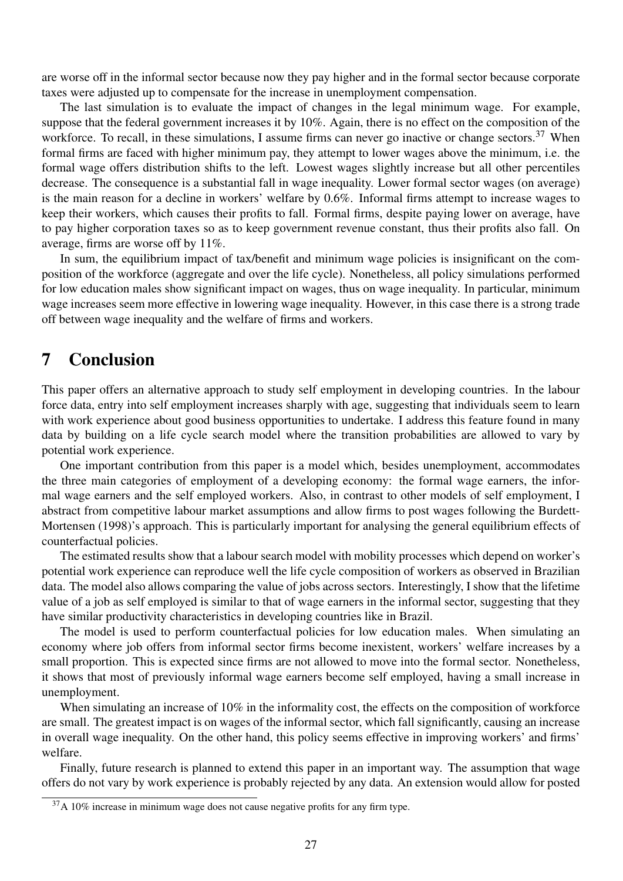are worse off in the informal sector because now they pay higher and in the formal sector because corporate taxes were adjusted up to compensate for the increase in unemployment compensation.

The last simulation is to evaluate the impact of changes in the legal minimum wage. For example, suppose that the federal government increases it by 10%. Again, there is no effect on the composition of the workforce. To recall, in these simulations, I assume firms can never go inactive or change sectors.[37] When formal firms are faced with higher minimum pay, they attempt to lower wages above the minimum, i.e. the formal wage offers distribution shifts to the left. Lowest wages slightly increase but all other percentiles decrease. The consequence is a substantial fall in wage inequality. Lower formal sector wages (on average) is the main reason for a decline in workers' welfare by 0.6%. Informal firms attempt to increase wages to keep their workers, which causes their profits to fall. Formal firms, despite paying lower on average, have to pay higher corporation taxes so as to keep government revenue constant, thus their profits also fall. On average, firms are worse off by 11%.

In sum, the equilibrium impact of tax/benefit and minimum wage policies is insignificant on the composition of the workforce (aggregate and over the life cycle). Nonetheless, all policy simulations performed for low education males show significant impact on wages, thus on wage inequality. In particular, minimum wage increases seem more effective in lowering wage inequality. However, in this case there is a strong trade off between wage inequality and the welfare of firms and workers.

## 7 Conclusion

This paper offers an alternative approach to study self employment in developing countries. In the labour force data, entry into self employment increases sharply with age, suggesting that individuals seem to learn with work experience about good business opportunities to undertake. I address this feature found in many data by building on a life cycle search model where the transition probabilities are allowed to vary by potential work experience.

One important contribution from this paper is a model which, besides unemployment, accommodates the three main categories of employment of a developing economy: the formal wage earners, the informal wage earners and the self employed workers. Also, in contrast to other models of self employment, I abstract from competitive labour market assumptions and allow firms to post wages following the Burdett-Mortensen (1998)'s approach. This is particularly important for analysing the general equilibrium effects of counterfactual policies.

The estimated results show that a labour search model with mobility processes which depend on worker's potential work experience can reproduce well the life cycle composition of workers as observed in Brazilian data. The model also allows comparing the value of jobs across sectors. Interestingly, I show that the lifetime value of a job as self employed is similar to that of wage earners in the informal sector, suggesting that they have similar productivity characteristics in developing countries like in Brazil.

The model is used to perform counterfactual policies for low education males. When simulating an economy where job offers from informal sector firms become inexistent, workers' welfare increases by a small proportion. This is expected since firms are not allowed to move into the formal sector. Nonetheless, it shows that most of previously informal wage earners become self employed, having a small increase in unemployment.

When simulating an increase of 10% in the informality cost, the effects on the composition of workforce are small. The greatest impact is on wages of the informal sector, which fall significantly, causing an increase in overall wage inequality. On the other hand, this policy seems effective in improving workers' and firms' welfare.

Finally, future research is planned to extend this paper in an important way. The assumption that wage offers do not vary by work experience is probably rejected by any data. An extension would allow for posted

[37] A 10% increase in minimum wage does not cause negative profits for any firm type.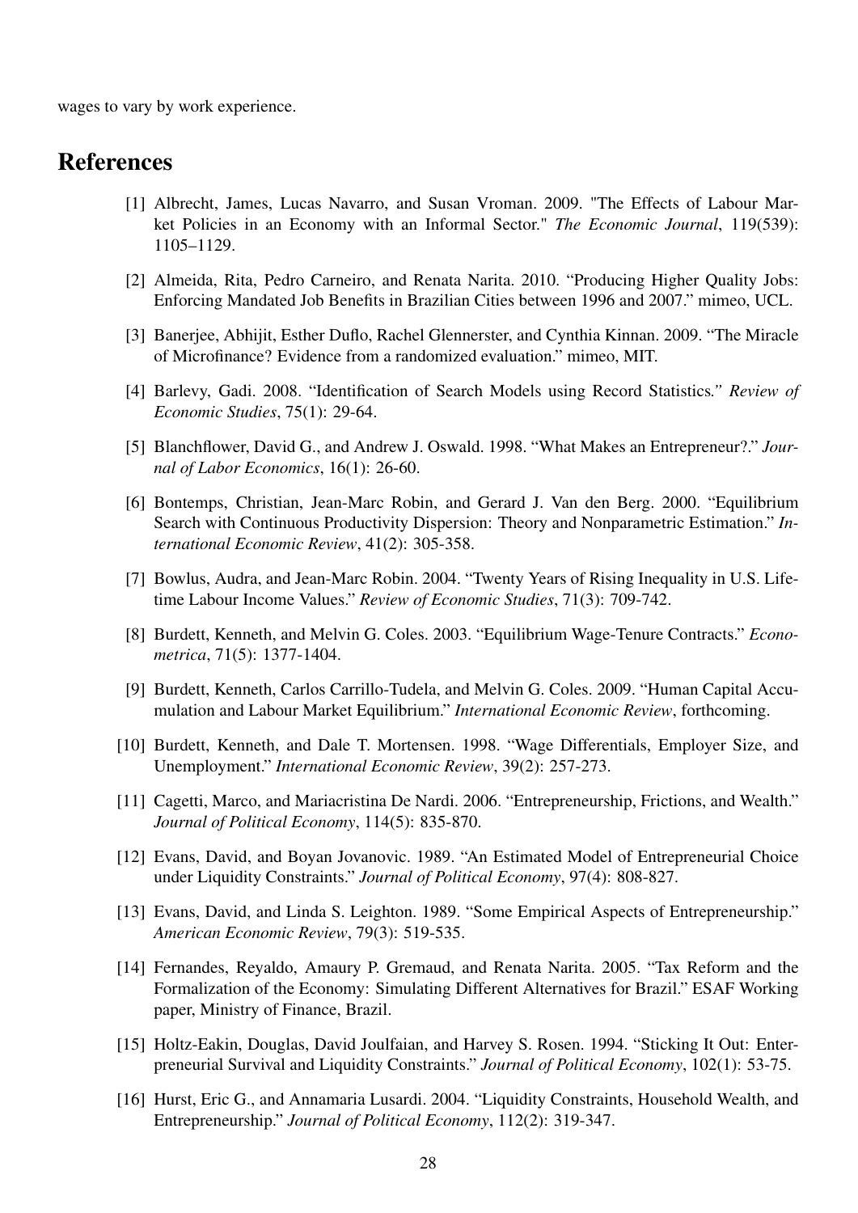wages to vary by work experience.

# References

[1] Albrecht, James, Lucas Navarro, and Susan Vroman. 2009. "The Effects of Labour Market Policies in an Economy with an Informal Sector." *The Economic Journal*, 119(539): 1105–1129.

[2] Almeida, Rita, Pedro Carneiro, and Renata Narita. 2010. "Producing Higher Quality Jobs: Enforcing Mandated Job Benefits in Brazilian Cities between 1996 and 2007." mimeo, UCL.

[3] Banerjee, Abhijit, Esther Duflo, Rachel Glennerster, and Cynthia Kinnan. 2009. "The Miracle of Microfinance? Evidence from a randomized evaluation." mimeo, MIT.

[4] Barlevy, Gadi. 2008. "Identification of Search Models using Record Statistics." *Review of Economic Studies*, 75(1): 29-64.

[5] Blanchflower, David G., and Andrew J. Oswald. 1998. "What Makes an Entrepreneur?." *Journal of Labor Economics*, 16(1): 26-60.

[6] Bontemps, Christian, Jean-Marc Robin, and Gerard J. Van den Berg. 2000. "Equilibrium Search with Continuous Productivity Dispersion: Theory and Nonparametric Estimation." *International Economic Review*, 41(2): 305-358.

[7] Bowlus, Audra, and Jean-Marc Robin. 2004. "Twenty Years of Rising Inequality in U.S. Lifetime Labour Income Values." *Review of Economic Studies*, 71(3): 709-742.

[8] Burdett, Kenneth, and Melvin G. Coles. 2003. "Equilibrium Wage-Tenure Contracts." *Econometrica*, 71(5): 1377-1404.

[9] Burdett, Kenneth, Carlos Carrillo-Tudela, and Melvin G. Coles. 2009. "Human Capital Accumulation and Labour Market Equilibrium." *International Economic Review*, forthcoming.

[10] Burdett, Kenneth, and Dale T. Mortensen. 1998. "Wage Differentials, Employer Size, and Unemployment." *International Economic Review*, 39(2): 257-273.

[11] Cagetti, Marco, and Mariacristina De Nardi. 2006. "Entrepreneurship, Frictions, and Wealth." *Journal of Political Economy*, 114(5): 835-870.

[12] Evans, David, and Boyan Jovanovic. 1989. "An Estimated Model of Entrepreneurial Choice under Liquidity Constraints." *Journal of Political Economy*, 97(4): 808-827.

[13] Evans, David, and Linda S. Leighton. 1989. "Some Empirical Aspects of Entrepreneurship." *American Economic Review*, 79(3): 519-535.

[14] Fernandes, Reyaldo, Amaury P. Gremaud, and Renata Narita. 2005. "Tax Reform and the Formalization of the Economy: Simulating Different Alternatives for Brazil." ESAF Working paper, Ministry of Finance, Brazil.

[15] Holtz-Eakin, Douglas, David Joulfaian, and Harvey S. Rosen. 1994. "Sticking It Out: Entrepreneurial Survival and Liquidity Constraints." *Journal of Political Economy*, 102(1): 53-75.

[16] Hurst, Eric G., and Annamaria Lusardi. 2004. "Liquidity Constraints, Household Wealth, and Entrepreneurship." *Journal of Political Economy*, 112(2): 319-347.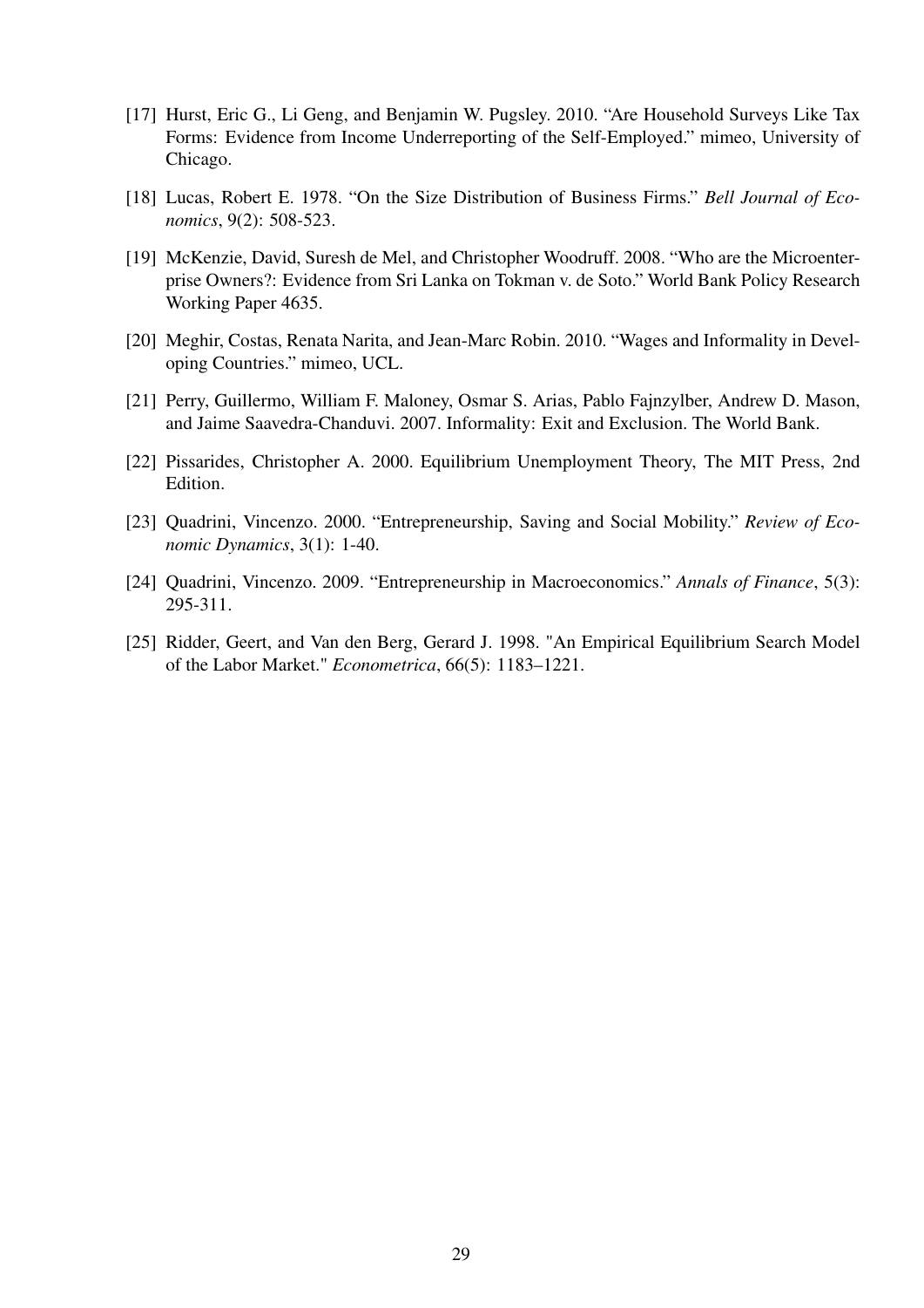[17] Hurst, Eric G., Li Geng, and Benjamin W. Pugsley. 2010. "Are Household Surveys Like Tax Forms: Evidence from Income Underreporting of the Self-Employed." mimeo, University of Chicago.

[18] Lucas, Robert E. 1978. "On the Size Distribution of Business Firms." *Bell Journal of Economics*, 9(2): 508-523.

[19] McKenzie, David, Suresh de Mel, and Christopher Woodruff. 2008. "Who are the Microenterprise Owners?: Evidence from Sri Lanka on Tokman v. de Soto." World Bank Policy Research Working Paper 4635.

[20] Meghir, Costas, Renata Narita, and Jean-Marc Robin. 2010. "Wages and Informality in Developing Countries." mimeo, UCL.

[21] Perry, Guillermo, William F. Maloney, Osmar S. Arias, Pablo Fajnzylber, Andrew D. Mason, and Jaime Saavedra-Chanduvi. 2007. Informality: Exit and Exclusion. The World Bank.

[22] Pissarides, Christopher A. 2000. Equilibrium Unemployment Theory, The MIT Press, 2nd Edition.

[23] Quadrini, Vincenzo. 2000. "Entrepreneurship, Saving and Social Mobility." *Review of Economic Dynamics*, 3(1): 1-40.

[24] Quadrini, Vincenzo. 2009. "Entrepreneurship in Macroeconomics." *Annals of Finance*, 5(3): 295-311.

[25] Ridder, Geert, and Van den Berg, Gerard J. 1998. "An Empirical Equilibrium Search Model of the Labor Market." *Econometrica*, 66(5): 1183–1221.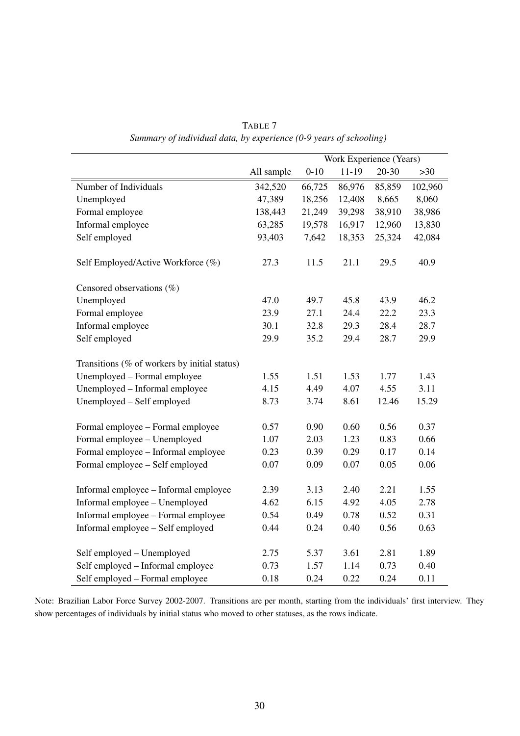TABLE 7

*Summary of individual data, by experience (0-9 years of schooling)*

| | All sample | Work Experience (Years) | | | |
|---|---|---|---|---|---|
| | | 0-10 | 11-19 | 20-30 | >30 |
| Number of Individuals | 342,520 | 66,725 | 86,976 | 85,859 | 102,960 |
| Unemployed | 47,389 | 18,256 | 12,408 | 8,665 | 8,060 |
| Formal employee | 138,443 | 21,249 | 39,298 | 38,910 | 38,986 |
| Informal employee | 63,285 | 19,578 | 16,917 | 12,960 | 13,830 |
| Self employed | 93,403 | 7,642 | 18,353 | 25,324 | 42,084 |
| | | | | | |
| Self Employed/Active Workforce (%) | 27.3 | 11.5 | 21.1 | 29.5 | 40.9 |
| | | | | | |
| Censored observations (%) | | | | | |
| Unemployed | 47.0 | 49.7 | 45.8 | 43.9 | 46.2 |
| Formal employee | 23.9 | 27.1 | 24.4 | 22.2 | 23.3 |
| Informal employee | 30.1 | 32.8 | 29.3 | 28.4 | 28.7 |
| Self employed | 29.9 | 35.2 | 29.4 | 28.7 | 29.9 |
| | | | | | |
| Transitions (% of workers by initial status) | | | | | |
| Unemployed – Formal employee | 1.55 | 1.51 | 1.53 | 1.77 | 1.43 |
| Unemployed – Informal employee | 4.15 | 4.49 | 4.07 | 4.55 | 3.11 |
| Unemployed – Self employed | 8.73 | 3.74 | 8.61 | 12.46 | 15.29 |
| | | | | | |
| Formal employee – Formal employee | 0.57 | 0.90 | 0.60 | 0.56 | 0.37 |
| Formal employee – Unemployed | 1.07 | 2.03 | 1.23 | 0.83 | 0.66 |
| Formal employee – Informal employee | 0.23 | 0.39 | 0.29 | 0.17 | 0.14 |
| Formal employee – Self employed | 0.07 | 0.09 | 0.07 | 0.05 | 0.06 |
| | | | | | |
| Informal employee – Informal employee | 2.39 | 3.13 | 2.40 | 2.21 | 1.55 |
| Informal employee – Unemployed | 4.62 | 6.15 | 4.92 | 4.05 | 2.78 |
| Informal employee – Formal employee | 0.54 | 0.49 | 0.78 | 0.52 | 0.31 |
| Informal employee – Self employed | 0.44 | 0.24 | 0.40 | 0.56 | 0.63 |
| | | | | | |
| Self employed – Unemployed | 2.75 | 5.37 | 3.61 | 2.81 | 1.89 |
| Self employed – Informal employee | 0.73 | 1.57 | 1.14 | 0.73 | 0.40 |
| Self employed – Formal employee | 0.18 | 0.24 | 0.22 | 0.24 | 0.11 |

Note: Brazilian Labor Force Survey 2002-2007. Transitions are per month, starting from the individuals' first interview. They show percentages of individuals by initial status who moved to other statuses, as the rows indicate.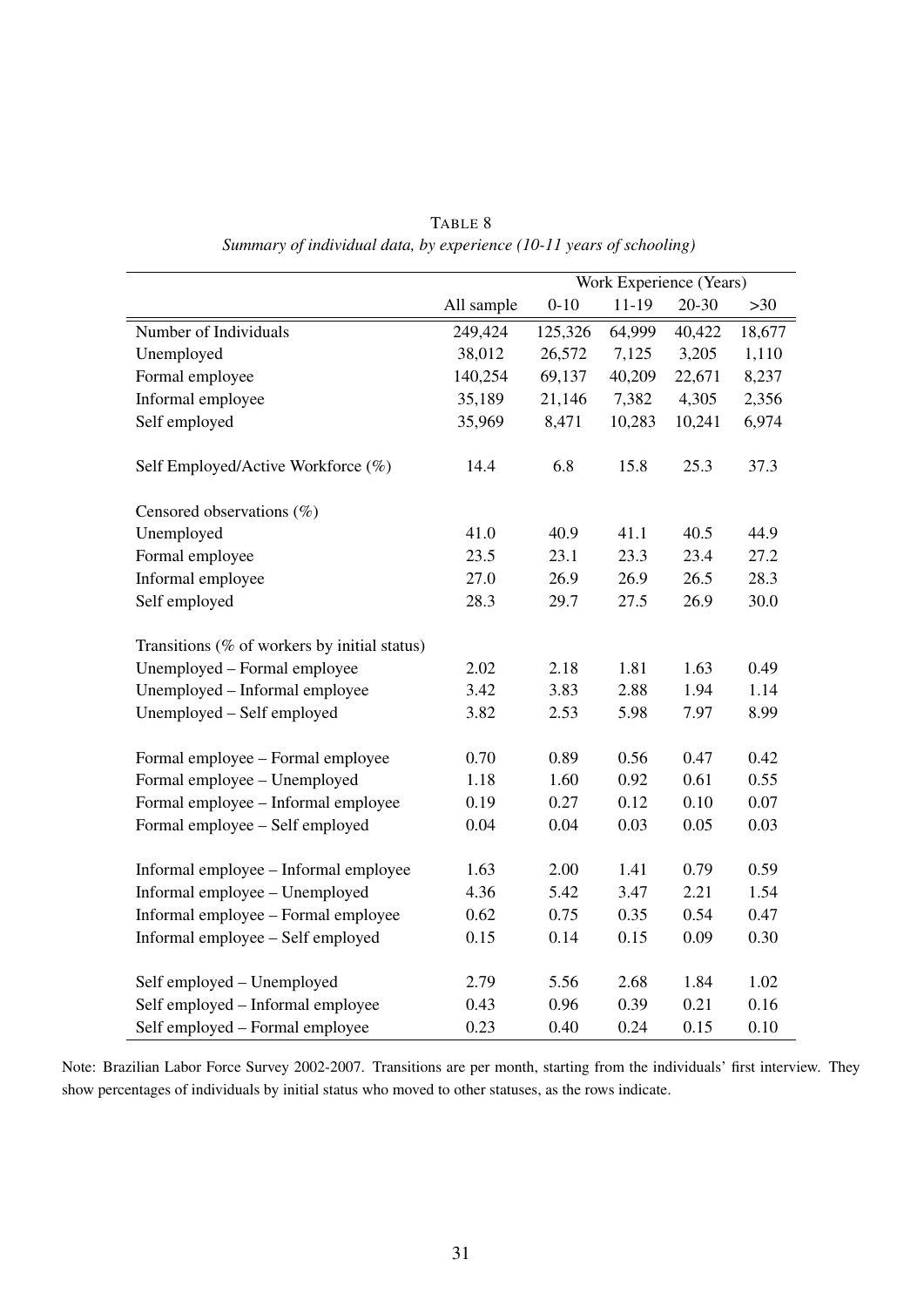TABLE 8

*Summary of individual data, by experience (10-11 years of schooling)*

| | | Work Experience (Years) | | | |
|---|---|---|---|---|---|
| | All sample | 0-10 | 11-19 | 20-30 | >30 |
| Number of Individuals | 249,424 | 125,326 | 64,999 | 40,422 | 18,677 |
| Unemployed | 38,012 | 26,572 | 7,125 | 3,205 | 1,110 |
| Formal employee | 140,254 | 69,137 | 40,209 | 22,671 | 8,237 |
| Informal employee | 35,189 | 21,146 | 7,382 | 4,305 | 2,356 |
| Self employed | 35,969 | 8,471 | 10,283 | 10,241 | 6,974 |
| | | | | | |
| Self Employed/Active Workforce (%) | 14.4 | 6.8 | 15.8 | 25.3 | 37.3 |
| | | | | | |
| Censored observations (%) | | | | | |
| Unemployed | 41.0 | 40.9 | 41.1 | 40.5 | 44.9 |
| Formal employee | 23.5 | 23.1 | 23.3 | 23.4 | 27.2 |
| Informal employee | 27.0 | 26.9 | 26.9 | 26.5 | 28.3 |
| Self employed | 28.3 | 29.7 | 27.5 | 26.9 | 30.0 |
| | | | | | |
| Transitions (% of workers by initial status) | | | | | |
| Unemployed – Formal employee | 2.02 | 2.18 | 1.81 | 1.63 | 0.49 |
| Unemployed – Informal employee | 3.42 | 3.83 | 2.88 | 1.94 | 1.14 |
| Unemployed – Self employed | 3.82 | 2.53 | 5.98 | 7.97 | 8.99 |
| | | | | | |
| Formal employee – Formal employee | 0.70 | 0.89 | 0.56 | 0.47 | 0.42 |
| Formal employee – Unemployed | 1.18 | 1.60 | 0.92 | 0.61 | 0.55 |
| Formal employee – Informal employee | 0.19 | 0.27 | 0.12 | 0.10 | 0.07 |
| Formal employee – Self employed | 0.04 | 0.04 | 0.03 | 0.05 | 0.03 |
| | | | | | |
| Informal employee – Informal employee | 1.63 | 2.00 | 1.41 | 0.79 | 0.59 |
| Informal employee – Unemployed | 4.36 | 5.42 | 3.47 | 2.21 | 1.54 |
| Informal employee – Formal employee | 0.62 | 0.75 | 0.35 | 0.54 | 0.47 |
| Informal employee – Self employed | 0.15 | 0.14 | 0.15 | 0.09 | 0.30 |
| | | | | | |
| Self employed – Unemployed | 2.79 | 5.56 | 2.68 | 1.84 | 1.02 |
| Self employed – Informal employee | 0.43 | 0.96 | 0.39 | 0.21 | 0.16 |
| Self employed – Formal employee | 0.23 | 0.40 | 0.24 | 0.15 | 0.10 |

Note: Brazilian Labor Force Survey 2002-2007. Transitions are per month, starting from the individuals' first interview. They show percentages of individuals by initial status who moved to other statuses, as the rows indicate.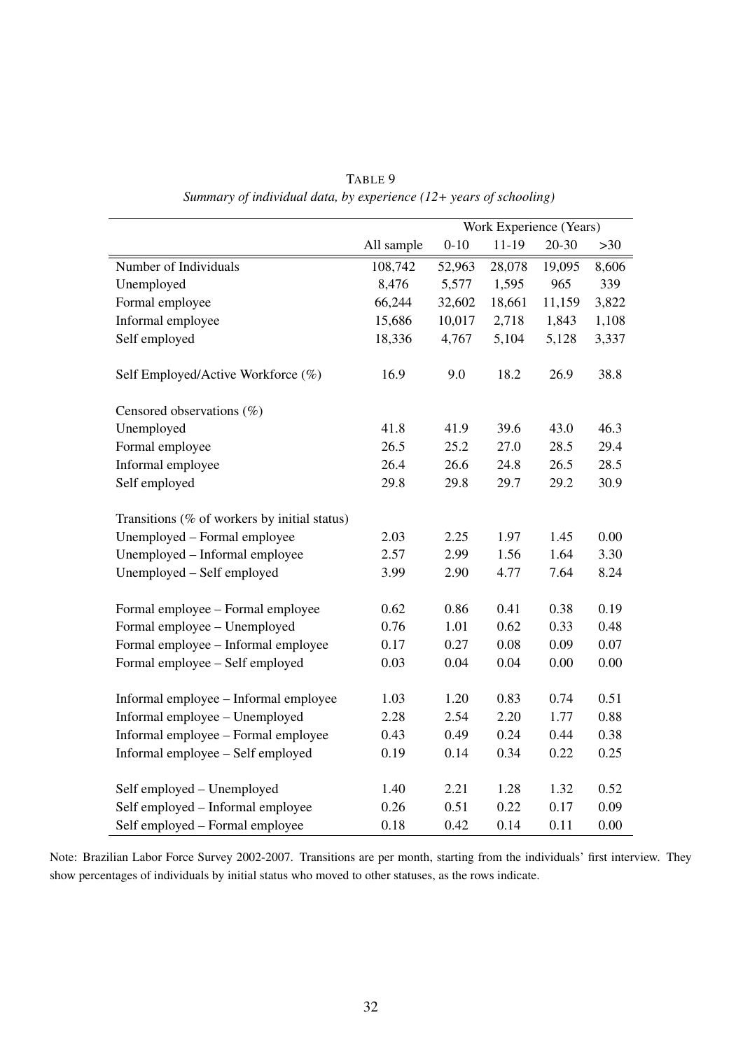TABLE 9

*Summary of individual data, by experience (12+ years of schooling)*

| | | Work Experience (Years) | | | |
|---|---|---|---|---|---|
| | All sample | 0-10 | 11-19 | 20-30 | >30 |
| Number of Individuals | 108,742 | 52,963 | 28,078 | 19,095 | 8,606 |
| Unemployed | 8,476 | 5,577 | 1,595 | 965 | 339 |
| Formal employee | 66,244 | 32,602 | 18,661 | 11,159 | 3,822 |
| Informal employee | 15,686 | 10,017 | 2,718 | 1,843 | 1,108 |
| Self employed | 18,336 | 4,767 | 5,104 | 5,128 | 3,337 |
| Self Employed/Active Workforce (%) | 16.9 | 9.0 | 18.2 | 26.9 | 38.8 |
| Censored observations (%) | | | | | |
| Unemployed | 41.8 | 41.9 | 39.6 | 43.0 | 46.3 |
| Formal employee | 26.5 | 25.2 | 27.0 | 28.5 | 29.4 |
| Informal employee | 26.4 | 26.6 | 24.8 | 26.5 | 28.5 |
| Self employed | 29.8 | 29.8 | 29.7 | 29.2 | 30.9 |
| Transitions (% of workers by initial status) | | | | | |
| Unemployed – Formal employee | 2.03 | 2.25 | 1.97 | 1.45 | 0.00 |
| Unemployed – Informal employee | 2.57 | 2.99 | 1.56 | 1.64 | 3.30 |
| Unemployed – Self employed | 3.99 | 2.90 | 4.77 | 7.64 | 8.24 |
| Formal employee – Formal employee | 0.62 | 0.86 | 0.41 | 0.38 | 0.19 |
| Formal employee – Unemployed | 0.76 | 1.01 | 0.62 | 0.33 | 0.48 |
| Formal employee – Informal employee | 0.17 | 0.27 | 0.08 | 0.09 | 0.07 |
| Formal employee – Self employed | 0.03 | 0.04 | 0.04 | 0.00 | 0.00 |
| Informal employee – Informal employee | 1.03 | 1.20 | 0.83 | 0.74 | 0.51 |
| Informal employee – Unemployed | 2.28 | 2.54 | 2.20 | 1.77 | 0.88 |
| Informal employee – Formal employee | 0.43 | 0.49 | 0.24 | 0.44 | 0.38 |
| Informal employee – Self employed | 0.19 | 0.14 | 0.34 | 0.22 | 0.25 |
| Self employed – Unemployed | 1.40 | 2.21 | 1.28 | 1.32 | 0.52 |
| Self employed – Informal employee | 0.26 | 0.51 | 0.22 | 0.17 | 0.09 |
| Self employed – Formal employee | 0.18 | 0.42 | 0.14 | 0.11 | 0.00 |

Note: Brazilian Labor Force Survey 2002-2007. Transitions are per month, starting from the individuals' first interview. They show percentages of individuals by initial status who moved to other statuses, as the rows indicate.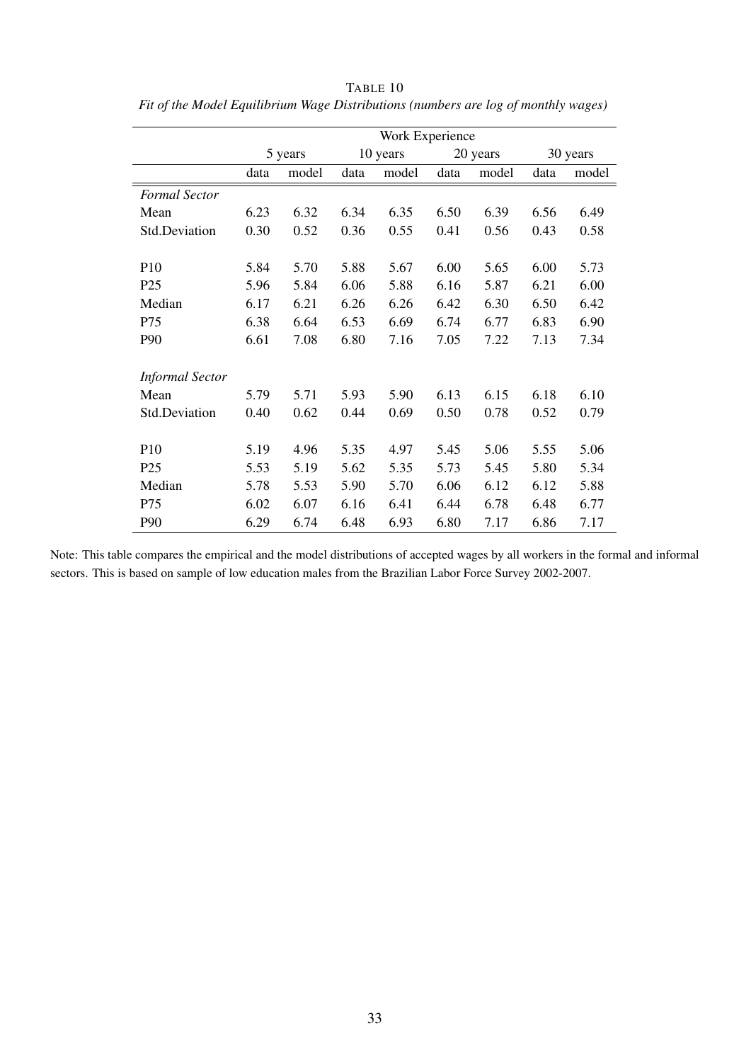TABLE 10

*Fit of the Model Equilibrium Wage Distributions (numbers are log of monthly wages)*

| | Work Experience | | | | | | | |
|---|---|---|---|---|---|---|---|---|
| | 5 years | | 10 years | | 20 years | | 30 years | |
| | data | model | data | model | data | model | data | model |
| *Formal Sector* | | | | | | | | |
| Mean | 6.23 | 6.32 | 6.34 | 6.35 | 6.50 | 6.39 | 6.56 | 6.49 |
| Std.Deviation | 0.30 | 0.52 | 0.36 | 0.55 | 0.41 | 0.56 | 0.43 | 0.58 |
| | | | | | | | | |
| P10 | 5.84 | 5.70 | 5.88 | 5.67 | 6.00 | 5.65 | 6.00 | 5.73 |
| P25 | 5.96 | 5.84 | 6.06 | 5.88 | 6.16 | 5.87 | 6.21 | 6.00 |
| Median | 6.17 | 6.21 | 6.26 | 6.26 | 6.42 | 6.30 | 6.50 | 6.42 |
| P75 | 6.38 | 6.64 | 6.53 | 6.69 | 6.74 | 6.77 | 6.83 | 6.90 |
| P90 | 6.61 | 7.08 | 6.80 | 7.16 | 7.05 | 7.22 | 7.13 | 7.34 |
| | | | | | | | | |
| *Informal Sector* | | | | | | | | |
| Mean | 5.79 | 5.71 | 5.93 | 5.90 | 6.13 | 6.15 | 6.18 | 6.10 |
| Std.Deviation | 0.40 | 0.62 | 0.44 | 0.69 | 0.50 | 0.78 | 0.52 | 0.79 |
| | | | | | | | | |
| P10 | 5.19 | 4.96 | 5.35 | 4.97 | 5.45 | 5.06 | 5.55 | 5.06 |
| P25 | 5.53 | 5.19 | 5.62 | 5.35 | 5.73 | 5.45 | 5.80 | 5.34 |
| Median | 5.78 | 5.53 | 5.90 | 5.70 | 6.06 | 6.12 | 6.12 | 5.88 |
| P75 | 6.02 | 6.07 | 6.16 | 6.41 | 6.44 | 6.78 | 6.48 | 6.77 |
| P90 | 6.29 | 6.74 | 6.48 | 6.93 | 6.80 | 7.17 | 6.86 | 7.17 |

Note: This table compares the empirical and the model distributions of accepted wages by all workers in the formal and informal sectors. This is based on sample of low education males from the Brazilian Labor Force Survey 2002-2007.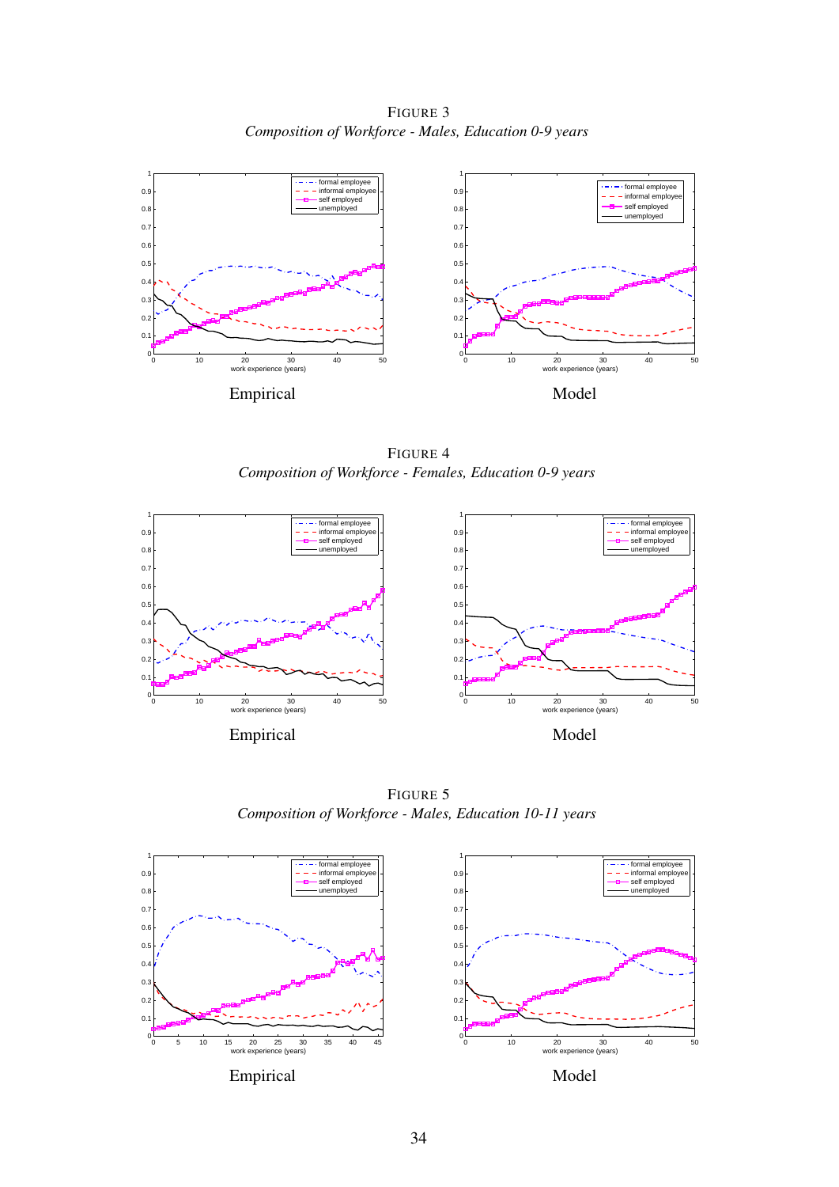FIGURE 3

*Composition of Workforce - Males, Education 0-9 years*

Empirical

Model

FIGURE 4

*Composition of Workforce - Females, Education 0-9 years*

Empirical

Model

FIGURE 5

*Composition of Workforce - Males, Education 10-11 years*

Empirical

Model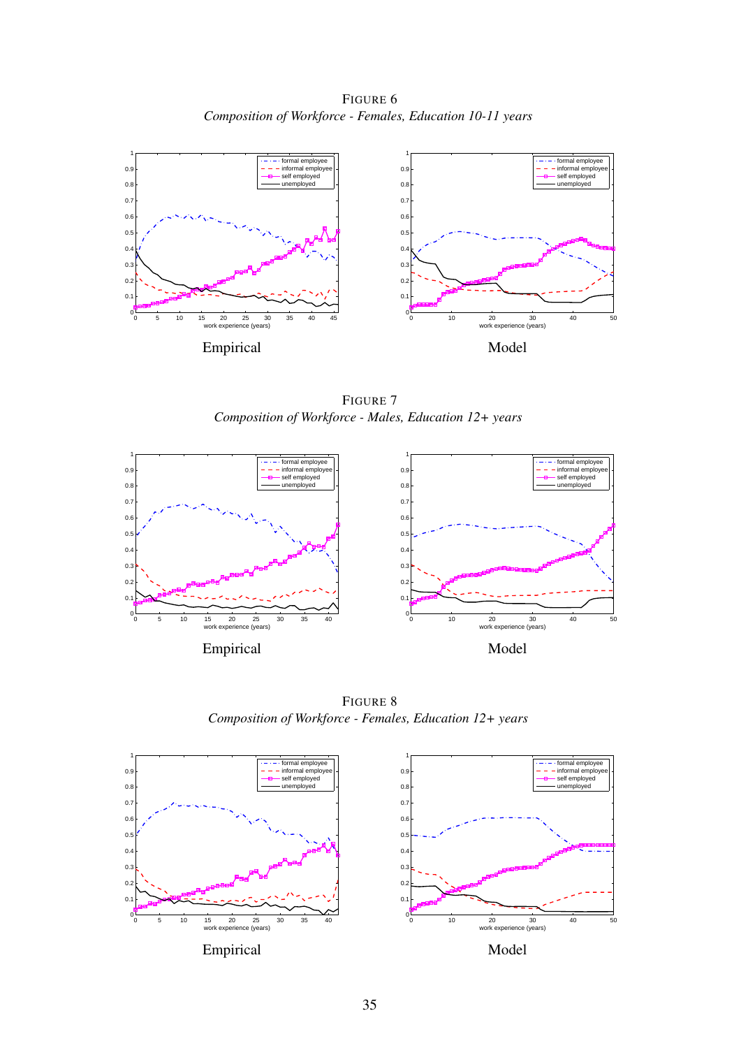FIGURE 6

*Composition of Workforce - Females, Education 10-11 years*

Empirical

Model

FIGURE 7

*Composition of Workforce - Males, Education 12+ years*

Empirical

Model

FIGURE 8

*Composition of Workforce - Females, Education 12+ years*

Empirical

Model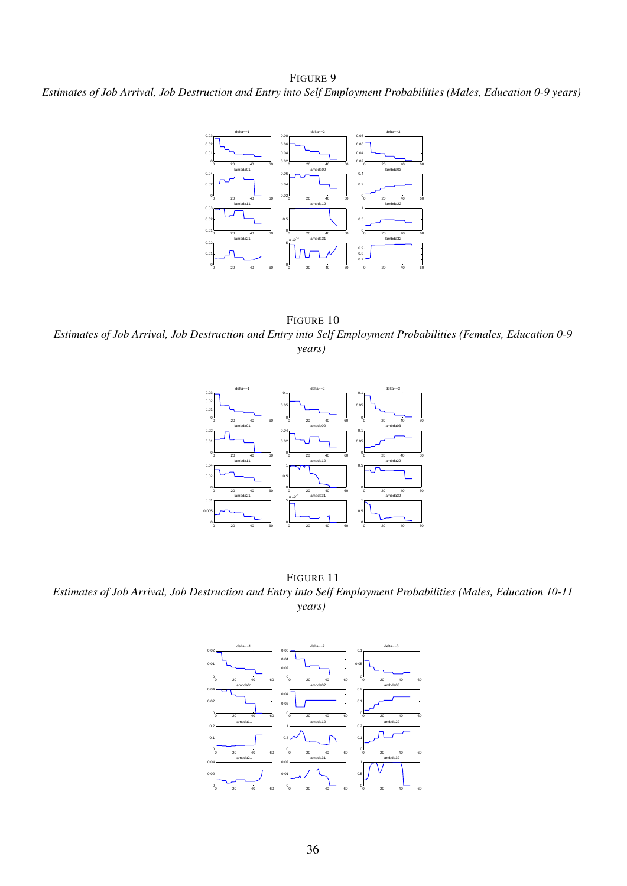FIGURE 9

*Estimates of Job Arrival, Job Destruction and Entry into Self Employment Probabilities (Males, Education 0-9 years)*

FIGURE 10

*Estimates of Job Arrival, Job Destruction and Entry into Self Employment Probabilities (Females, Education 0-9 years)*

FIGURE 11

*Estimates of Job Arrival, Job Destruction and Entry into Self Employment Probabilities (Males, Education 10-11 years)*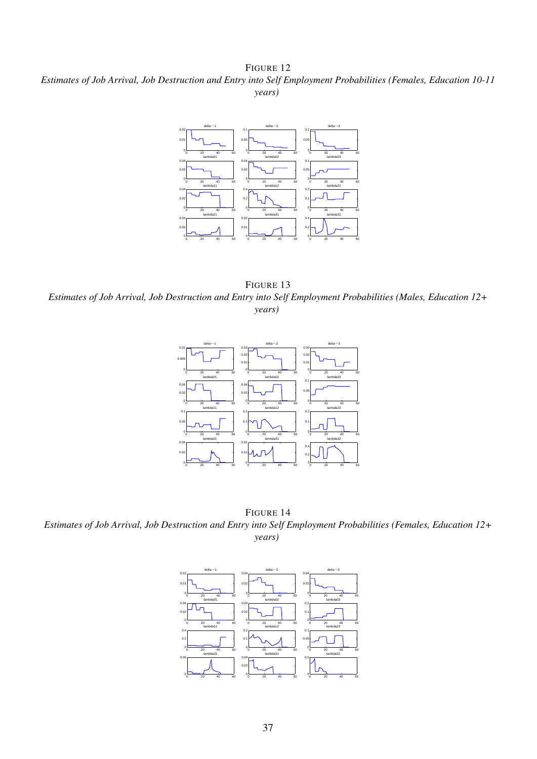FIGURE 12

*Estimates of Job Arrival, Job Destruction and Entry into Self Employment Probabilities (Females, Education 10-11 years)*

FIGURE 13

*Estimates of Job Arrival, Job Destruction and Entry into Self Employment Probabilities (Males, Education 12+ years)*

FIGURE 14

*Estimates of Job Arrival, Job Destruction and Entry into Self Employment Probabilities (Females, Education 12+ years)*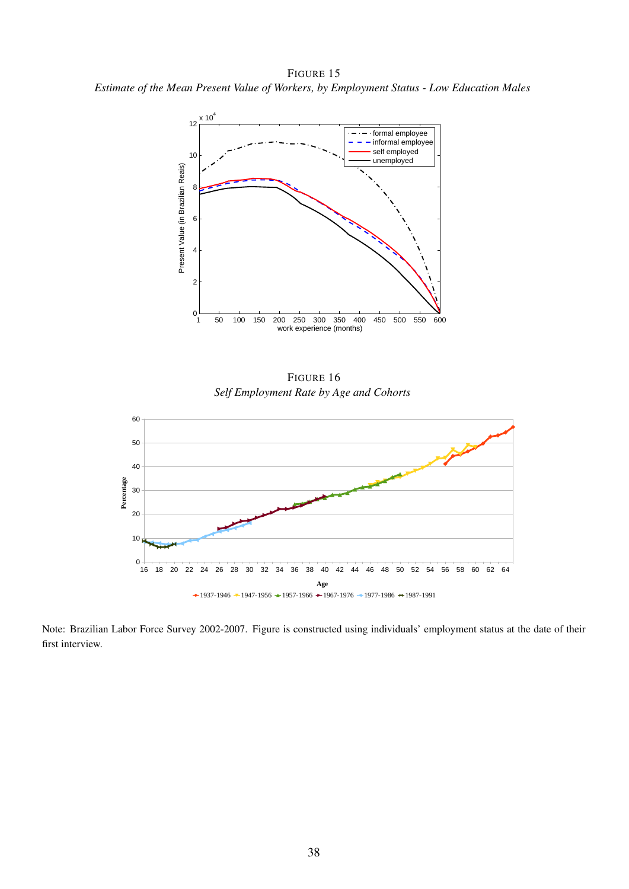FIGURE 15

*Estimate of the Mean Present Value of Workers, by Employment Status - Low Education Males*

x $10^4$

12
10
8
6
4
2
0

Present Value (in Brazilian Reais)

1 50 100 150 200 250 300 350 400 450 500 550 600

work experience (months)

formal employee
informal employee
self employed
unemployed

FIGURE 16

*Self Employment Rate by Age and Cohorts*

60
50
40
30
20
10
0

Percentage

16 18 20 22 24 26 28 30 32 34 36 38 40 42 44 46 48 50 52 54 56 58 60 62 64

Age

1937-1946 1947-1956 1957-1966 1967-1976 1977-1986 1987-1991

Note: Brazilian Labor Force Survey 2002-2007. Figure is constructed using individuals' employment status at the date of their first interview.